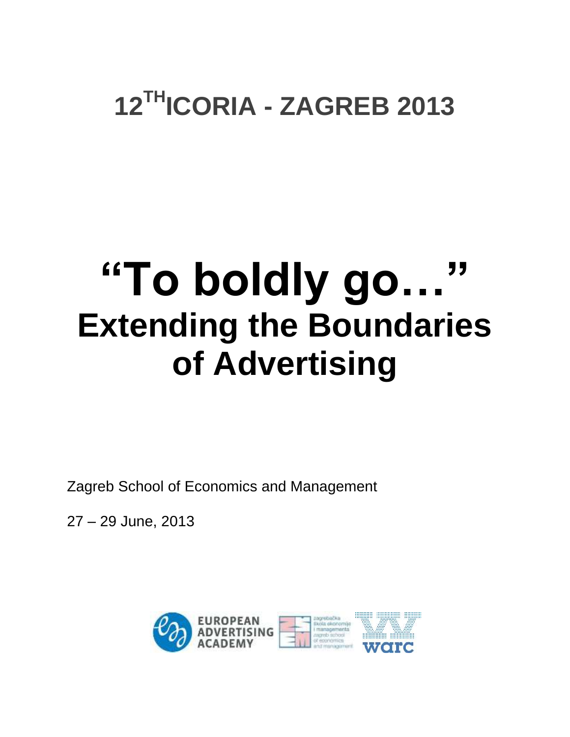# 12[TH] ICORIA - ZAGREB 2013

# "To boldly go…"

# Extending the Boundaries of Advertising

Zagreb School of Economics and Management

27 – 29 June, 2013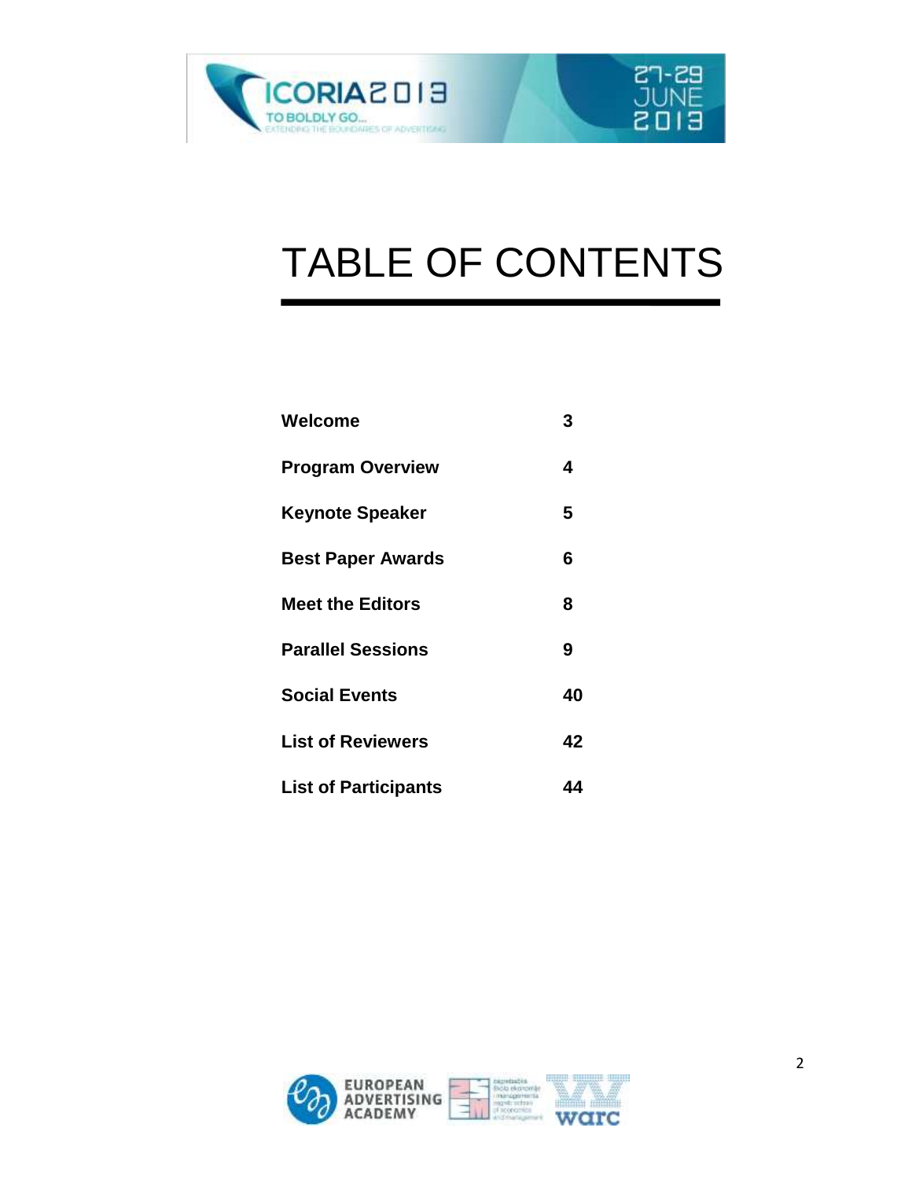# TABLE OF CONTENTS

| | |
|---|---|
| **Welcome** | **3** |
| **Program Overview** | **4** |
| **Keynote Speaker** | **5** |
| **Best Paper Awards** | **6** |
| **Meet the Editors** | **8** |
| **Parallel Sessions** | **9** |
| **Social Events** | **40** |
| **List of Reviewers** | **42** |
| **List of Participants** | **44** |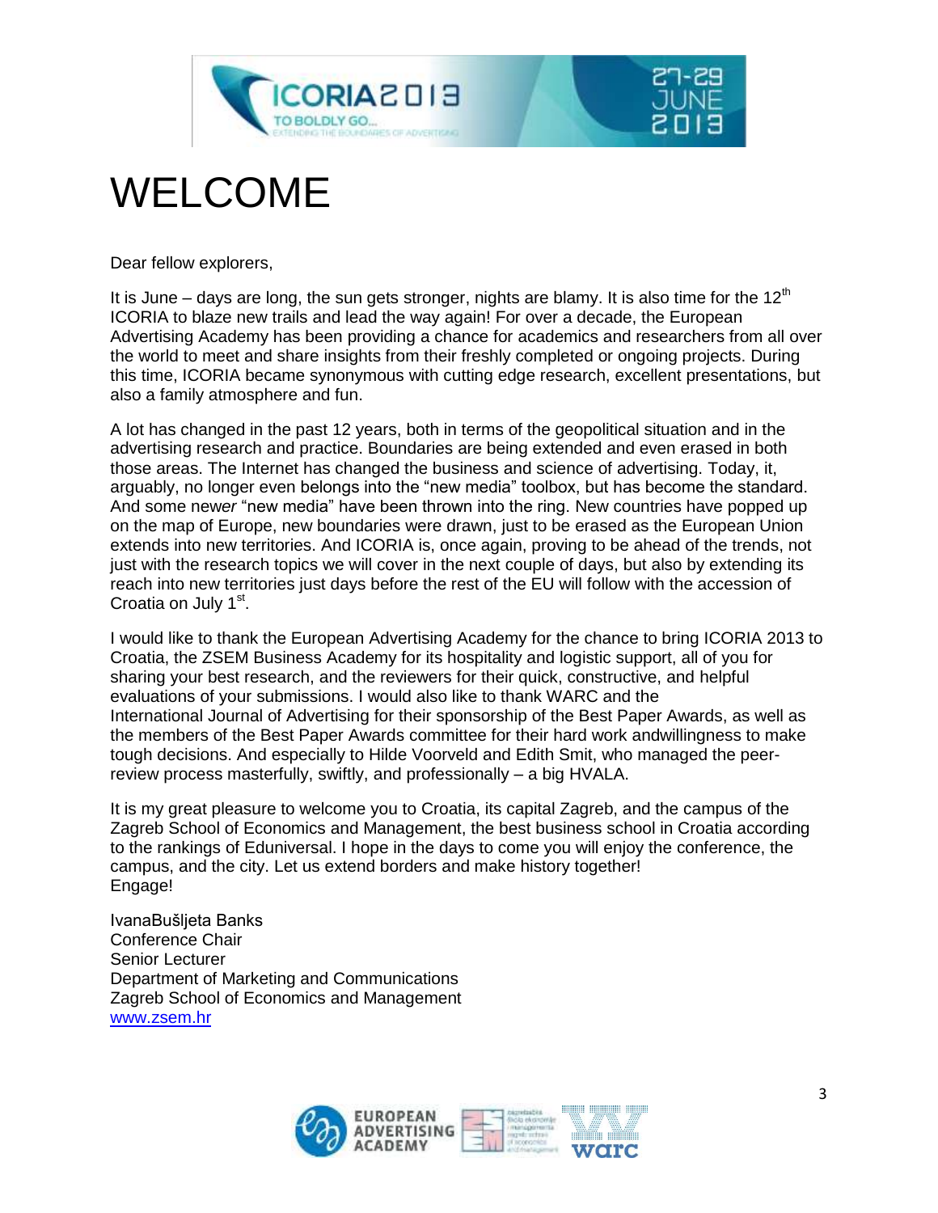# WELCOME

Dear fellow explorers,

It is June – days are long, the sun gets stronger, nights are blamy. It is also time for the 12th ICORIA to blaze new trails and lead the way again! For over a decade, the European Advertising Academy has been providing a chance for academics and researchers from all over the world to meet and share insights from their freshly completed or ongoing projects. During this time, ICORIA became synonymous with cutting edge research, excellent presentations, but also a family atmosphere and fun.

A lot has changed in the past 12 years, both in terms of the geopolitical situation and in the advertising research and practice. Boundaries are being extended and even erased in both those areas. The Internet has changed the business and science of advertising. Today, it, arguably, no longer even belongs into the "new media" toolbox, but has become the standard. And some new*er* "new media" have been thrown into the ring. New countries have popped up on the map of Europe, new boundaries were drawn, just to be erased as the European Union extends into new territories. And ICORIA is, once again, proving to be ahead of the trends, not just with the research topics we will cover in the next couple of days, but also by extending its reach into new territories just days before the rest of the EU will follow with the accession of Croatia on July 1st.

I would like to thank the European Advertising Academy for the chance to bring ICORIA 2013 to Croatia, the ZSEM Business Academy for its hospitality and logistic support, all of you for sharing your best research, and the reviewers for their quick, constructive, and helpful evaluations of your submissions. I would also like to thank WARC and the International Journal of Advertising for their sponsorship of the Best Paper Awards, as well as the members of the Best Paper Awards committee for their hard work andwillingness to make tough decisions. And especially to Hilde Voorveld and Edith Smit, who managed the peer-review process masterfully, swiftly, and professionally – a big HVALA.

It is my great pleasure to welcome you to Croatia, its capital Zagreb, and the campus of the Zagreb School of Economics and Management, the best business school in Croatia according to the rankings of Eduniversal. I hope in the days to come you will enjoy the conference, the campus, and the city. Let us extend borders and make history together!
Engage!

IvanaBušljeta Banks
Conference Chair
Senior Lecturer
Department of Marketing and Communications
Zagreb School of Economics and Management
[www.zsem.hr](http://www.zsem.hr)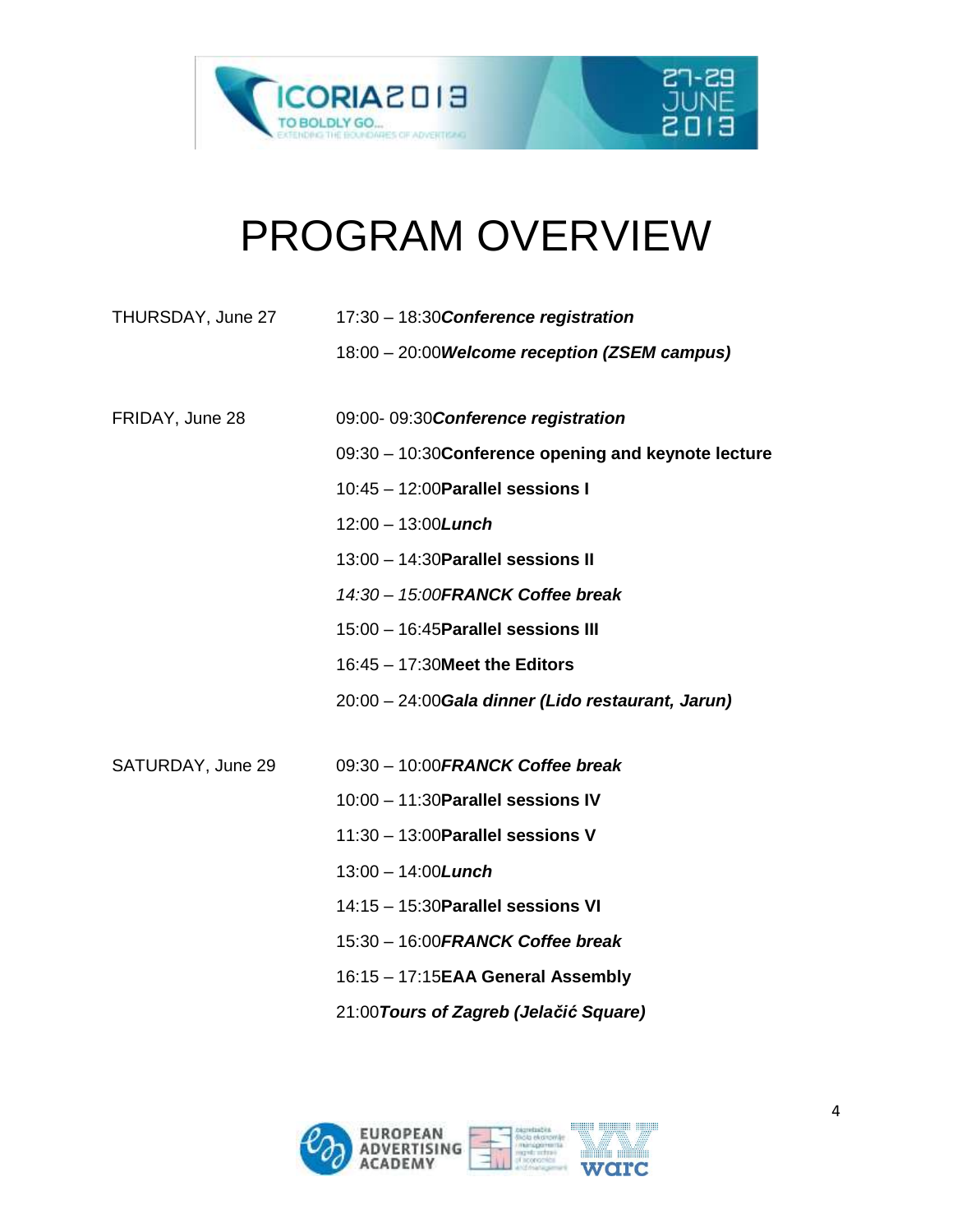# PROGRAM OVERVIEW

| | |
|---|---|
| THURSDAY, June 27 | 17:30 – 18:30***Conference registration*** |
| | 18:00 – 20:00***Welcome reception (ZSEM campus)*** |
| | |
| FRIDAY, June 28 | 09:00- 09:30***Conference registration*** |
| | 09:30 – 10:30**Conference opening and keynote lecture** |
| | 10:45 – 12:00**Parallel sessions I** |
| | 12:00 – 13:00***Lunch*** |
| | 13:00 – 14:30**Parallel sessions II** |
| | *14:30 – 15:00****FRANCK Coffee break*** |
| | 15:00 – 16:45**Parallel sessions III** |
| | 16:45 – 17:30**Meet the Editors** |
| | 20:00 – 24:00***Gala dinner (Lido restaurant, Jarun)*** |
| | |
| SATURDAY, June 29 | 09:30 – 10:00***FRANCK Coffee break*** |
| | 10:00 – 11:30**Parallel sessions IV** |
| | 11:30 – 13:00**Parallel sessions V** |
| | 13:00 – 14:00***Lunch*** |
| | 14:15 – 15:30**Parallel sessions VI** |
| | 15:30 – 16:00***FRANCK Coffee break*** |
| | 16:15 – 17:15**EAA General Assembly** |
| | 21:00***Tours of Zagreb (Jelačić Square)*** |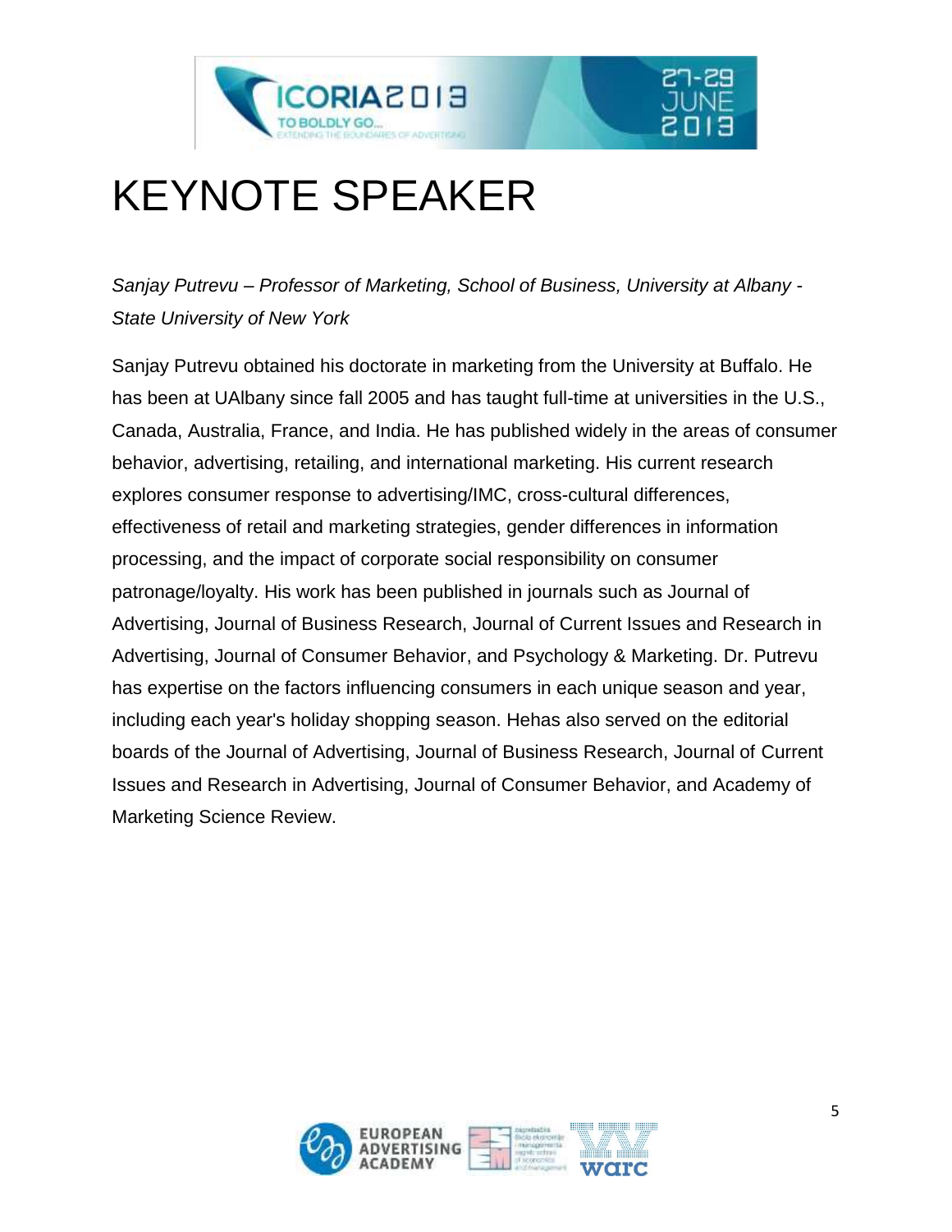# KEYNOTE SPEAKER

*Sanjay Putrevu – Professor of Marketing, School of Business, University at Albany - State University of New York*

Sanjay Putrevu obtained his doctorate in marketing from the University at Buffalo. He has been at UAlbany since fall 2005 and has taught full-time at universities in the U.S., Canada, Australia, France, and India. He has published widely in the areas of consumer behavior, advertising, retailing, and international marketing. His current research explores consumer response to advertising/IMC, cross-cultural differences, effectiveness of retail and marketing strategies, gender differences in information processing, and the impact of corporate social responsibility on consumer patronage/loyalty. His work has been published in journals such as Journal of Advertising, Journal of Business Research, Journal of Current Issues and Research in Advertising, Journal of Consumer Behavior, and Psychology & Marketing. Dr. Putrevu has expertise on the factors influencing consumers in each unique season and year, including each year's holiday shopping season. Hehas also served on the editorial boards of the Journal of Advertising, Journal of Business Research, Journal of Current Issues and Research in Advertising, Journal of Consumer Behavior, and Academy of Marketing Science Review.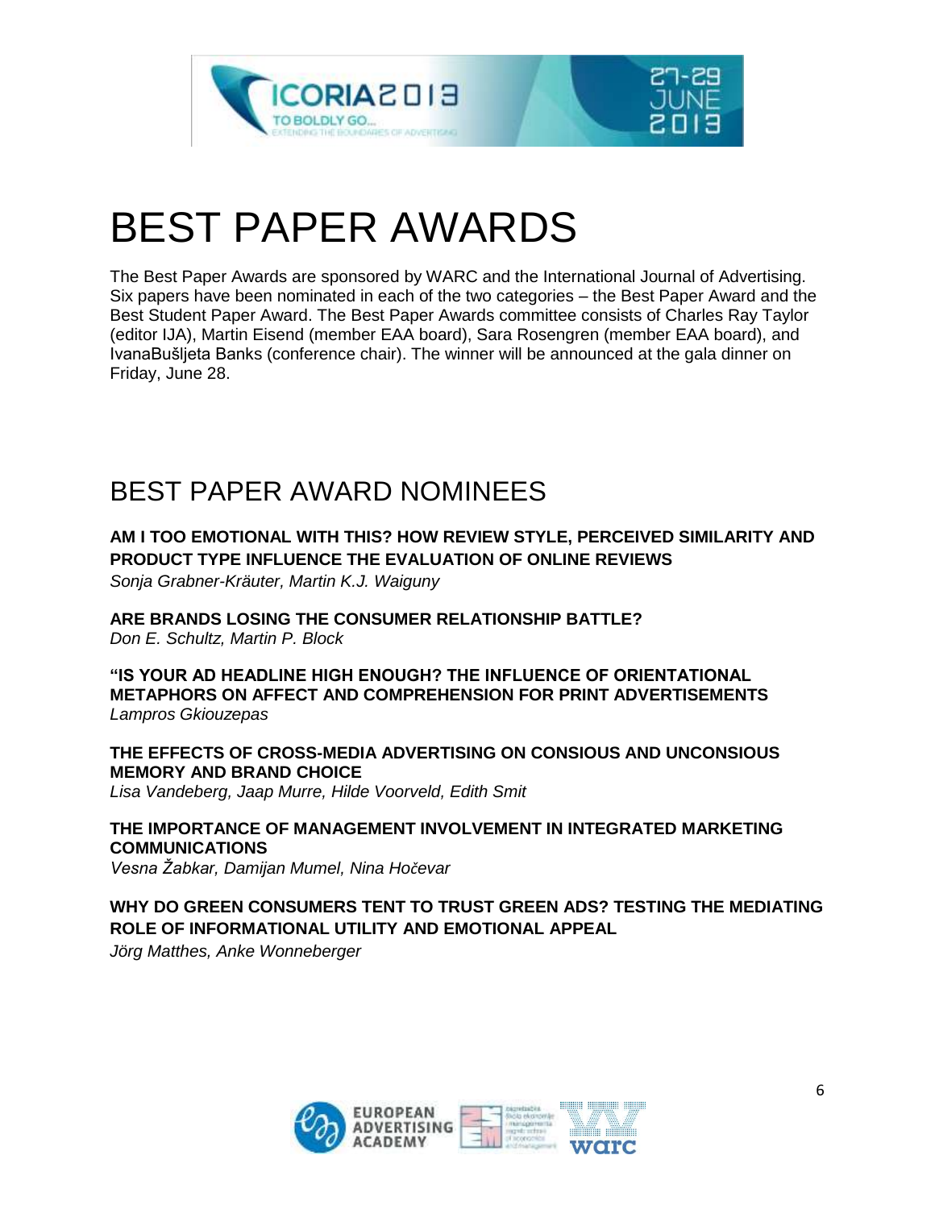# BEST PAPER AWARDS

The Best Paper Awards are sponsored by WARC and the International Journal of Advertising. Six papers have been nominated in each of the two categories – the Best Paper Award and the Best Student Paper Award. The Best Paper Awards committee consists of Charles Ray Taylor (editor IJA), Martin Eisend (member EAA board), Sara Rosengren (member EAA board), and IvanaBušljeta Banks (conference chair). The winner will be announced at the gala dinner on Friday, June 28.

## BEST PAPER AWARD NOMINEES

**AM I TOO EMOTIONAL WITH THIS? HOW REVIEW STYLE, PERCEIVED SIMILARITY AND PRODUCT TYPE INFLUENCE THE EVALUATION OF ONLINE REVIEWS**
*Sonja Grabner-Kräuter, Martin K.J. Waiguny*

**ARE BRANDS LOSING THE CONSUMER RELATIONSHIP BATTLE?**
*Don E. Schultz, Martin P. Block*

**"IS YOUR AD HEADLINE HIGH ENOUGH? THE INFLUENCE OF ORIENTATIONAL METAPHORS ON AFFECT AND COMPREHENSION FOR PRINT ADVERTISEMENTS**
*Lampros Gkiouzepas*

**THE EFFECTS OF CROSS-MEDIA ADVERTISING ON CONSIOUS AND UNCONSIOUS MEMORY AND BRAND CHOICE**
*Lisa Vandeberg, Jaap Murre, Hilde Voorveld, Edith Smit*

**THE IMPORTANCE OF MANAGEMENT INVOLVEMENT IN INTEGRATED MARKETING COMMUNICATIONS**
*Vesna Žabkar, Damijan Mumel, Nina Hočevar*

**WHY DO GREEN CONSUMERS TENT TO TRUST GREEN ADS? TESTING THE MEDIATING ROLE OF INFORMATIONAL UTILITY AND EMOTIONAL APPEAL**
*Jörg Matthes, Anke Wonneberger*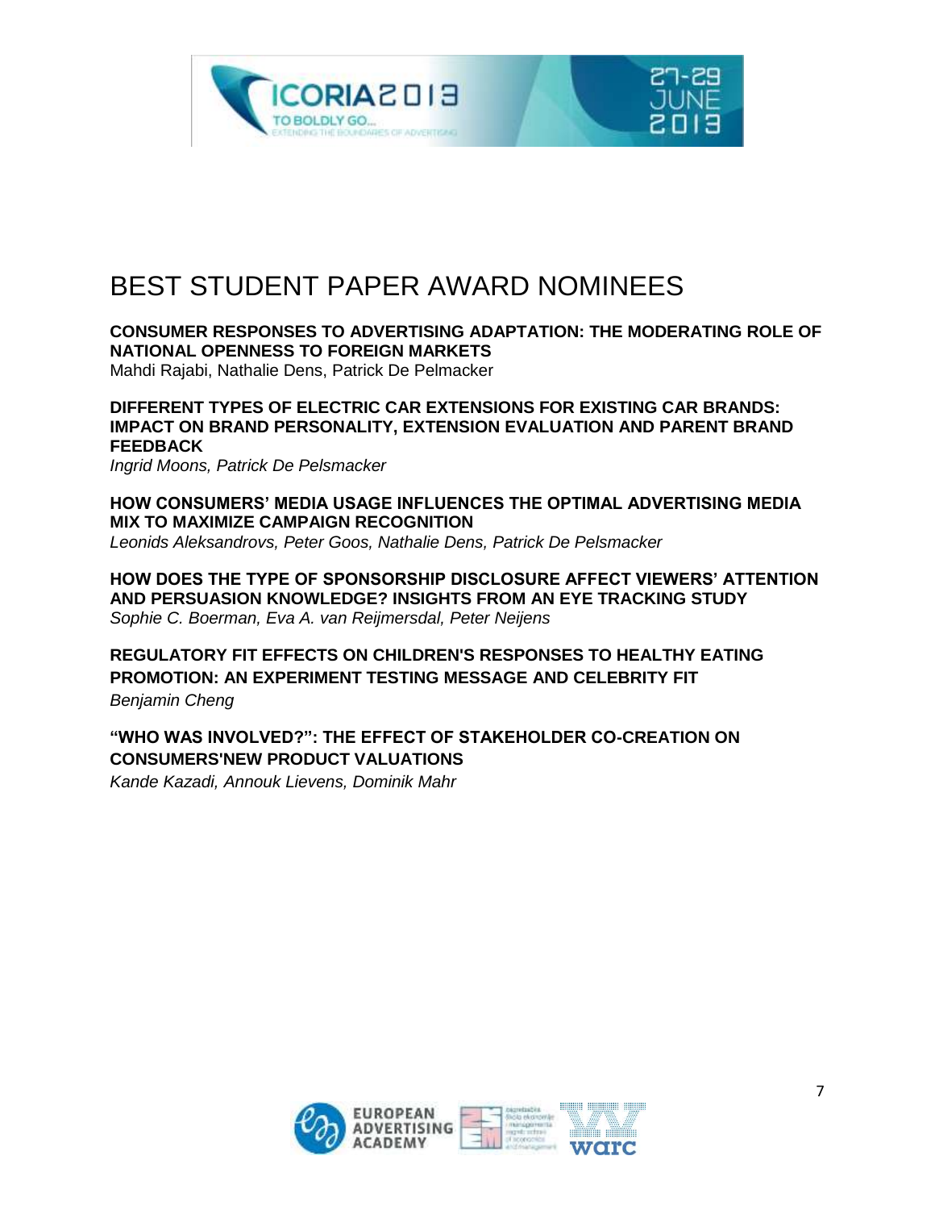# BEST STUDENT PAPER AWARD NOMINEES

**CONSUMER RESPONSES TO ADVERTISING ADAPTATION: THE MODERATING ROLE OF NATIONAL OPENNESS TO FOREIGN MARKETS**
Mahdi Rajabi, Nathalie Dens, Patrick De Pelmacker

**DIFFERENT TYPES OF ELECTRIC CAR EXTENSIONS FOR EXISTING CAR BRANDS: IMPACT ON BRAND PERSONALITY, EXTENSION EVALUATION AND PARENT BRAND FEEDBACK**
*Ingrid Moons, Patrick De Pelsmacker*

**HOW CONSUMERS' MEDIA USAGE INFLUENCES THE OPTIMAL ADVERTISING MEDIA MIX TO MAXIMIZE CAMPAIGN RECOGNITION**
*Leonids Aleksandrovs, Peter Goos, Nathalie Dens, Patrick De Pelsmacker*

**HOW DOES THE TYPE OF SPONSORSHIP DISCLOSURE AFFECT VIEWERS' ATTENTION AND PERSUASION KNOWLEDGE? INSIGHTS FROM AN EYE TRACKING STUDY**
*Sophie C. Boerman, Eva A. van Reijmersdal, Peter Neijens*

**REGULATORY FIT EFFECTS ON CHILDREN'S RESPONSES TO HEALTHY EATING PROMOTION: AN EXPERIMENT TESTING MESSAGE AND CELEBRITY FIT**
*Benjamin Cheng*

**"WHO WAS INVOLVED?": THE EFFECT OF STAKEHOLDER CO-CREATION ON CONSUMERS'NEW PRODUCT VALUATIONS**
*Kande Kazadi, Annouk Lievens, Dominik Mahr*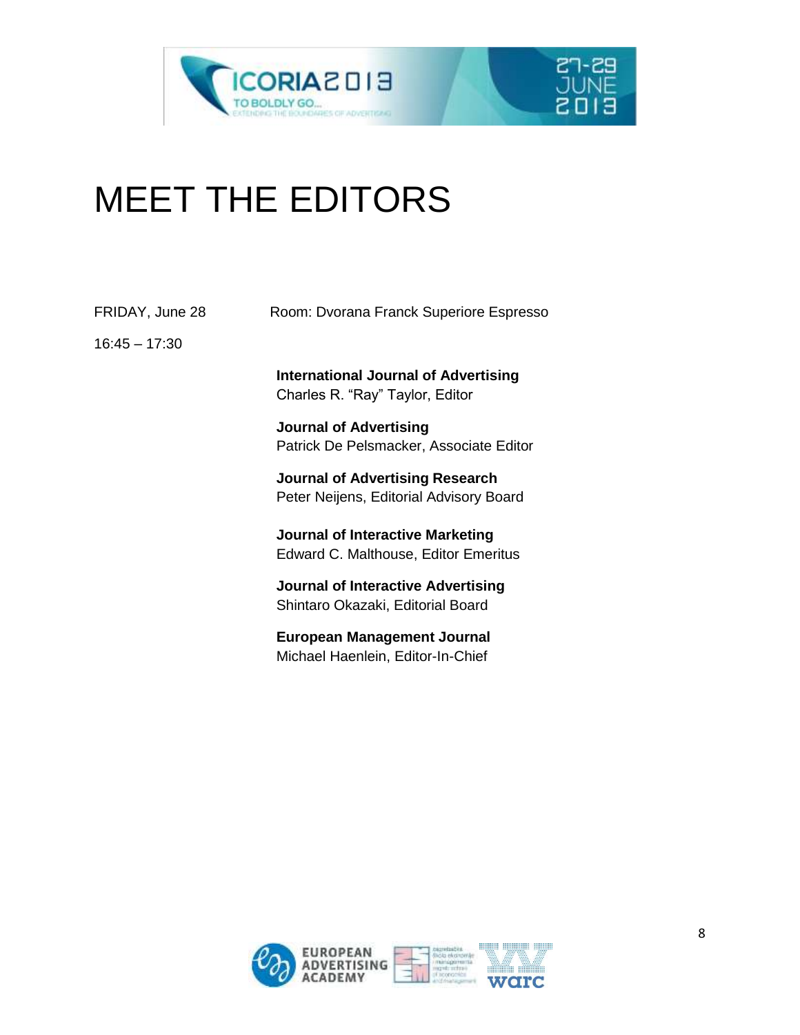# MEET THE EDITORS

FRIDAY, June 28 — Room: Dvorana Franck Superiore Espresso

16:45 – 17:30

**International Journal of Advertising**
Charles R. "Ray" Taylor, Editor

**Journal of Advertising**
Patrick De Pelsmacker, Associate Editor

**Journal of Advertising Research**
Peter Neijens, Editorial Advisory Board

**Journal of Interactive Marketing**
Edward C. Malthouse, Editor Emeritus

**Journal of Interactive Advertising**
Shintaro Okazaki, Editorial Board

**European Management Journal**
Michael Haenlein, Editor-In-Chief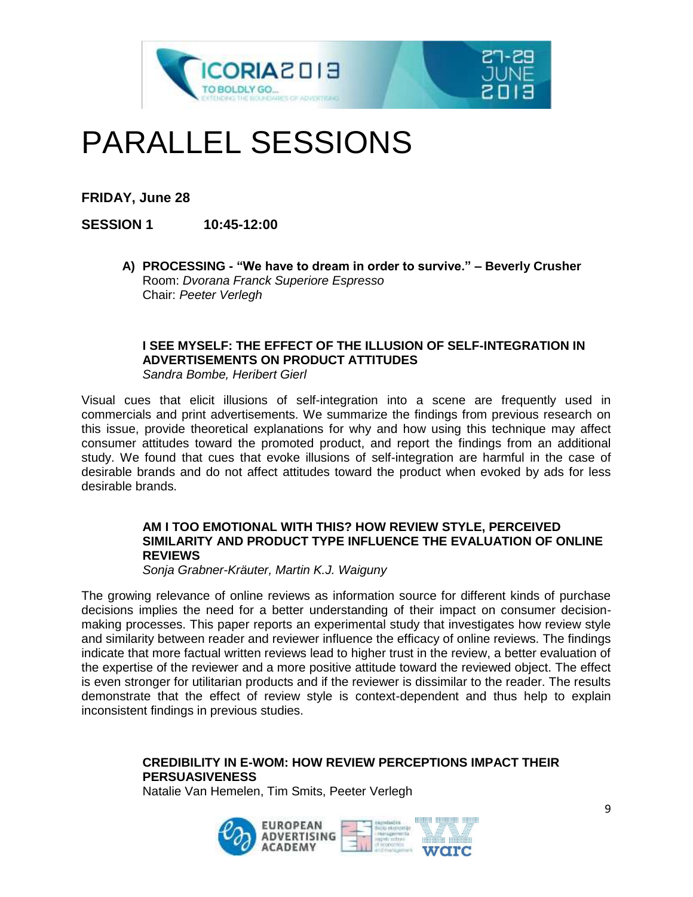# PARALLEL SESSIONS

**FRIDAY, June 28**

**SESSION 1 10:45-12:00**

**A) PROCESSING - "We have to dream in order to survive." – Beverly Crusher**
Room: *Dvorana Franck Superiore Espresso*
Chair: *Peeter Verlegh*

**I SEE MYSELF: THE EFFECT OF THE ILLUSION OF SELF-INTEGRATION IN ADVERTISEMENTS ON PRODUCT ATTITUDES**
*Sandra Bombe, Heribert Gierl*

Visual cues that elicit illusions of self-integration into a scene are frequently used in commercials and print advertisements. We summarize the findings from previous research on this issue, provide theoretical explanations for why and how using this technique may affect consumer attitudes toward the promoted product, and report the findings from an additional study. We found that cues that evoke illusions of self-integration are harmful in the case of desirable brands and do not affect attitudes toward the product when evoked by ads for less desirable brands.

**AM I TOO EMOTIONAL WITH THIS? HOW REVIEW STYLE, PERCEIVED SIMILARITY AND PRODUCT TYPE INFLUENCE THE EVALUATION OF ONLINE REVIEWS**
*Sonja Grabner-Kräuter, Martin K.J. Waiguny*

The growing relevance of online reviews as information source for different kinds of purchase decisions implies the need for a better understanding of their impact on consumer decision-making processes. This paper reports an experimental study that investigates how review style and similarity between reader and reviewer influence the efficacy of online reviews. The findings indicate that more factual written reviews lead to higher trust in the review, a better evaluation of the expertise of the reviewer and a more positive attitude toward the reviewed object. The effect is even stronger for utilitarian products and if the reviewer is dissimilar to the reader. The results demonstrate that the effect of review style is context-dependent and thus help to explain inconsistent findings in previous studies.

**CREDIBILITY IN E-WOM: HOW REVIEW PERCEPTIONS IMPACT THEIR PERSUASIVENESS**
Natalie Van Hemelen, Tim Smits, Peeter Verlegh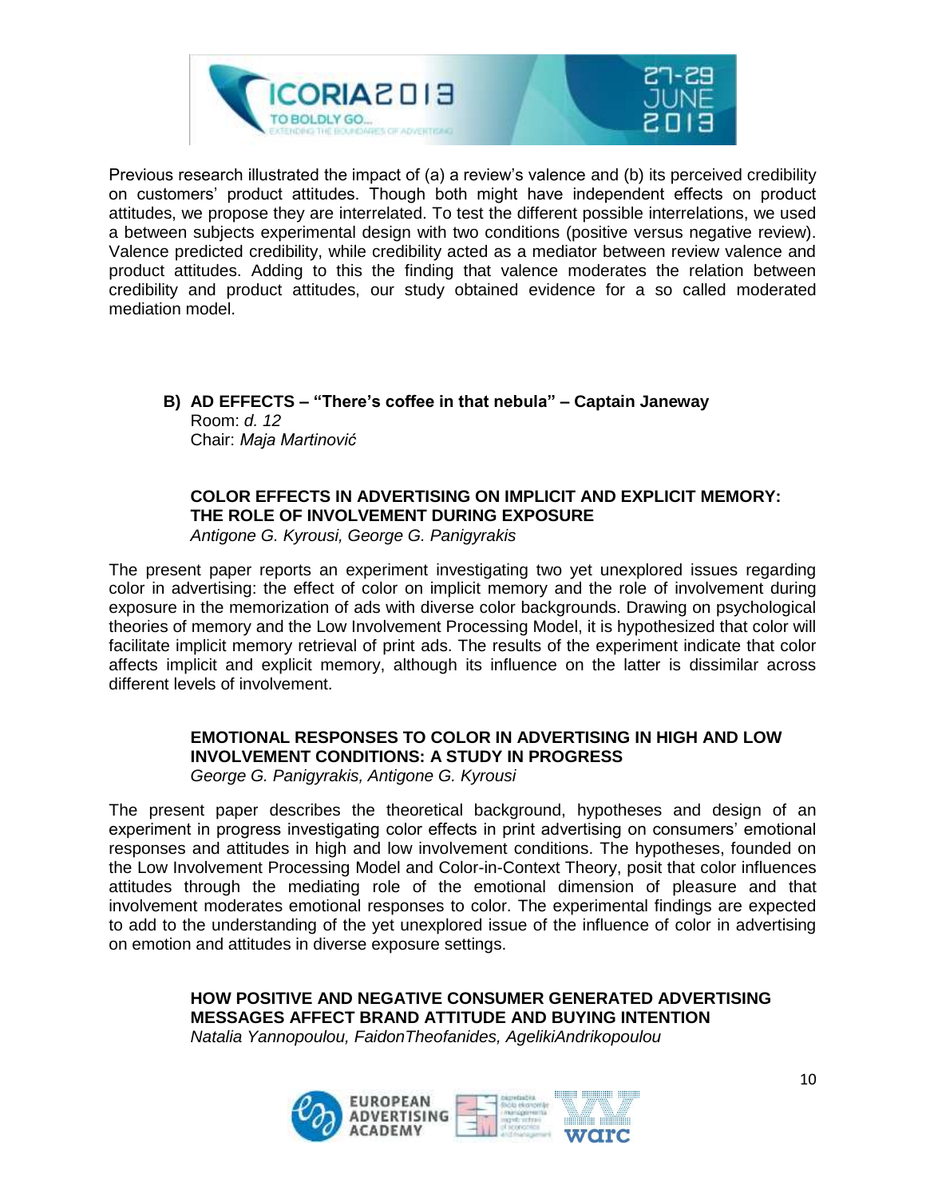Previous research illustrated the impact of (a) a review's valence and (b) its perceived credibility on customers' product attitudes. Though both might have independent effects on product attitudes, we propose they are interrelated. To test the different possible interrelations, we used a between subjects experimental design with two conditions (positive versus negative review). Valence predicted credibility, while credibility acted as a mediator between review valence and product attitudes. Adding to this the finding that valence moderates the relation between credibility and product attitudes, our study obtained evidence for a so called moderated mediation model.

## B) AD EFFECTS – "There's coffee in that nebula" – Captain Janeway

Room: *d. 12*
Chair: *Maja Martinović*

### COLOR EFFECTS IN ADVERTISING ON IMPLICIT AND EXPLICIT MEMORY: THE ROLE OF INVOLVEMENT DURING EXPOSURE

*Antigone G. Kyrousi, George G. Panigyrakis*

The present paper reports an experiment investigating two yet unexplored issues regarding color in advertising: the effect of color on implicit memory and the role of involvement during exposure in the memorization of ads with diverse color backgrounds. Drawing on psychological theories of memory and the Low Involvement Processing Model, it is hypothesized that color will facilitate implicit memory retrieval of print ads. The results of the experiment indicate that color affects implicit and explicit memory, although its influence on the latter is dissimilar across different levels of involvement.

### EMOTIONAL RESPONSES TO COLOR IN ADVERTISING IN HIGH AND LOW INVOLVEMENT CONDITIONS: A STUDY IN PROGRESS

*George G. Panigyrakis, Antigone G. Kyrousi*

The present paper describes the theoretical background, hypotheses and design of an experiment in progress investigating color effects in print advertising on consumers' emotional responses and attitudes in high and low involvement conditions. The hypotheses, founded on the Low Involvement Processing Model and Color-in-Context Theory, posit that color influences attitudes through the mediating role of the emotional dimension of pleasure and that involvement moderates emotional responses to color. The experimental findings are expected to add to the understanding of the yet unexplored issue of the influence of color in advertising on emotion and attitudes in diverse exposure settings.

### HOW POSITIVE AND NEGATIVE CONSUMER GENERATED ADVERTISING MESSAGES AFFECT BRAND ATTITUDE AND BUYING INTENTION

*Natalia Yannopoulou, FaidonTheofanides, AgelikiAndrikopoulou*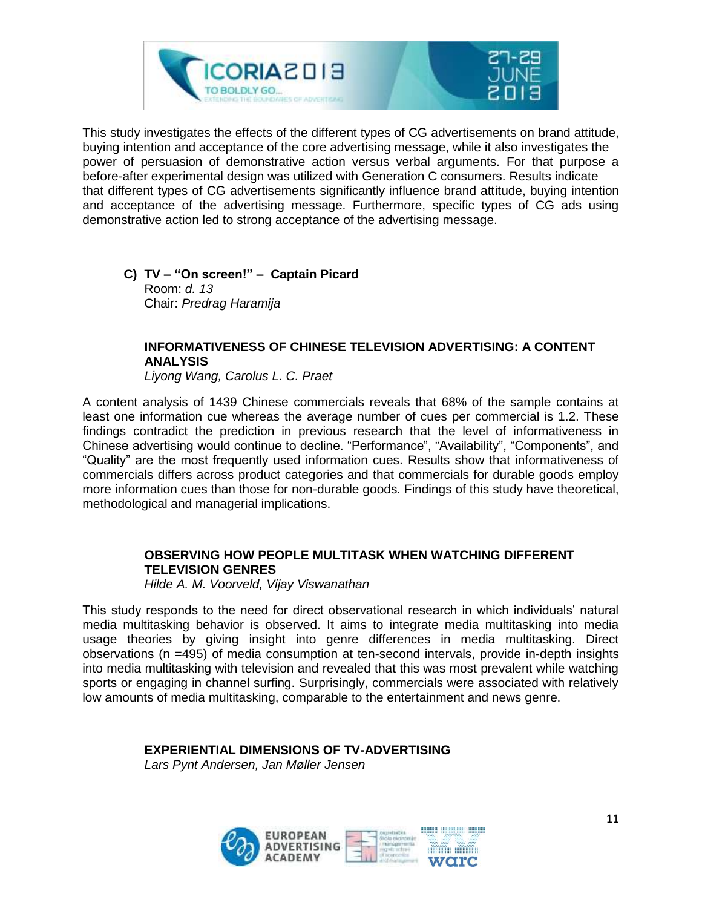This study investigates the effects of the different types of CG advertisements on brand attitude, buying intention and acceptance of the core advertising message, while it also investigates the power of persuasion of demonstrative action versus verbal arguments. For that purpose a before-after experimental design was utilized with Generation C consumers. Results indicate that different types of CG advertisements significantly influence brand attitude, buying intention and acceptance of the advertising message. Furthermore, specific types of CG ads using demonstrative action led to strong acceptance of the advertising message.

## C) TV – "On screen!" – Captain Picard

Room: *d. 13*
Chair: *Predrag Haramija*

### INFORMATIVENESS OF CHINESE TELEVISION ADVERTISING: A CONTENT ANALYSIS

*Liyong Wang, Carolus L. C. Praet*

A content analysis of 1439 Chinese commercials reveals that 68% of the sample contains at least one information cue whereas the average number of cues per commercial is 1.2. These findings contradict the prediction in previous research that the level of informativeness in Chinese advertising would continue to decline. "Performance", "Availability", "Components", and "Quality" are the most frequently used information cues. Results show that informativeness of commercials differs across product categories and that commercials for durable goods employ more information cues than those for non-durable goods. Findings of this study have theoretical, methodological and managerial implications.

### OBSERVING HOW PEOPLE MULTITASK WHEN WATCHING DIFFERENT TELEVISION GENRES

*Hilde A. M. Voorveld, Vijay Viswanathan*

This study responds to the need for direct observational research in which individuals' natural media multitasking behavior is observed. It aims to integrate media multitasking into media usage theories by giving insight into genre differences in media multitasking. Direct observations (n =495) of media consumption at ten-second intervals, provide in-depth insights into media multitasking with television and revealed that this was most prevalent while watching sports or engaging in channel surfing. Surprisingly, commercials were associated with relatively low amounts of media multitasking, comparable to the entertainment and news genre.

### EXPERIENTIAL DIMENSIONS OF TV-ADVERTISING

*Lars Pynt Andersen, Jan Møller Jensen*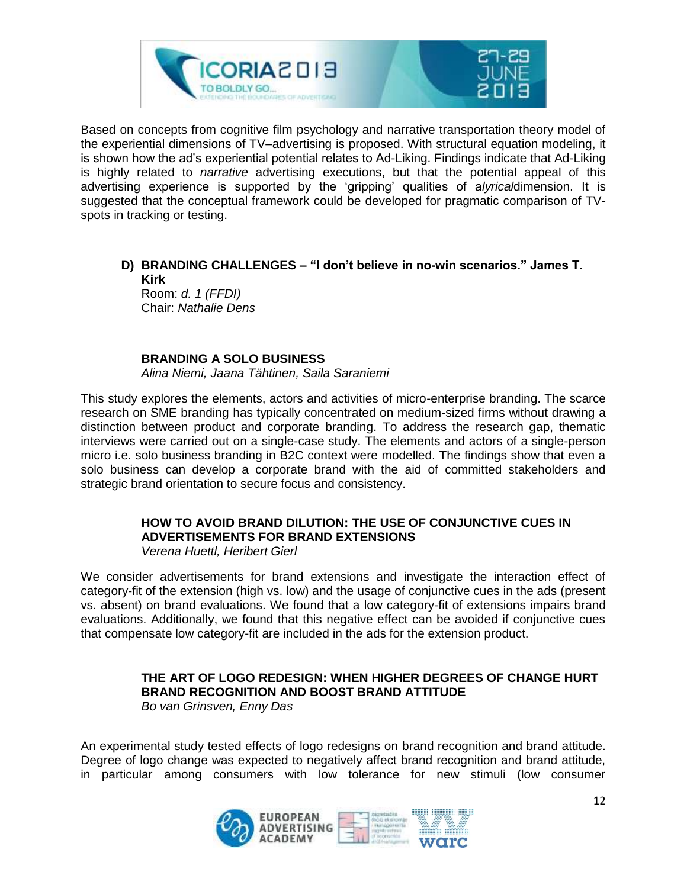Based on concepts from cognitive film psychology and narrative transportation theory model of the experiential dimensions of TV–advertising is proposed. With structural equation modeling, it is shown how the ad's experiential potential relates to Ad-Liking. Findings indicate that Ad-Liking is highly related to *narrative* advertising executions, but that the potential appeal of this advertising experience is supported by the 'gripping' qualities of a*lyrical*dimension. It is suggested that the conceptual framework could be developed for pragmatic comparison of TV-spots in tracking or testing.

### D) BRANDING CHALLENGES – "I don't believe in no-win scenarios." James T. Kirk

Room: *d. 1 (FFDI)*
Chair: *Nathalie Dens*

#### BRANDING A SOLO BUSINESS

*Alina Niemi, Jaana Tähtinen, Saila Saraniemi*

This study explores the elements, actors and activities of micro-enterprise branding. The scarce research on SME branding has typically concentrated on medium-sized firms without drawing a distinction between product and corporate branding. To address the research gap, thematic interviews were carried out on a single-case study. The elements and actors of a single-person micro i.e. solo business branding in B2C context were modelled. The findings show that even a solo business can develop a corporate brand with the aid of committed stakeholders and strategic brand orientation to secure focus and consistency.

#### HOW TO AVOID BRAND DILUTION: THE USE OF CONJUNCTIVE CUES IN ADVERTISEMENTS FOR BRAND EXTENSIONS

*Verena Huettl, Heribert Gierl*

We consider advertisements for brand extensions and investigate the interaction effect of category-fit of the extension (high vs. low) and the usage of conjunctive cues in the ads (present vs. absent) on brand evaluations. We found that a low category-fit of extensions impairs brand evaluations. Additionally, we found that this negative effect can be avoided if conjunctive cues that compensate low category-fit are included in the ads for the extension product.

#### THE ART OF LOGO REDESIGN: WHEN HIGHER DEGREES OF CHANGE HURT BRAND RECOGNITION AND BOOST BRAND ATTITUDE

*Bo van Grinsven, Enny Das*

An experimental study tested effects of logo redesigns on brand recognition and brand attitude. Degree of logo change was expected to negatively affect brand recognition and brand attitude, in particular among consumers with low tolerance for new stimuli (low consumer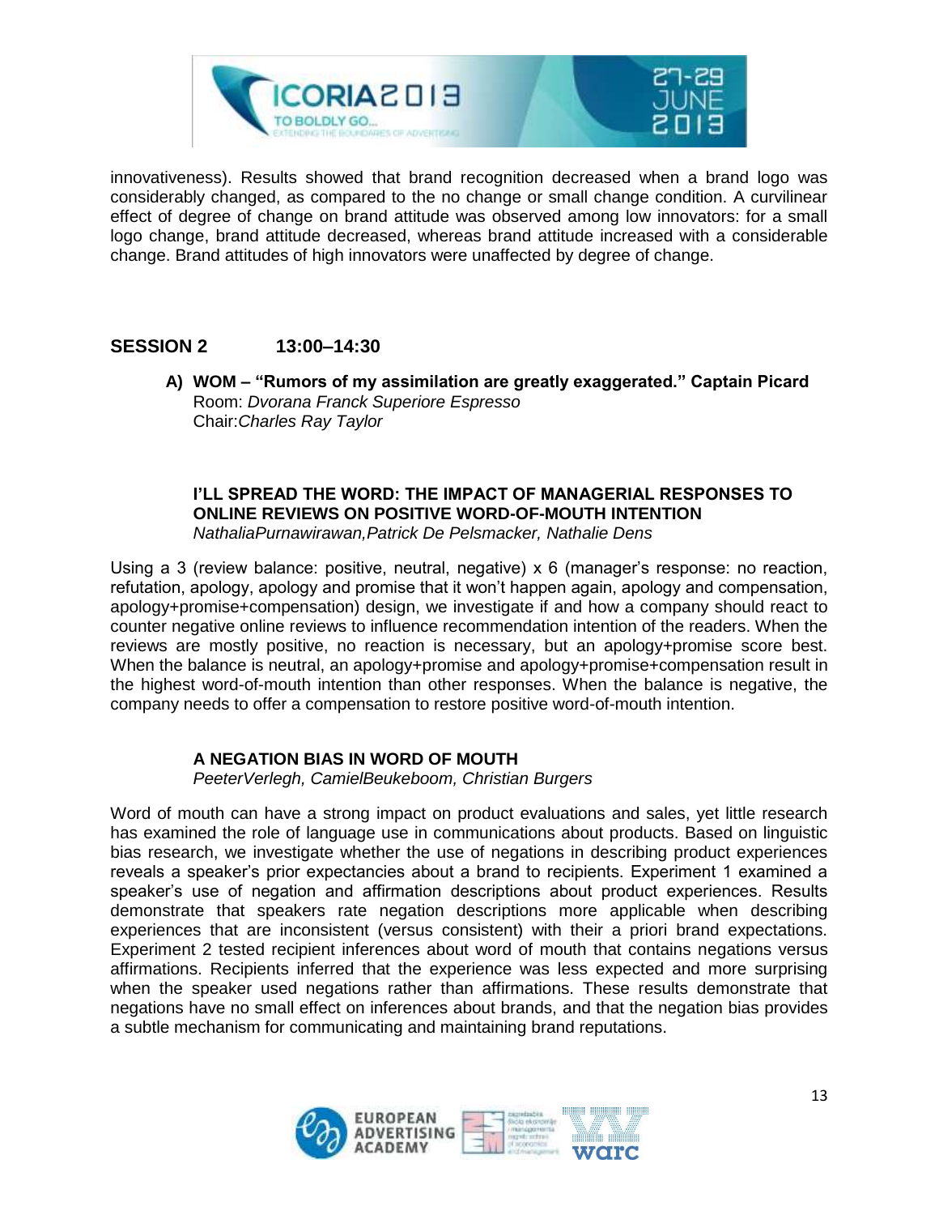innovativeness). Results showed that brand recognition decreased when a brand logo was considerably changed, as compared to the no change or small change condition. A curvilinear effect of degree of change on brand attitude was observed among low innovators: for a small logo change, brand attitude decreased, whereas brand attitude increased with a considerable change. Brand attitudes of high innovators were unaffected by degree of change.

## SESSION 2 13:00–14:30

### A) WOM – "Rumors of my assimilation are greatly exaggerated." Captain Picard

Room: *Dvorana Franck Superiore Espresso*
Chair:*Charles Ray Taylor*

#### I'LL SPREAD THE WORD: THE IMPACT OF MANAGERIAL RESPONSES TO ONLINE REVIEWS ON POSITIVE WORD-OF-MOUTH INTENTION

*NathaliaPurnawirawan,Patrick De Pelsmacker, Nathalie Dens*

Using a 3 (review balance: positive, neutral, negative) x 6 (manager's response: no reaction, refutation, apology, apology and promise that it won't happen again, apology and compensation, apology+promise+compensation) design, we investigate if and how a company should react to counter negative online reviews to influence recommendation intention of the readers. When the reviews are mostly positive, no reaction is necessary, but an apology+promise score best. When the balance is neutral, an apology+promise and apology+promise+compensation result in the highest word-of-mouth intention than other responses. When the balance is negative, the company needs to offer a compensation to restore positive word-of-mouth intention.

#### A NEGATION BIAS IN WORD OF MOUTH

*PeeterVerlegh, CamielBeukeboom, Christian Burgers*

Word of mouth can have a strong impact on product evaluations and sales, yet little research has examined the role of language use in communications about products. Based on linguistic bias research, we investigate whether the use of negations in describing product experiences reveals a speaker's prior expectancies about a brand to recipients. Experiment 1 examined a speaker's use of negation and affirmation descriptions about product experiences. Results demonstrate that speakers rate negation descriptions more applicable when describing experiences that are inconsistent (versus consistent) with their a priori brand expectations. Experiment 2 tested recipient inferences about word of mouth that contains negations versus affirmations. Recipients inferred that the experience was less expected and more surprising when the speaker used negations rather than affirmations. These results demonstrate that negations have no small effect on inferences about brands, and that the negation bias provides a subtle mechanism for communicating and maintaining brand reputations.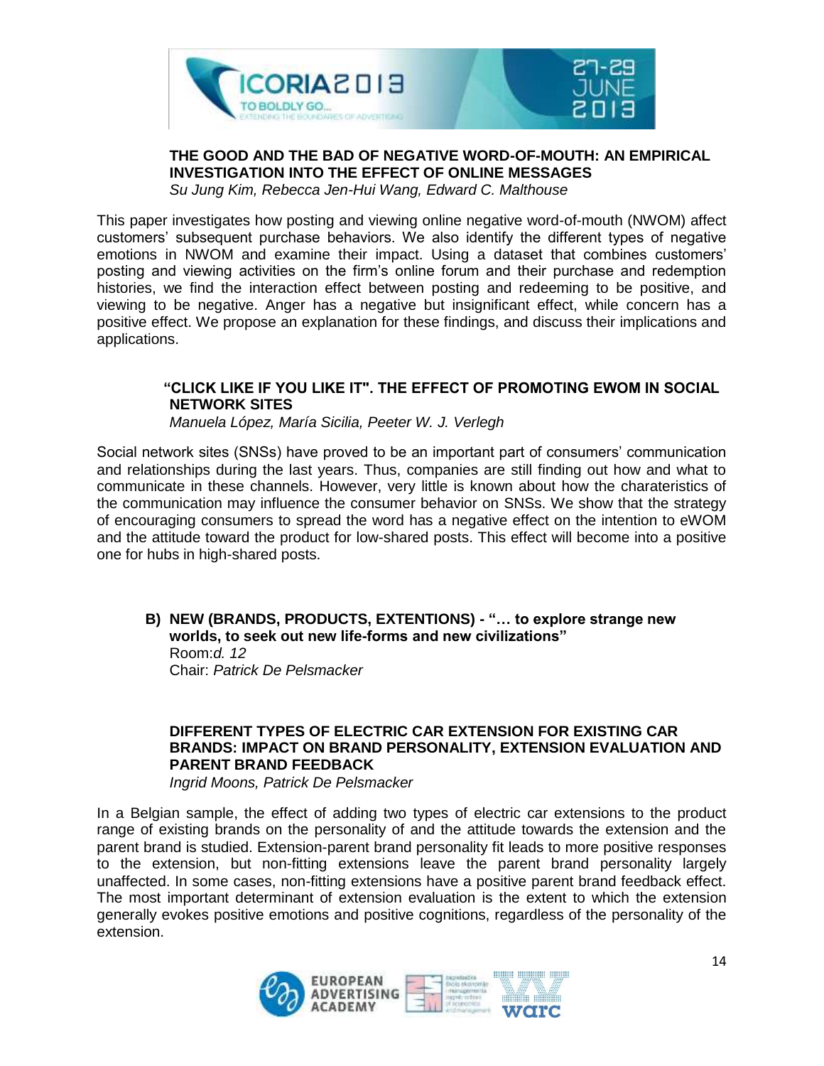**THE GOOD AND THE BAD OF NEGATIVE WORD-OF-MOUTH: AN EMPIRICAL INVESTIGATION INTO THE EFFECT OF ONLINE MESSAGES**

*Su Jung Kim, Rebecca Jen-Hui Wang, Edward C. Malthouse*

This paper investigates how posting and viewing online negative word-of-mouth (NWOM) affect customers' subsequent purchase behaviors. We also identify the different types of negative emotions in NWOM and examine their impact. Using a dataset that combines customers' posting and viewing activities on the firm's online forum and their purchase and redemption histories, we find the interaction effect between posting and redeeming to be positive, and viewing to be negative. Anger has a negative but insignificant effect, while concern has a positive effect. We propose an explanation for these findings, and discuss their implications and applications.

**"CLICK LIKE IF YOU LIKE IT". THE EFFECT OF PROMOTING EWOM IN SOCIAL NETWORK SITES**

*Manuela López, María Sicilia, Peeter W. J. Verlegh*

Social network sites (SNSs) have proved to be an important part of consumers' communication and relationships during the last years. Thus, companies are still finding out how and what to communicate in these channels. However, very little is known about how the charateristics of the communication may influence the consumer behavior on SNSs. We show that the strategy of encouraging consumers to spread the word has a negative effect on the intention to eWOM and the attitude toward the product for low-shared posts. This effect will become into a positive one for hubs in high-shared posts.

## B) NEW (BRANDS, PRODUCTS, EXTENTIONS) - "… to explore strange new worlds, to seek out new life-forms and new civilizations"

Room:*d. 12*

Chair: *Patrick De Pelsmacker*

**DIFFERENT TYPES OF ELECTRIC CAR EXTENSION FOR EXISTING CAR BRANDS: IMPACT ON BRAND PERSONALITY, EXTENSION EVALUATION AND PARENT BRAND FEEDBACK**

*Ingrid Moons, Patrick De Pelsmacker*

In a Belgian sample, the effect of adding two types of electric car extensions to the product range of existing brands on the personality of and the attitude towards the extension and the parent brand is studied. Extension-parent brand personality fit leads to more positive responses to the extension, but non-fitting extensions leave the parent brand personality largely unaffected. In some cases, non-fitting extensions have a positive parent brand feedback effect. The most important determinant of extension evaluation is the extent to which the extension generally evokes positive emotions and positive cognitions, regardless of the personality of the extension.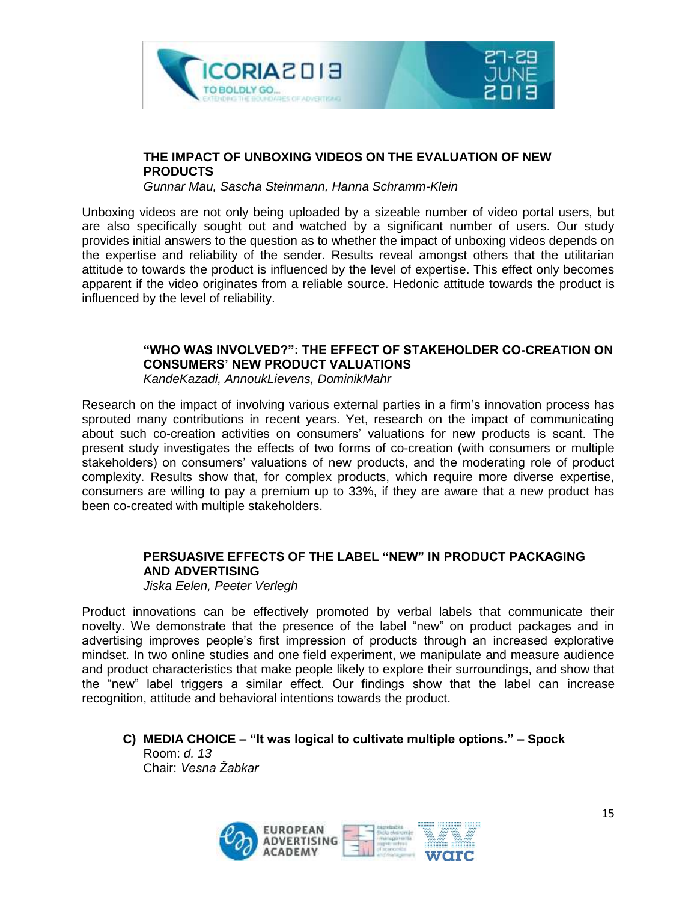### THE IMPACT OF UNBOXING VIDEOS ON THE EVALUATION OF NEW PRODUCTS

*Gunnar Mau, Sascha Steinmann, Hanna Schramm-Klein*

Unboxing videos are not only being uploaded by a sizeable number of video portal users, but are also specifically sought out and watched by a significant number of users. Our study provides initial answers to the question as to whether the impact of unboxing videos depends on the expertise and reliability of the sender. Results reveal amongst others that the utilitarian attitude to towards the product is influenced by the level of expertise. This effect only becomes apparent if the video originates from a reliable source. Hedonic attitude towards the product is influenced by the level of reliability.

### "WHO WAS INVOLVED?": THE EFFECT OF STAKEHOLDER CO-CREATION ON CONSUMERS' NEW PRODUCT VALUATIONS

*KandeKazadi, AnnoukLievens, DominikMahr*

Research on the impact of involving various external parties in a firm's innovation process has sprouted many contributions in recent years. Yet, research on the impact of communicating about such co-creation activities on consumers' valuations for new products is scant. The present study investigates the effects of two forms of co-creation (with consumers or multiple stakeholders) on consumers' valuations of new products, and the moderating role of product complexity. Results show that, for complex products, which require more diverse expertise, consumers are willing to pay a premium up to 33%, if they are aware that a new product has been co-created with multiple stakeholders.

### PERSUASIVE EFFECTS OF THE LABEL "NEW" IN PRODUCT PACKAGING AND ADVERTISING

*Jiska Eelen, Peeter Verlegh*

Product innovations can be effectively promoted by verbal labels that communicate their novelty. We demonstrate that the presence of the label "new" on product packages and in advertising improves people's first impression of products through an increased explorative mindset. In two online studies and one field experiment, we manipulate and measure audience and product characteristics that make people likely to explore their surroundings, and show that the "new" label triggers a similar effect. Our findings show that the label can increase recognition, attitude and behavioral intentions towards the product.

## C) MEDIA CHOICE – "It was logical to cultivate multiple options." – Spock

Room: *d. 13*
Chair: *Vesna Žabkar*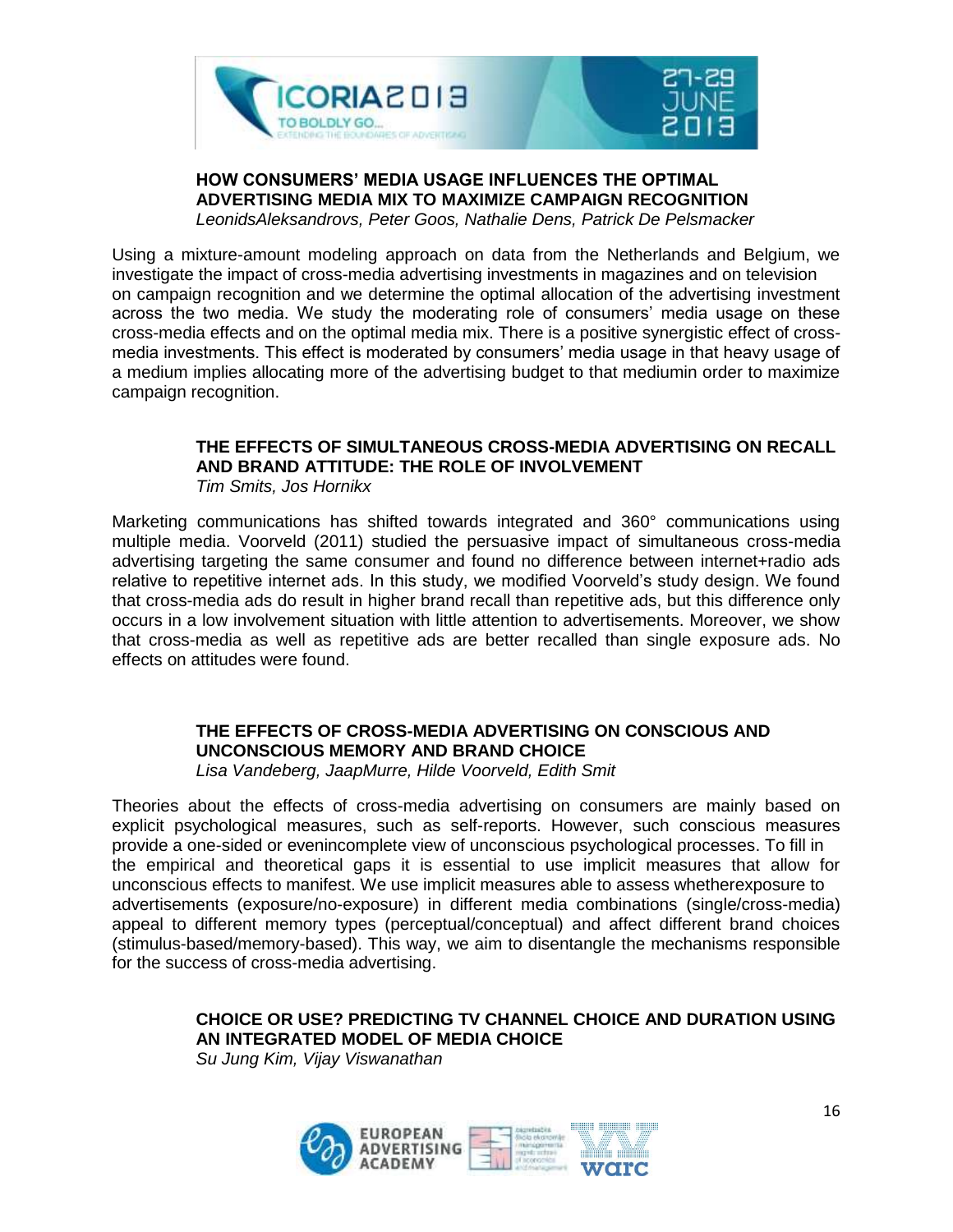### HOW CONSUMERS' MEDIA USAGE INFLUENCES THE OPTIMAL ADVERTISING MEDIA MIX TO MAXIMIZE CAMPAIGN RECOGNITION

*LeonidsAleksandrovs, Peter Goos, Nathalie Dens, Patrick De Pelsmacker*

Using a mixture-amount modeling approach on data from the Netherlands and Belgium, we investigate the impact of cross-media advertising investments in magazines and on television on campaign recognition and we determine the optimal allocation of the advertising investment across the two media. We study the moderating role of consumers' media usage on these cross-media effects and on the optimal media mix. There is a positive synergistic effect of cross-media investments. This effect is moderated by consumers' media usage in that heavy usage of a medium implies allocating more of the advertising budget to that mediumin order to maximize campaign recognition.

### THE EFFECTS OF SIMULTANEOUS CROSS-MEDIA ADVERTISING ON RECALL AND BRAND ATTITUDE: THE ROLE OF INVOLVEMENT

*Tim Smits, Jos Hornikx*

Marketing communications has shifted towards integrated and 360° communications using multiple media. Voorveld (2011) studied the persuasive impact of simultaneous cross-media advertising targeting the same consumer and found no difference between internet+radio ads relative to repetitive internet ads. In this study, we modified Voorveld's study design. We found that cross-media ads do result in higher brand recall than repetitive ads, but this difference only occurs in a low involvement situation with little attention to advertisements. Moreover, we show that cross-media as well as repetitive ads are better recalled than single exposure ads. No effects on attitudes were found.

### THE EFFECTS OF CROSS-MEDIA ADVERTISING ON CONSCIOUS AND UNCONSCIOUS MEMORY AND BRAND CHOICE

*Lisa Vandeberg, JaapMurre, Hilde Voorveld, Edith Smit*

Theories about the effects of cross-media advertising on consumers are mainly based on explicit psychological measures, such as self-reports. However, such conscious measures provide a one-sided or evenincomplete view of unconscious psychological processes. To fill in the empirical and theoretical gaps it is essential to use implicit measures that allow for unconscious effects to manifest. We use implicit measures able to assess whetherexposure to advertisements (exposure/no-exposure) in different media combinations (single/cross-media) appeal to different memory types (perceptual/conceptual) and affect different brand choices (stimulus-based/memory-based). This way, we aim to disentangle the mechanisms responsible for the success of cross-media advertising.

### CHOICE OR USE? PREDICTING TV CHANNEL CHOICE AND DURATION USING AN INTEGRATED MODEL OF MEDIA CHOICE

*Su Jung Kim, Vijay Viswanathan*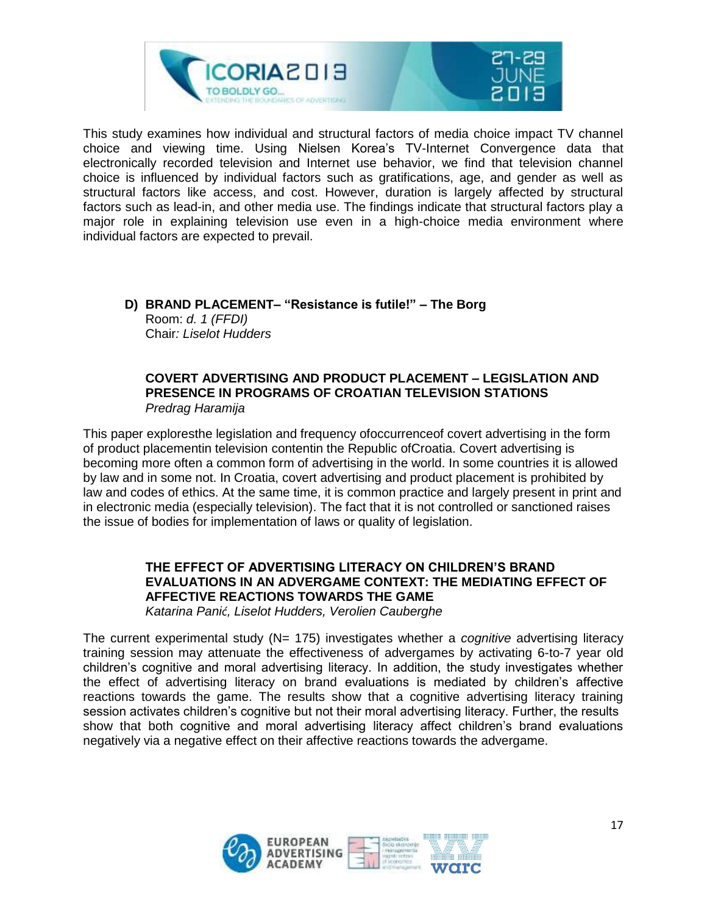This study examines how individual and structural factors of media choice impact TV channel choice and viewing time. Using Nielsen Korea's TV-Internet Convergence data that electronically recorded television and Internet use behavior, we find that television channel choice is influenced by individual factors such as gratifications, age, and gender as well as structural factors like access, and cost. However, duration is largely affected by structural factors such as lead-in, and other media use. The findings indicate that structural factors play a major role in explaining television use even in a high-choice media environment where individual factors are expected to prevail.

## D) BRAND PLACEMENT– "Resistance is futile!" – The Borg

Room: *d. 1 (FFDI)*
Chair*: Liselot Hudders*

### COVERT ADVERTISING AND PRODUCT PLACEMENT – LEGISLATION AND PRESENCE IN PROGRAMS OF CROATIAN TELEVISION STATIONS

*Predrag Haramija*

This paper exploresthe legislation and frequency ofoccurrenceof covert advertising in the form of product placementin television contentin the Republic ofCroatia. Covert advertising is becoming more often a common form of advertising in the world. In some countries it is allowed by law and in some not. In Croatia, covert advertising and product placement is prohibited by law and codes of ethics. At the same time, it is common practice and largely present in print and in electronic media (especially television). The fact that it is not controlled or sanctioned raises the issue of bodies for implementation of laws or quality of legislation.

### THE EFFECT OF ADVERTISING LITERACY ON CHILDREN'S BRAND EVALUATIONS IN AN ADVERGAME CONTEXT: THE MEDIATING EFFECT OF AFFECTIVE REACTIONS TOWARDS THE GAME

*Katarina Panić, Liselot Hudders, Verolien Cauberghe*

The current experimental study (N= 175) investigates whether a *cognitive* advertising literacy training session may attenuate the effectiveness of advergames by activating 6-to-7 year old children's cognitive and moral advertising literacy. In addition, the study investigates whether the effect of advertising literacy on brand evaluations is mediated by children's affective reactions towards the game. The results show that a cognitive advertising literacy training session activates children's cognitive but not their moral advertising literacy. Further, the results show that both cognitive and moral advertising literacy affect children's brand evaluations negatively via a negative effect on their affective reactions towards the advergame.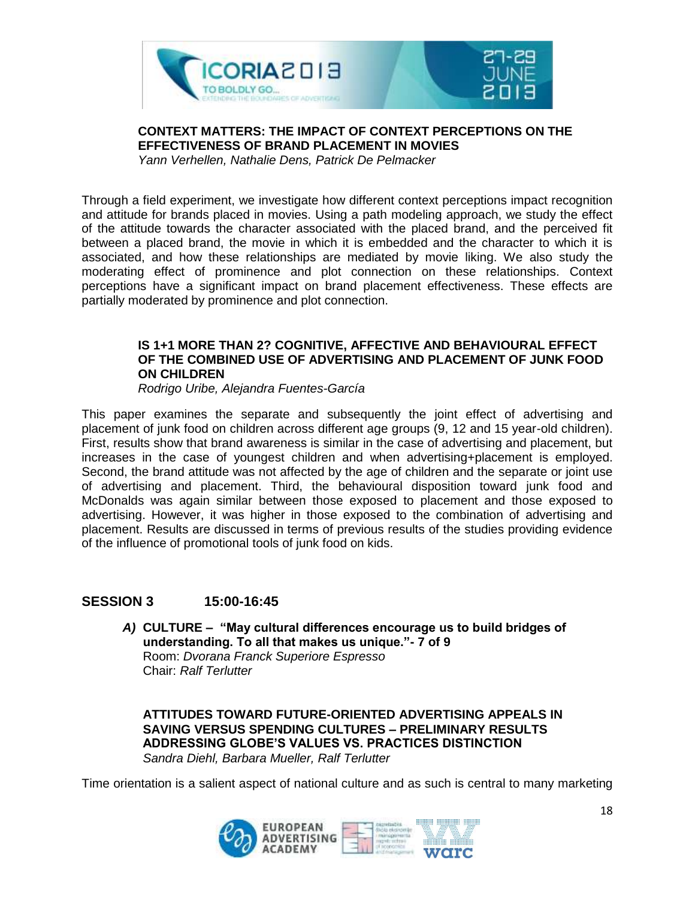**CONTEXT MATTERS: THE IMPACT OF CONTEXT PERCEPTIONS ON THE EFFECTIVENESS OF BRAND PLACEMENT IN MOVIES**
*Yann Verhellen, Nathalie Dens, Patrick De Pelmacker*

Through a field experiment, we investigate how different context perceptions impact recognition and attitude for brands placed in movies. Using a path modeling approach, we study the effect of the attitude towards the character associated with the placed brand, and the perceived fit between a placed brand, the movie in which it is embedded and the character to which it is associated, and how these relationships are mediated by movie liking. We also study the moderating effect of prominence and plot connection on these relationships. Context perceptions have a significant impact on brand placement effectiveness. These effects are partially moderated by prominence and plot connection.

**IS 1+1 MORE THAN 2? COGNITIVE, AFFECTIVE AND BEHAVIOURAL EFFECT OF THE COMBINED USE OF ADVERTISING AND PLACEMENT OF JUNK FOOD ON CHILDREN**
*Rodrigo Uribe, Alejandra Fuentes-García*

This paper examines the separate and subsequently the joint effect of advertising and placement of junk food on children across different age groups (9, 12 and 15 year-old children). First, results show that brand awareness is similar in the case of advertising and placement, but increases in the case of youngest children and when advertising+placement is employed. Second, the brand attitude was not affected by the age of children and the separate or joint use of advertising and placement. Third, the behavioural disposition toward junk food and McDonalds was again similar between those exposed to placement and those exposed to advertising. However, it was higher in those exposed to the combination of advertising and placement. Results are discussed in terms of previous results of the studies providing evidence of the influence of promotional tools of junk food on kids.

## SESSION 3 15:00-16:45

***A)*** **CULTURE – "May cultural differences encourage us to build bridges of understanding. To all that makes us unique."- 7 of 9**
Room: *Dvorana Franck Superiore Espresso*
Chair: *Ralf Terlutter*

**ATTITUDES TOWARD FUTURE-ORIENTED ADVERTISING APPEALS IN SAVING VERSUS SPENDING CULTURES – PRELIMINARY RESULTS ADDRESSING GLOBE'S VALUES VS. PRACTICES DISTINCTION**
*Sandra Diehl, Barbara Mueller, Ralf Terlutter*

Time orientation is a salient aspect of national culture and as such is central to many marketing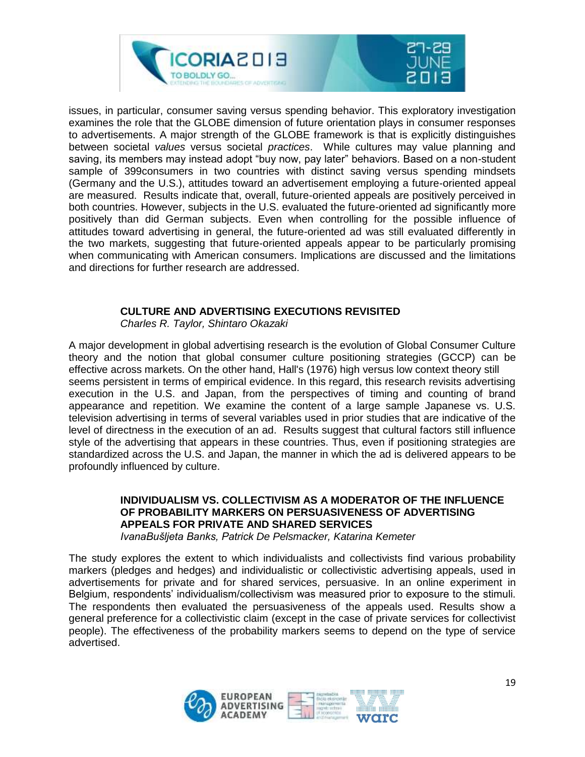issues, in particular, consumer saving versus spending behavior. This exploratory investigation examines the role that the GLOBE dimension of future orientation plays in consumer responses to advertisements. A major strength of the GLOBE framework is that is explicitly distinguishes between societal *values* versus societal *practices*. While cultures may value planning and saving, its members may instead adopt "buy now, pay later" behaviors. Based on a non-student sample of 399consumers in two countries with distinct saving versus spending mindsets (Germany and the U.S.), attitudes toward an advertisement employing a future-oriented appeal are measured. Results indicate that, overall, future-oriented appeals are positively perceived in both countries. However, subjects in the U.S. evaluated the future-oriented ad significantly more positively than did German subjects. Even when controlling for the possible influence of attitudes toward advertising in general, the future-oriented ad was still evaluated differently in the two markets, suggesting that future-oriented appeals appear to be particularly promising when communicating with American consumers. Implications are discussed and the limitations and directions for further research are addressed.

### CULTURE AND ADVERTISING EXECUTIONS REVISITED

*Charles R. Taylor, Shintaro Okazaki*

A major development in global advertising research is the evolution of Global Consumer Culture theory and the notion that global consumer culture positioning strategies (GCCP) can be effective across markets. On the other hand, Hall's (1976) high versus low context theory still seems persistent in terms of empirical evidence. In this regard, this research revisits advertising execution in the U.S. and Japan, from the perspectives of timing and counting of brand appearance and repetition. We examine the content of a large sample Japanese vs. U.S. television advertising in terms of several variables used in prior studies that are indicative of the level of directness in the execution of an ad. Results suggest that cultural factors still influence style of the advertising that appears in these countries. Thus, even if positioning strategies are standardized across the U.S. and Japan, the manner in which the ad is delivered appears to be profoundly influenced by culture.

### INDIVIDUALISM VS. COLLECTIVISM AS A MODERATOR OF THE INFLUENCE OF PROBABILITY MARKERS ON PERSUASIVENESS OF ADVERTISING APPEALS FOR PRIVATE AND SHARED SERVICES

*IvanaBušljeta Banks, Patrick De Pelsmacker, Katarina Kemeter*

The study explores the extent to which individualists and collectivists find various probability markers (pledges and hedges) and individualistic or collectivistic advertising appeals, used in advertisements for private and for shared services, persuasive. In an online experiment in Belgium, respondents' individualism/collectivism was measured prior to exposure to the stimuli. The respondents then evaluated the persuasiveness of the appeals used. Results show a general preference for a collectivistic claim (except in the case of private services for collectivist people). The effectiveness of the probability markers seems to depend on the type of service advertised.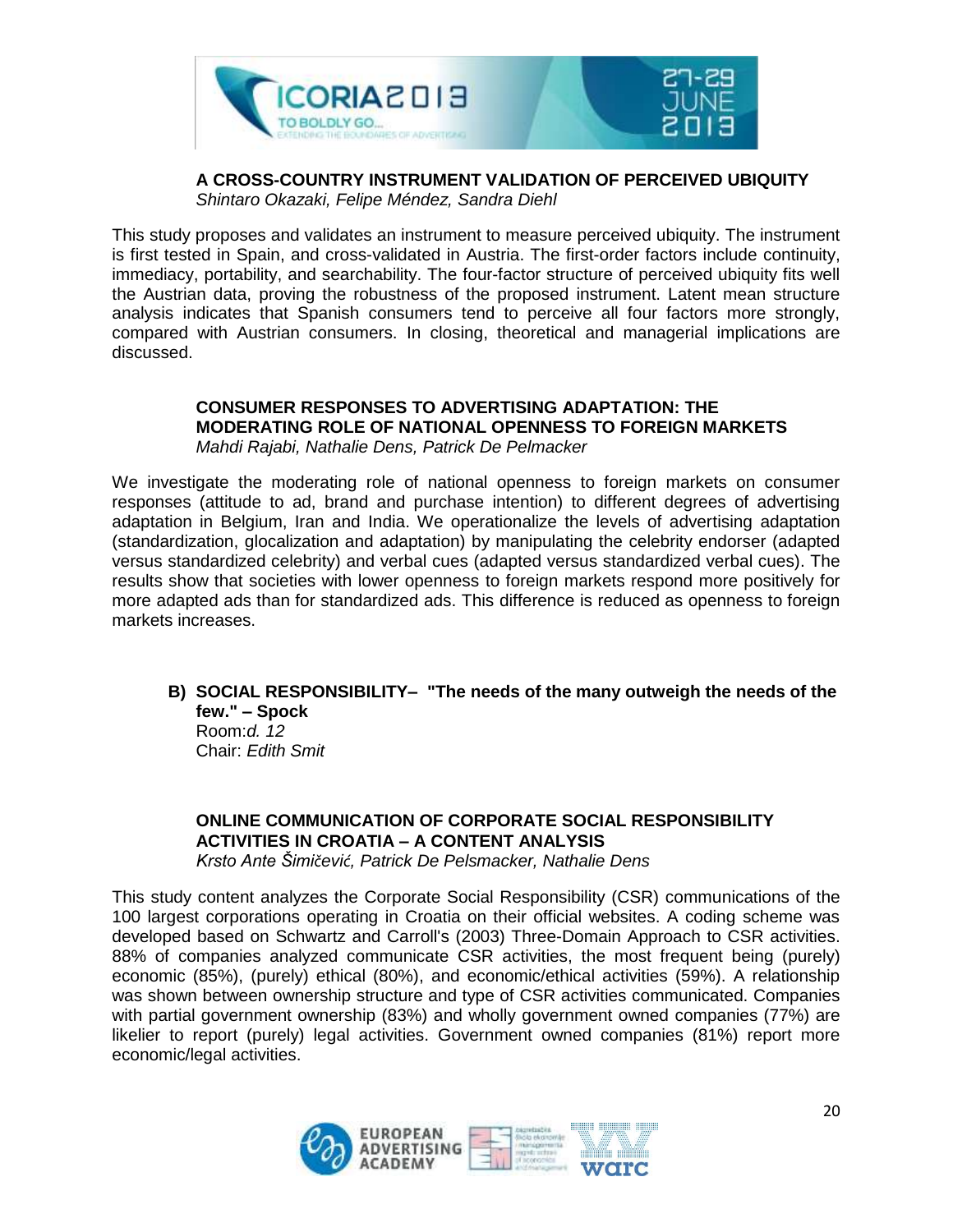### A CROSS-COUNTRY INSTRUMENT VALIDATION OF PERCEIVED UBIQUITY

*Shintaro Okazaki, Felipe Méndez, Sandra Diehl*

This study proposes and validates an instrument to measure perceived ubiquity. The instrument is first tested in Spain, and cross-validated in Austria. The first-order factors include continuity, immediacy, portability, and searchability. The four-factor structure of perceived ubiquity fits well the Austrian data, proving the robustness of the proposed instrument. Latent mean structure analysis indicates that Spanish consumers tend to perceive all four factors more strongly, compared with Austrian consumers. In closing, theoretical and managerial implications are discussed.

### CONSUMER RESPONSES TO ADVERTISING ADAPTATION: THE MODERATING ROLE OF NATIONAL OPENNESS TO FOREIGN MARKETS

*Mahdi Rajabi, Nathalie Dens, Patrick De Pelmacker*

We investigate the moderating role of national openness to foreign markets on consumer responses (attitude to ad, brand and purchase intention) to different degrees of advertising adaptation in Belgium, Iran and India. We operationalize the levels of advertising adaptation (standardization, glocalization and adaptation) by manipulating the celebrity endorser (adapted versus standardized celebrity) and verbal cues (adapted versus standardized verbal cues). The results show that societies with lower openness to foreign markets respond more positively for more adapted ads than for standardized ads. This difference is reduced as openness to foreign markets increases.

## B) SOCIAL RESPONSIBILITY– "The needs of the many outweigh the needs of the few." – Spock

Room:*d. 12*
Chair: *Edith Smit*

### ONLINE COMMUNICATION OF CORPORATE SOCIAL RESPONSIBILITY ACTIVITIES IN CROATIA – A CONTENT ANALYSIS

*Krsto Ante Šimičević, Patrick De Pelsmacker, Nathalie Dens*

This study content analyzes the Corporate Social Responsibility (CSR) communications of the 100 largest corporations operating in Croatia on their official websites. A coding scheme was developed based on Schwartz and Carroll's (2003) Three-Domain Approach to CSR activities. 88% of companies analyzed communicate CSR activities, the most frequent being (purely) economic (85%), (purely) ethical (80%), and economic/ethical activities (59%). A relationship was shown between ownership structure and type of CSR activities communicated. Companies with partial government ownership (83%) and wholly government owned companies (77%) are likelier to report (purely) legal activities. Government owned companies (81%) report more economic/legal activities.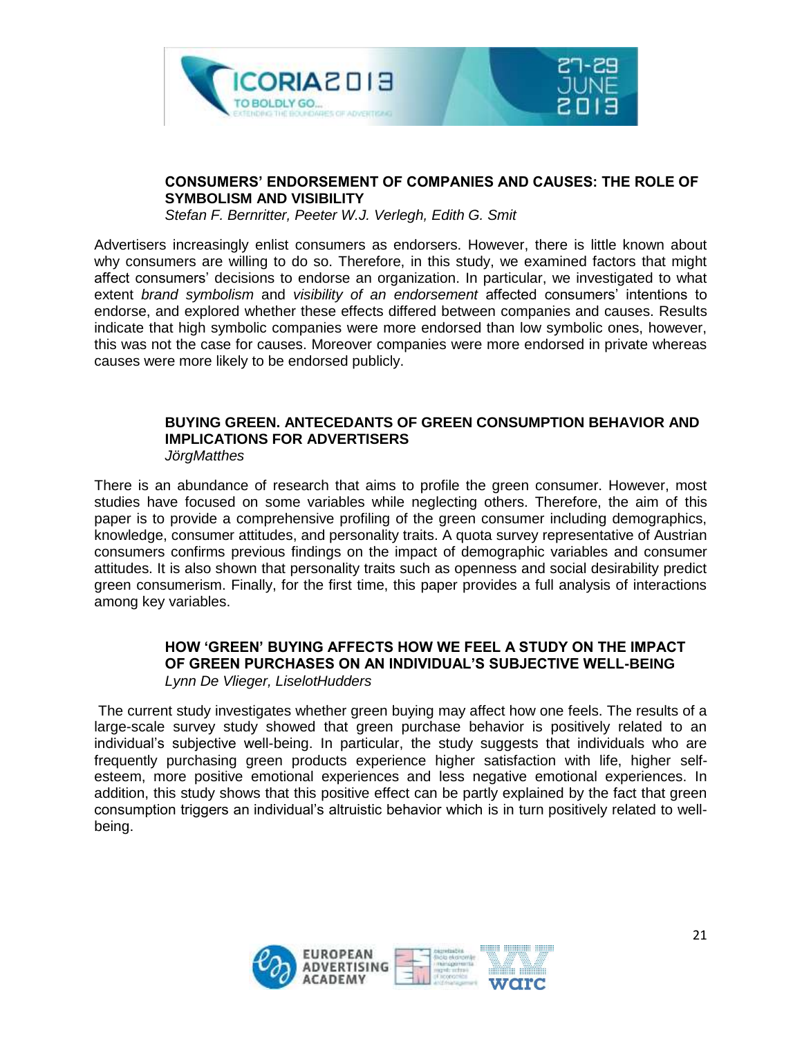### CONSUMERS' ENDORSEMENT OF COMPANIES AND CAUSES: THE ROLE OF SYMBOLISM AND VISIBILITY

*Stefan F. Bernritter, Peeter W.J. Verlegh, Edith G. Smit*

Advertisers increasingly enlist consumers as endorsers. However, there is little known about why consumers are willing to do so. Therefore, in this study, we examined factors that might affect consumers' decisions to endorse an organization. In particular, we investigated to what extent *brand symbolism* and *visibility of an endorsement* affected consumers' intentions to endorse, and explored whether these effects differed between companies and causes. Results indicate that high symbolic companies were more endorsed than low symbolic ones, however, this was not the case for causes. Moreover companies were more endorsed in private whereas causes were more likely to be endorsed publicly.

### BUYING GREEN. ANTECEDANTS OF GREEN CONSUMPTION BEHAVIOR AND IMPLICATIONS FOR ADVERTISERS

*JörgMatthes*

There is an abundance of research that aims to profile the green consumer. However, most studies have focused on some variables while neglecting others. Therefore, the aim of this paper is to provide a comprehensive profiling of the green consumer including demographics, knowledge, consumer attitudes, and personality traits. A quota survey representative of Austrian consumers confirms previous findings on the impact of demographic variables and consumer attitudes. It is also shown that personality traits such as openness and social desirability predict green consumerism. Finally, for the first time, this paper provides a full analysis of interactions among key variables.

### HOW 'GREEN' BUYING AFFECTS HOW WE FEEL A STUDY ON THE IMPACT OF GREEN PURCHASES ON AN INDIVIDUAL'S SUBJECTIVE WELL-BEING

*Lynn De Vlieger, LiselotHudders*

The current study investigates whether green buying may affect how one feels. The results of a large-scale survey study showed that green purchase behavior is positively related to an individual's subjective well-being. In particular, the study suggests that individuals who are frequently purchasing green products experience higher satisfaction with life, higher self-esteem, more positive emotional experiences and less negative emotional experiences. In addition, this study shows that this positive effect can be partly explained by the fact that green consumption triggers an individual's altruistic behavior which is in turn positively related to well-being.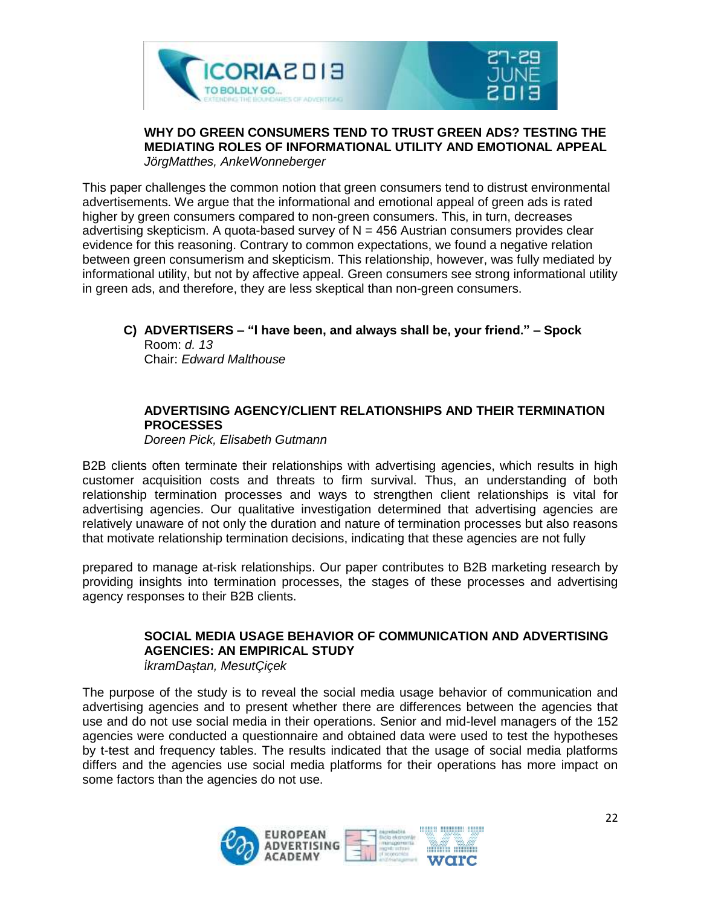### WHY DO GREEN CONSUMERS TEND TO TRUST GREEN ADS? TESTING THE MEDIATING ROLES OF INFORMATIONAL UTILITY AND EMOTIONAL APPEAL

*JörgMatthes, AnkeWonneberger*

This paper challenges the common notion that green consumers tend to distrust environmental advertisements. We argue that the informational and emotional appeal of green ads is rated higher by green consumers compared to non-green consumers. This, in turn, decreases advertising skepticism. A quota-based survey of N = 456 Austrian consumers provides clear evidence for this reasoning. Contrary to common expectations, we found a negative relation between green consumerism and skepticism. This relationship, however, was fully mediated by informational utility, but not by affective appeal. Green consumers see strong informational utility in green ads, and therefore, they are less skeptical than non-green consumers.

## C) ADVERTISERS – "I have been, and always shall be, your friend." – Spock

Room: *d. 13*
Chair: *Edward Malthouse*

### ADVERTISING AGENCY/CLIENT RELATIONSHIPS AND THEIR TERMINATION PROCESSES

*Doreen Pick, Elisabeth Gutmann*

B2B clients often terminate their relationships with advertising agencies, which results in high customer acquisition costs and threats to firm survival. Thus, an understanding of both relationship termination processes and ways to strengthen client relationships is vital for advertising agencies. Our qualitative investigation determined that advertising agencies are relatively unaware of not only the duration and nature of termination processes but also reasons that motivate relationship termination decisions, indicating that these agencies are not fully prepared to manage at-risk relationships. Our paper contributes to B2B marketing research by providing insights into termination processes, the stages of these processes and advertising agency responses to their B2B clients.

### SOCIAL MEDIA USAGE BEHAVIOR OF COMMUNICATION AND ADVERTISING AGENCIES: AN EMPIRICAL STUDY

*İkramDaştan, MesutÇiçek*

The purpose of the study is to reveal the social media usage behavior of communication and advertising agencies and to present whether there are differences between the agencies that use and do not use social media in their operations. Senior and mid-level managers of the 152 agencies were conducted a questionnaire and obtained data were used to test the hypotheses by t-test and frequency tables. The results indicated that the usage of social media platforms differs and the agencies use social media platforms for their operations has more impact on some factors than the agencies do not use.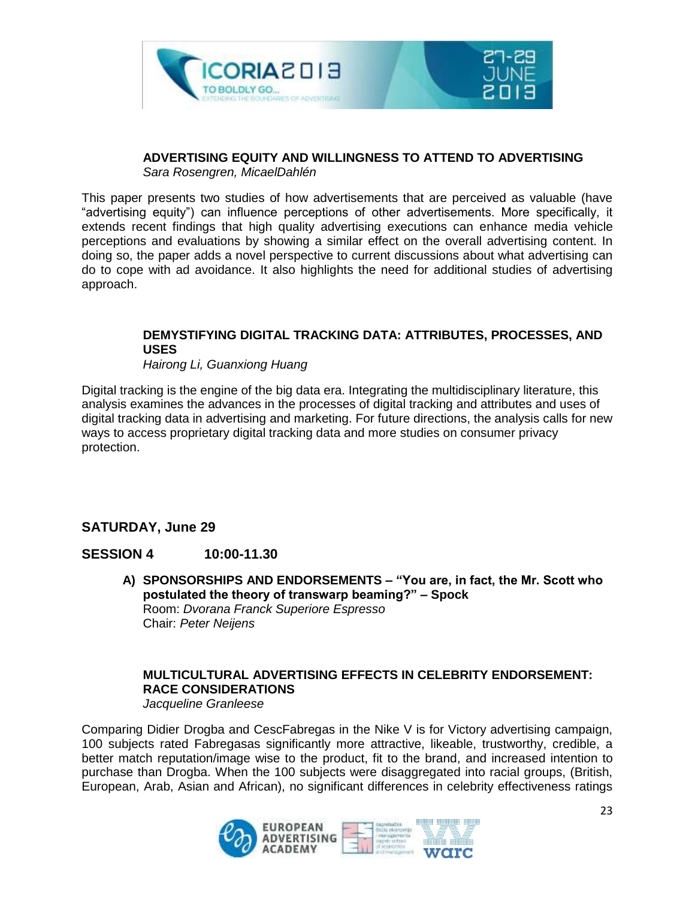**ADVERTISING EQUITY AND WILLINGNESS TO ATTEND TO ADVERTISING**
*Sara Rosengren, MicaelDahlén*

This paper presents two studies of how advertisements that are perceived as valuable (have "advertising equity") can influence perceptions of other advertisements. More specifically, it extends recent findings that high quality advertising executions can enhance media vehicle perceptions and evaluations by showing a similar effect on the overall advertising content. In doing so, the paper adds a novel perspective to current discussions about what advertising can do to cope with ad avoidance. It also highlights the need for additional studies of advertising approach.

**DEMYSTIFYING DIGITAL TRACKING DATA: ATTRIBUTES, PROCESSES, AND USES**
*Hairong Li, Guanxiong Huang*

Digital tracking is the engine of the big data era. Integrating the multidisciplinary literature, this analysis examines the advances in the processes of digital tracking and attributes and uses of digital tracking data in advertising and marketing. For future directions, the analysis calls for new ways to access proprietary digital tracking data and more studies on consumer privacy protection.

## SATURDAY, June 29

## SESSION 4 10:00-11.30

**A) SPONSORSHIPS AND ENDORSEMENTS – "You are, in fact, the Mr. Scott who postulated the theory of transwarp beaming?" – Spock**
Room: *Dvorana Franck Superiore Espresso*
Chair: *Peter Neijens*

**MULTICULTURAL ADVERTISING EFFECTS IN CELEBRITY ENDORSEMENT: RACE CONSIDERATIONS**
*Jacqueline Granleese*

Comparing Didier Drogba and CescFabregas in the Nike V is for Victory advertising campaign, 100 subjects rated Fabregasas significantly more attractive, likeable, trustworthy, credible, a better match reputation/image wise to the product, fit to the brand, and increased intention to purchase than Drogba. When the 100 subjects were disaggregated into racial groups, (British, European, Arab, Asian and African), no significant differences in celebrity effectiveness ratings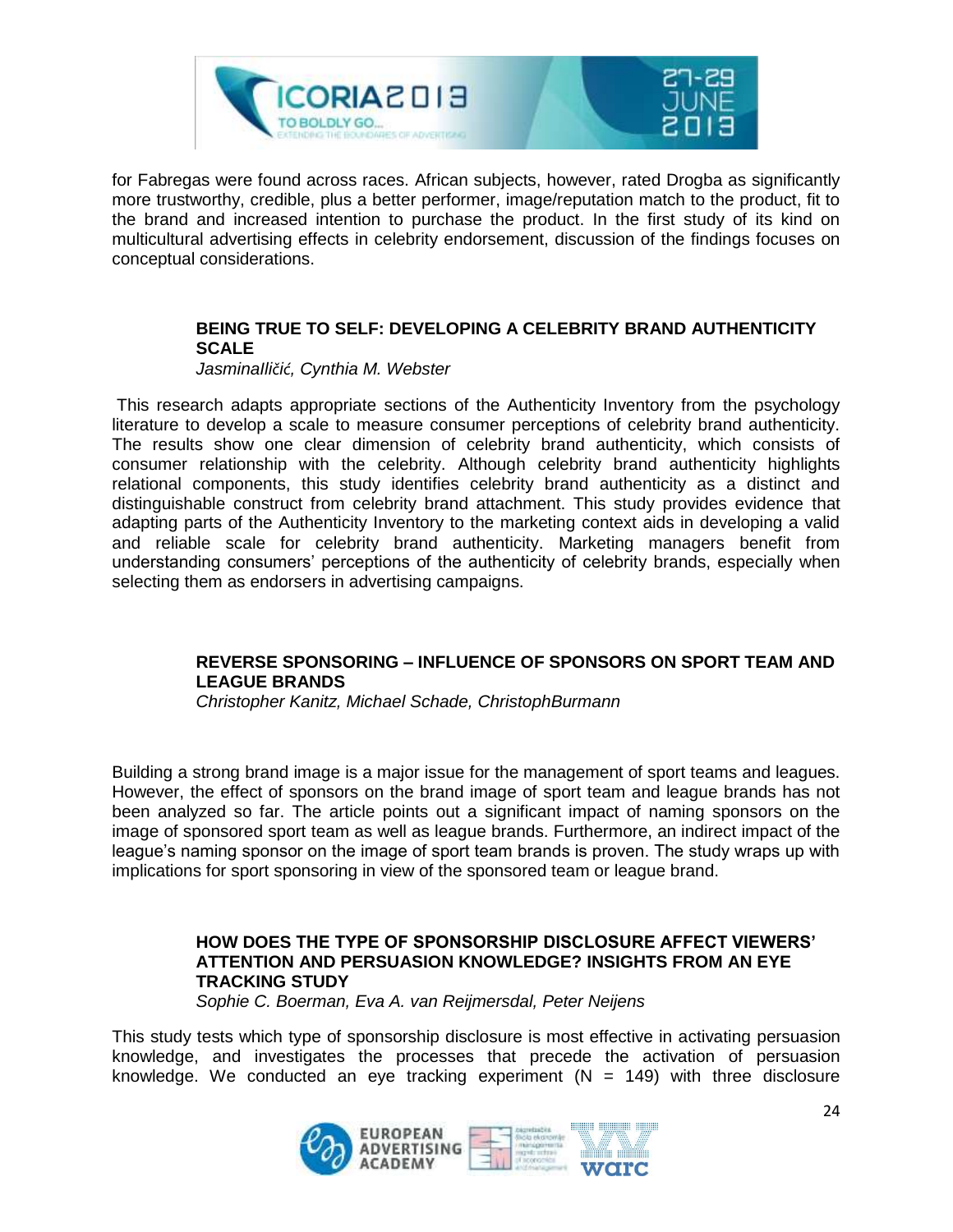for Fabregas were found across races. African subjects, however, rated Drogba as significantly more trustworthy, credible, plus a better performer, image/reputation match to the product, fit to the brand and increased intention to purchase the product. In the first study of its kind on multicultural advertising effects in celebrity endorsement, discussion of the findings focuses on conceptual considerations.

### BEING TRUE TO SELF: DEVELOPING A CELEBRITY BRAND AUTHENTICITY SCALE

*JasminaIličić, Cynthia M. Webster*

This research adapts appropriate sections of the Authenticity Inventory from the psychology literature to develop a scale to measure consumer perceptions of celebrity brand authenticity. The results show one clear dimension of celebrity brand authenticity, which consists of consumer relationship with the celebrity. Although celebrity brand authenticity highlights relational components, this study identifies celebrity brand authenticity as a distinct and distinguishable construct from celebrity brand attachment. This study provides evidence that adapting parts of the Authenticity Inventory to the marketing context aids in developing a valid and reliable scale for celebrity brand authenticity. Marketing managers benefit from understanding consumers' perceptions of the authenticity of celebrity brands, especially when selecting them as endorsers in advertising campaigns.

### REVERSE SPONSORING – INFLUENCE OF SPONSORS ON SPORT TEAM AND LEAGUE BRANDS

*Christopher Kanitz, Michael Schade, ChristophBurmann*

Building a strong brand image is a major issue for the management of sport teams and leagues. However, the effect of sponsors on the brand image of sport team and league brands has not been analyzed so far. The article points out a significant impact of naming sponsors on the image of sponsored sport team as well as league brands. Furthermore, an indirect impact of the league's naming sponsor on the image of sport team brands is proven. The study wraps up with implications for sport sponsoring in view of the sponsored team or league brand.

### HOW DOES THE TYPE OF SPONSORSHIP DISCLOSURE AFFECT VIEWERS' ATTENTION AND PERSUASION KNOWLEDGE? INSIGHTS FROM AN EYE TRACKING STUDY

*Sophie C. Boerman, Eva A. van Reijmersdal, Peter Neijens*

This study tests which type of sponsorship disclosure is most effective in activating persuasion knowledge, and investigates the processes that precede the activation of persuasion knowledge. We conducted an eye tracking experiment ($N = 149$) with three disclosure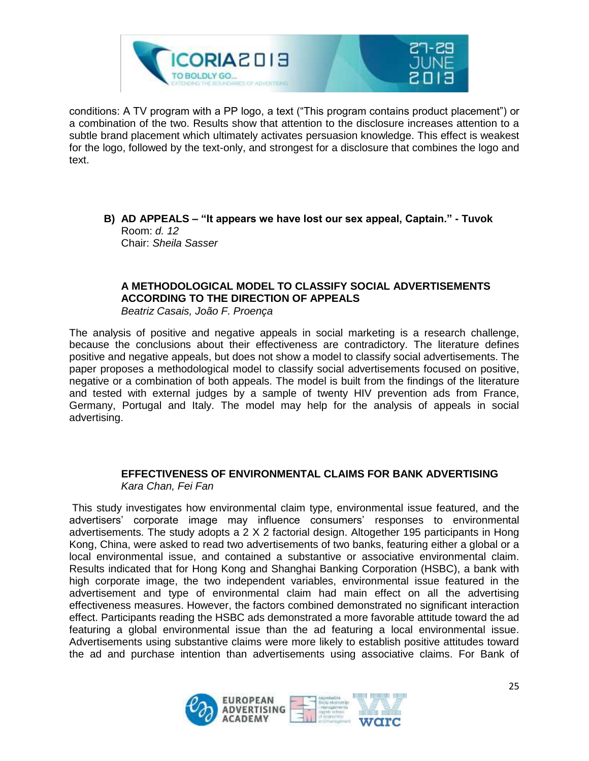conditions: A TV program with a PP logo, a text ("This program contains product placement") or a combination of the two. Results show that attention to the disclosure increases attention to a subtle brand placement which ultimately activates persuasion knowledge. This effect is weakest for the logo, followed by the text-only, and strongest for a disclosure that combines the logo and text.

## B) AD APPEALS – "It appears we have lost our sex appeal, Captain." - Tuvok

Room: *d. 12*
Chair: *Sheila Sasser*

### A METHODOLOGICAL MODEL TO CLASSIFY SOCIAL ADVERTISEMENTS ACCORDING TO THE DIRECTION OF APPEALS

*Beatriz Casais, João F. Proença*

The analysis of positive and negative appeals in social marketing is a research challenge, because the conclusions about their effectiveness are contradictory. The literature defines positive and negative appeals, but does not show a model to classify social advertisements. The paper proposes a methodological model to classify social advertisements focused on positive, negative or a combination of both appeals. The model is built from the findings of the literature and tested with external judges by a sample of twenty HIV prevention ads from France, Germany, Portugal and Italy. The model may help for the analysis of appeals in social advertising.

### EFFECTIVENESS OF ENVIRONMENTAL CLAIMS FOR BANK ADVERTISING

*Kara Chan, Fei Fan*

This study investigates how environmental claim type, environmental issue featured, and the advertisers' corporate image may influence consumers' responses to environmental advertisements. The study adopts a 2 X 2 factorial design. Altogether 195 participants in Hong Kong, China, were asked to read two advertisements of two banks, featuring either a global or a local environmental issue, and contained a substantive or associative environmental claim. Results indicated that for Hong Kong and Shanghai Banking Corporation (HSBC), a bank with high corporate image, the two independent variables, environmental issue featured in the advertisement and type of environmental claim had main effect on all the advertising effectiveness measures. However, the factors combined demonstrated no significant interaction effect. Participants reading the HSBC ads demonstrated a more favorable attitude toward the ad featuring a global environmental issue than the ad featuring a local environmental issue. Advertisements using substantive claims were more likely to establish positive attitudes toward the ad and purchase intention than advertisements using associative claims. For Bank of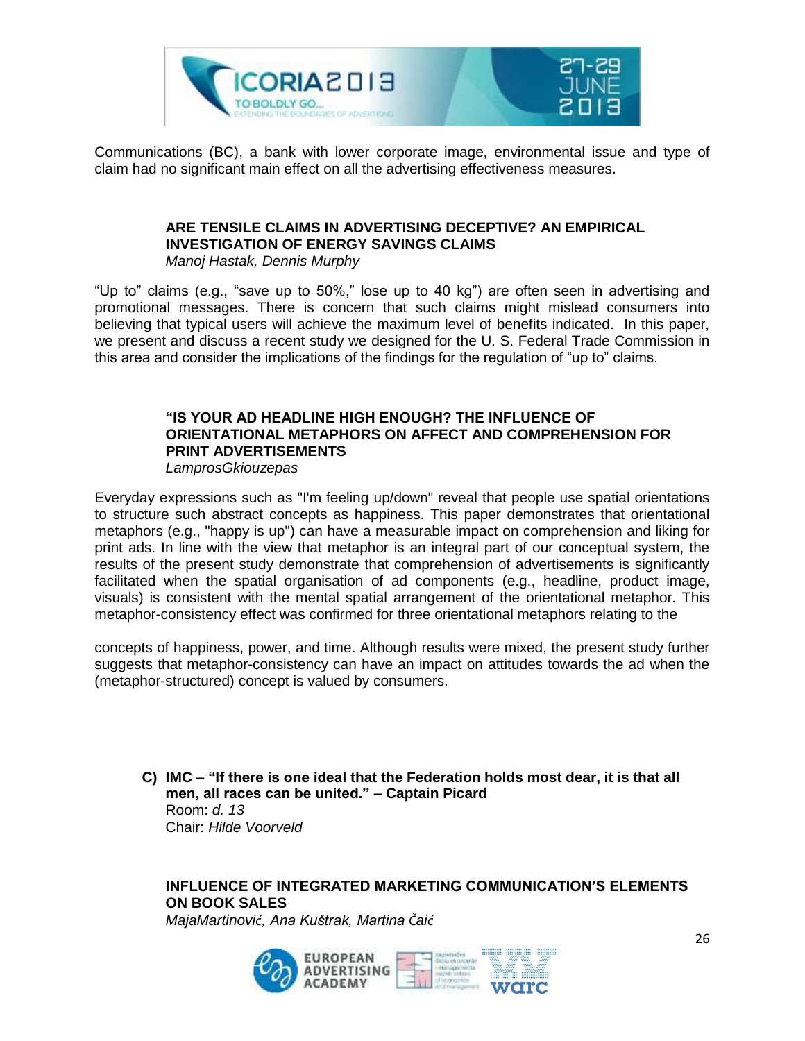Communications (BC), a bank with lower corporate image, environmental issue and type of claim had no significant main effect on all the advertising effectiveness measures.

### ARE TENSILE CLAIMS IN ADVERTISING DECEPTIVE? AN EMPIRICAL INVESTIGATION OF ENERGY SAVINGS CLAIMS

*Manoj Hastak, Dennis Murphy*

“Up to” claims (e.g., “save up to 50%,” lose up to 40 kg”) are often seen in advertising and promotional messages. There is concern that such claims might mislead consumers into believing that typical users will achieve the maximum level of benefits indicated. In this paper, we present and discuss a recent study we designed for the U. S. Federal Trade Commission in this area and consider the implications of the findings for the regulation of “up to” claims.

### “IS YOUR AD HEADLINE HIGH ENOUGH? THE INFLUENCE OF ORIENTATIONAL METAPHORS ON AFFECT AND COMPREHENSION FOR PRINT ADVERTISEMENTS

*LamprosGkiouzepas*

Everyday expressions such as "I'm feeling up/down" reveal that people use spatial orientations to structure such abstract concepts as happiness. This paper demonstrates that orientational metaphors (e.g., "happy is up") can have a measurable impact on comprehension and liking for print ads. In line with the view that metaphor is an integral part of our conceptual system, the results of the present study demonstrate that comprehension of advertisements is significantly facilitated when the spatial organisation of ad components (e.g., headline, product image, visuals) is consistent with the mental spatial arrangement of the orientational metaphor. This metaphor-consistency effect was confirmed for three orientational metaphors relating to the concepts of happiness, power, and time. Although results were mixed, the present study further suggests that metaphor-consistency can have an impact on attitudes towards the ad when the (metaphor-structured) concept is valued by consumers.

## C) IMC – “If there is one ideal that the Federation holds most dear, it is that all men, all races can be united.” – Captain Picard

Room: *d. 13*
Chair: *Hilde Voorveld*

### INFLUENCE OF INTEGRATED MARKETING COMMUNICATION’S ELEMENTS ON BOOK SALES

*MajaMartinović, Ana Kuštrak, Martina Čaić*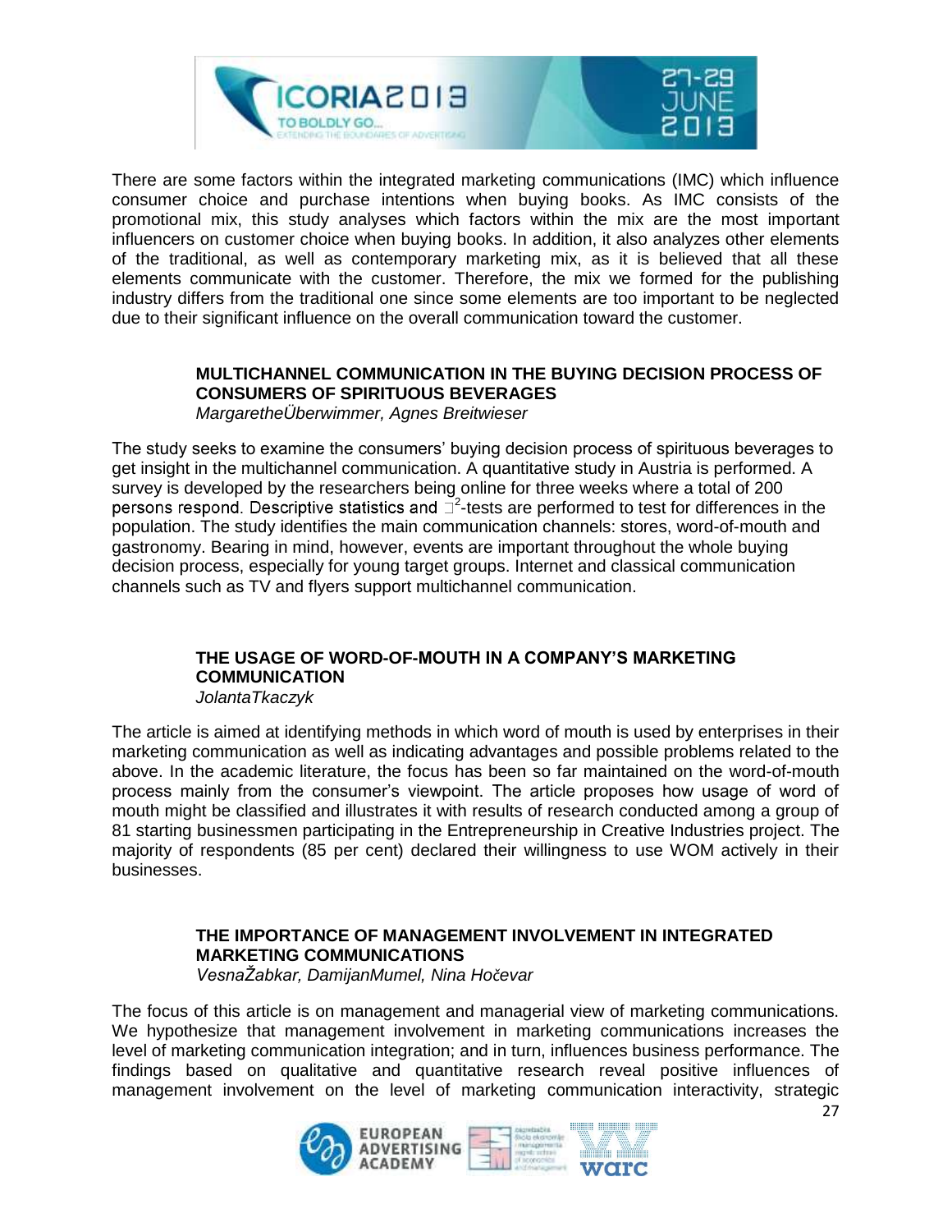There are some factors within the integrated marketing communications (IMC) which influence consumer choice and purchase intentions when buying books. As IMC consists of the promotional mix, this study analyses which factors within the mix are the most important influencers on customer choice when buying books. In addition, it also analyzes other elements of the traditional, as well as contemporary marketing mix, as it is believed that all these elements communicate with the customer. Therefore, the mix we formed for the publishing industry differs from the traditional one since some elements are too important to be neglected due to their significant influence on the overall communication toward the customer.

### MULTICHANNEL COMMUNICATION IN THE BUYING DECISION PROCESS OF CONSUMERS OF SPIRITUOUS BEVERAGES

*MargaretheÜberwimmer, Agnes Breitwieser*

The study seeks to examine the consumers' buying decision process of spirituous beverages to get insight in the multichannel communication. A quantitative study in Austria is performed. A survey is developed by the researchers being online for three weeks where a total of 200 persons respond. Descriptive statistics and $\chi^2$-tests are performed to test for differences in the population. The study identifies the main communication channels: stores, word-of-mouth and gastronomy. Bearing in mind, however, events are important throughout the whole buying decision process, especially for young target groups. Internet and classical communication channels such as TV and flyers support multichannel communication.

### THE USAGE OF WORD-OF-MOUTH IN A COMPANY'S MARKETING COMMUNICATION

*JolantaTkaczyk*

The article is aimed at identifying methods in which word of mouth is used by enterprises in their marketing communication as well as indicating advantages and possible problems related to the above. In the academic literature, the focus has been so far maintained on the word-of-mouth process mainly from the consumer's viewpoint. The article proposes how usage of word of mouth might be classified and illustrates it with results of research conducted among a group of 81 starting businessmen participating in the Entrepreneurship in Creative Industries project. The majority of respondents (85 per cent) declared their willingness to use WOM actively in their businesses.

### THE IMPORTANCE OF MANAGEMENT INVOLVEMENT IN INTEGRATED MARKETING COMMUNICATIONS

*VesnaŽabkar, DamijanMumel, Nina Hočevar*

The focus of this article is on management and managerial view of marketing communications. We hypothesize that management involvement in marketing communications increases the level of marketing communication integration; and in turn, influences business performance. The findings based on qualitative and quantitative research reveal positive influences of management involvement on the level of marketing communication interactivity, strategic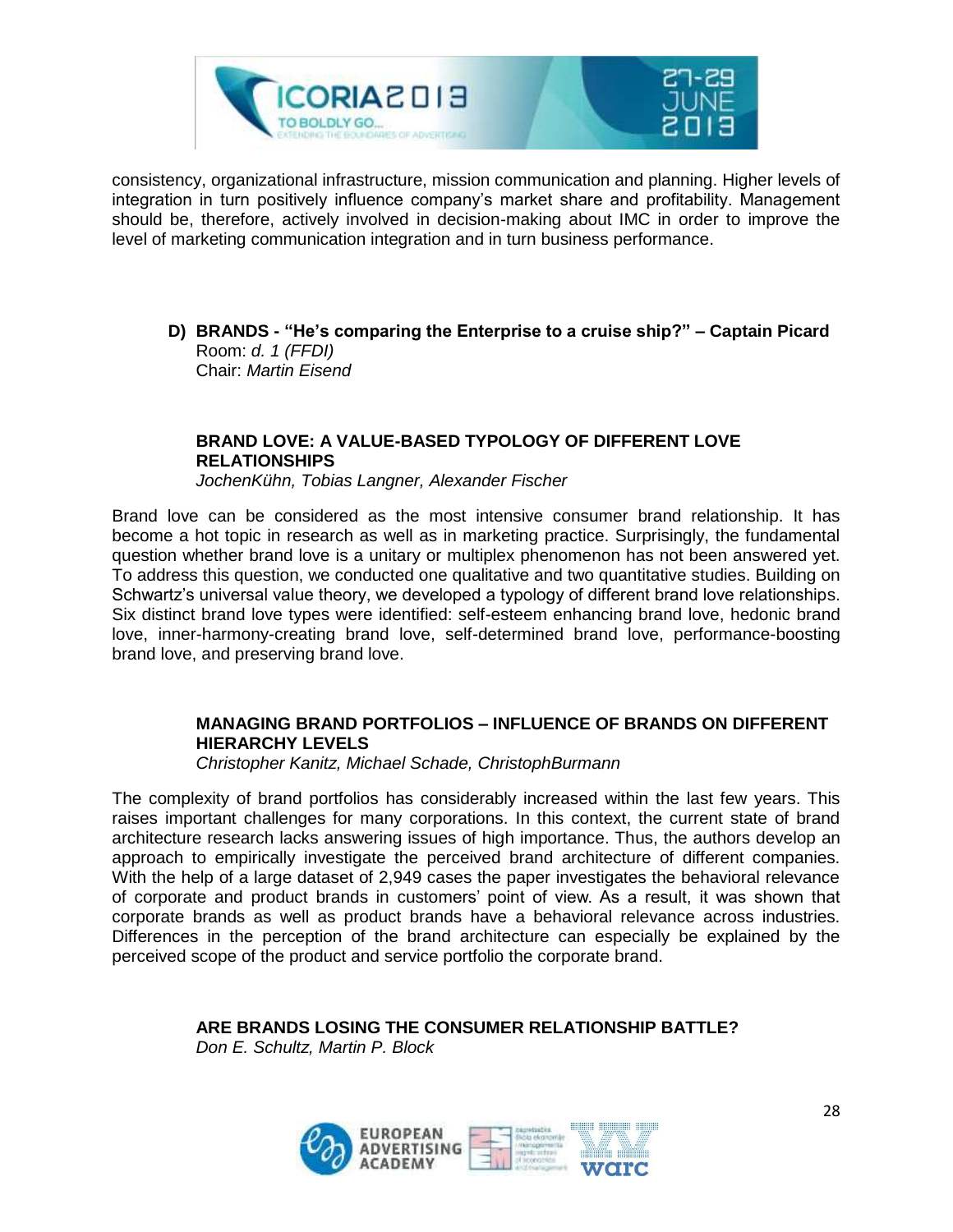consistency, organizational infrastructure, mission communication and planning. Higher levels of integration in turn positively influence company's market share and profitability. Management should be, therefore, actively involved in decision-making about IMC in order to improve the level of marketing communication integration and in turn business performance.

### D) BRANDS - "He's comparing the Enterprise to a cruise ship?" – Captain Picard

Room: *d. 1 (FFDI)*
Chair: *Martin Eisend*

#### BRAND LOVE: A VALUE-BASED TYPOLOGY OF DIFFERENT LOVE RELATIONSHIPS

*JochenKühn, Tobias Langner, Alexander Fischer*

Brand love can be considered as the most intensive consumer brand relationship. It has become a hot topic in research as well as in marketing practice. Surprisingly, the fundamental question whether brand love is a unitary or multiplex phenomenon has not been answered yet. To address this question, we conducted one qualitative and two quantitative studies. Building on Schwartz's universal value theory, we developed a typology of different brand love relationships. Six distinct brand love types were identified: self-esteem enhancing brand love, hedonic brand love, inner-harmony-creating brand love, self-determined brand love, performance-boosting brand love, and preserving brand love.

#### MANAGING BRAND PORTFOLIOS – INFLUENCE OF BRANDS ON DIFFERENT HIERARCHY LEVELS

*Christopher Kanitz, Michael Schade, ChristophBurmann*

The complexity of brand portfolios has considerably increased within the last few years. This raises important challenges for many corporations. In this context, the current state of brand architecture research lacks answering issues of high importance. Thus, the authors develop an approach to empirically investigate the perceived brand architecture of different companies. With the help of a large dataset of 2,949 cases the paper investigates the behavioral relevance of corporate and product brands in customers' point of view. As a result, it was shown that corporate brands as well as product brands have a behavioral relevance across industries. Differences in the perception of the brand architecture can especially be explained by the perceived scope of the product and service portfolio the corporate brand.

#### ARE BRANDS LOSING THE CONSUMER RELATIONSHIP BATTLE?

*Don E. Schultz, Martin P. Block*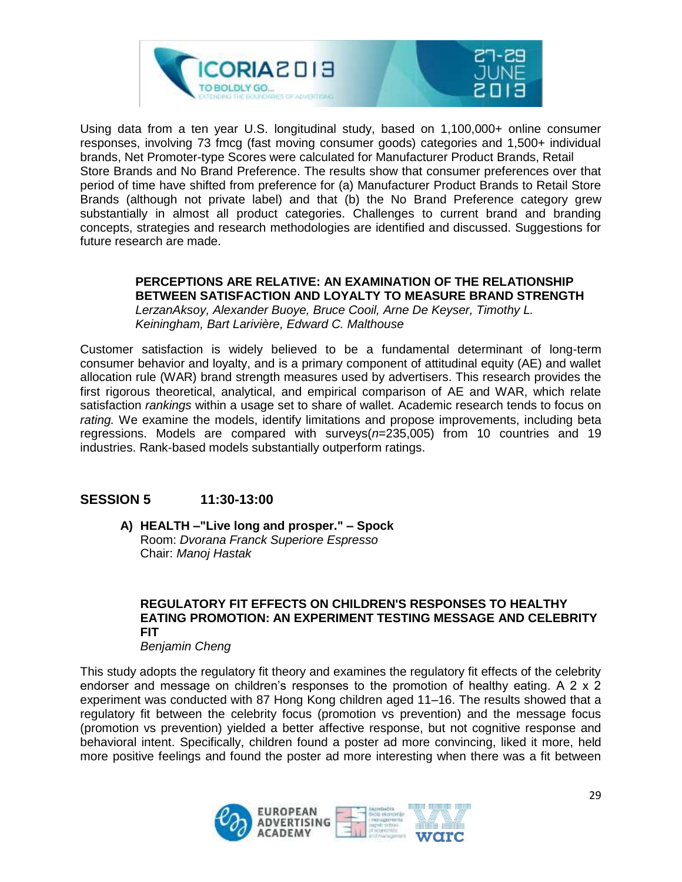Using data from a ten year U.S. longitudinal study, based on 1,100,000+ online consumer responses, involving 73 fmcg (fast moving consumer goods) categories and 1,500+ individual brands, Net Promoter-type Scores were calculated for Manufacturer Product Brands, Retail Store Brands and No Brand Preference. The results show that consumer preferences over that period of time have shifted from preference for (a) Manufacturer Product Brands to Retail Store Brands (although not private label) and that (b) the No Brand Preference category grew substantially in almost all product categories. Challenges to current brand and branding concepts, strategies and research methodologies are identified and discussed. Suggestions for future research are made.

**PERCEPTIONS ARE RELATIVE: AN EXAMINATION OF THE RELATIONSHIP BETWEEN SATISFACTION AND LOYALTY TO MEASURE BRAND STRENGTH**
*LerzanAksoy, Alexander Buoye, Bruce Cooil, Arne De Keyser, Timothy L. Keiningham, Bart Larivière, Edward C. Malthouse*

Customer satisfaction is widely believed to be a fundamental determinant of long-term consumer behavior and loyalty, and is a primary component of attitudinal equity (AE) and wallet allocation rule (WAR) brand strength measures used by advertisers. This research provides the first rigorous theoretical, analytical, and empirical comparison of AE and WAR, which relate satisfaction *rankings* within a usage set to share of wallet. Academic research tends to focus on *rating.* We examine the models, identify limitations and propose improvements, including beta regressions. Models are compared with surveys($n$=235,005) from 10 countries and 19 industries. Rank-based models substantially outperform ratings.

## SESSION 5 11:30-13:00

**A) HEALTH –"Live long and prosper." – Spock**
Room: *Dvorana Franck Superiore Espresso*
Chair: *Manoj Hastak*

**REGULATORY FIT EFFECTS ON CHILDREN'S RESPONSES TO HEALTHY EATING PROMOTION: AN EXPERIMENT TESTING MESSAGE AND CELEBRITY FIT**
*Benjamin Cheng*

This study adopts the regulatory fit theory and examines the regulatory fit effects of the celebrity endorser and message on children's responses to the promotion of healthy eating. A 2 x 2 experiment was conducted with 87 Hong Kong children aged 11–16. The results showed that a regulatory fit between the celebrity focus (promotion vs prevention) and the message focus (promotion vs prevention) yielded a better affective response, but not cognitive response and behavioral intent. Specifically, children found a poster ad more convincing, liked it more, held more positive feelings and found the poster ad more interesting when there was a fit between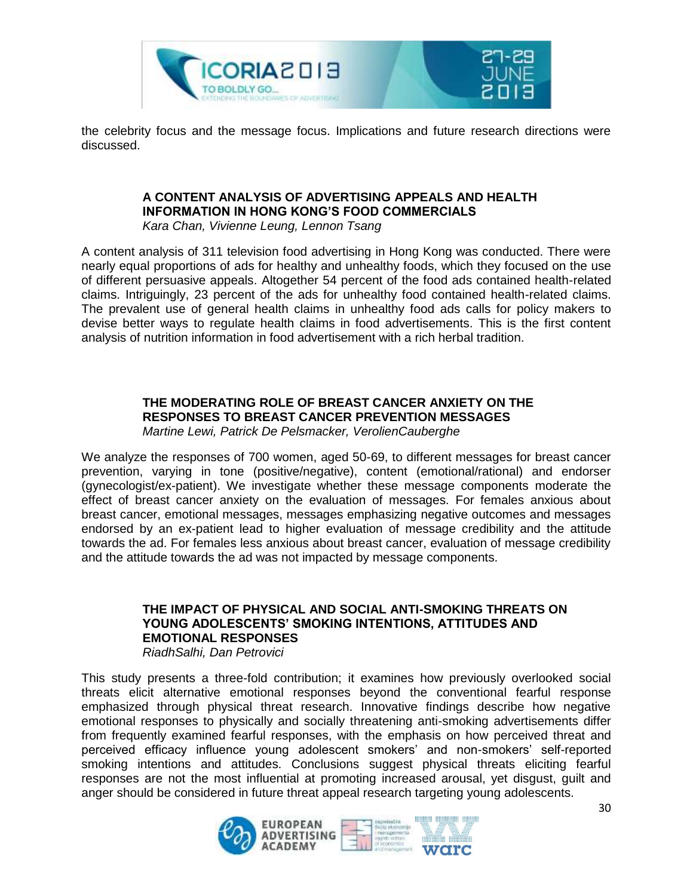the celebrity focus and the message focus. Implications and future research directions were discussed.

### A CONTENT ANALYSIS OF ADVERTISING APPEALS AND HEALTH INFORMATION IN HONG KONG'S FOOD COMMERCIALS

*Kara Chan, Vivienne Leung, Lennon Tsang*

A content analysis of 311 television food advertising in Hong Kong was conducted. There were nearly equal proportions of ads for healthy and unhealthy foods, which they focused on the use of different persuasive appeals. Altogether 54 percent of the food ads contained health-related claims. Intriguingly, 23 percent of the ads for unhealthy food contained health-related claims. The prevalent use of general health claims in unhealthy food ads calls for policy makers to devise better ways to regulate health claims in food advertisements. This is the first content analysis of nutrition information in food advertisement with a rich herbal tradition.

### THE MODERATING ROLE OF BREAST CANCER ANXIETY ON THE RESPONSES TO BREAST CANCER PREVENTION MESSAGES

*Martine Lewi, Patrick De Pelsmacker, VerolienCauberghe*

We analyze the responses of 700 women, aged 50-69, to different messages for breast cancer prevention, varying in tone (positive/negative), content (emotional/rational) and endorser (gynecologist/ex-patient). We investigate whether these message components moderate the effect of breast cancer anxiety on the evaluation of messages. For females anxious about breast cancer, emotional messages, messages emphasizing negative outcomes and messages endorsed by an ex-patient lead to higher evaluation of message credibility and the attitude towards the ad. For females less anxious about breast cancer, evaluation of message credibility and the attitude towards the ad was not impacted by message components.

### THE IMPACT OF PHYSICAL AND SOCIAL ANTI-SMOKING THREATS ON YOUNG ADOLESCENTS' SMOKING INTENTIONS, ATTITUDES AND EMOTIONAL RESPONSES

*RiadhSalhi, Dan Petrovici*

This study presents a three-fold contribution; it examines how previously overlooked social threats elicit alternative emotional responses beyond the conventional fearful response emphasized through physical threat research. Innovative findings describe how negative emotional responses to physically and socially threatening anti-smoking advertisements differ from frequently examined fearful responses, with the emphasis on how perceived threat and perceived efficacy influence young adolescent smokers' and non-smokers' self-reported smoking intentions and attitudes. Conclusions suggest physical threats eliciting fearful responses are not the most influential at promoting increased arousal, yet disgust, guilt and anger should be considered in future threat appeal research targeting young adolescents.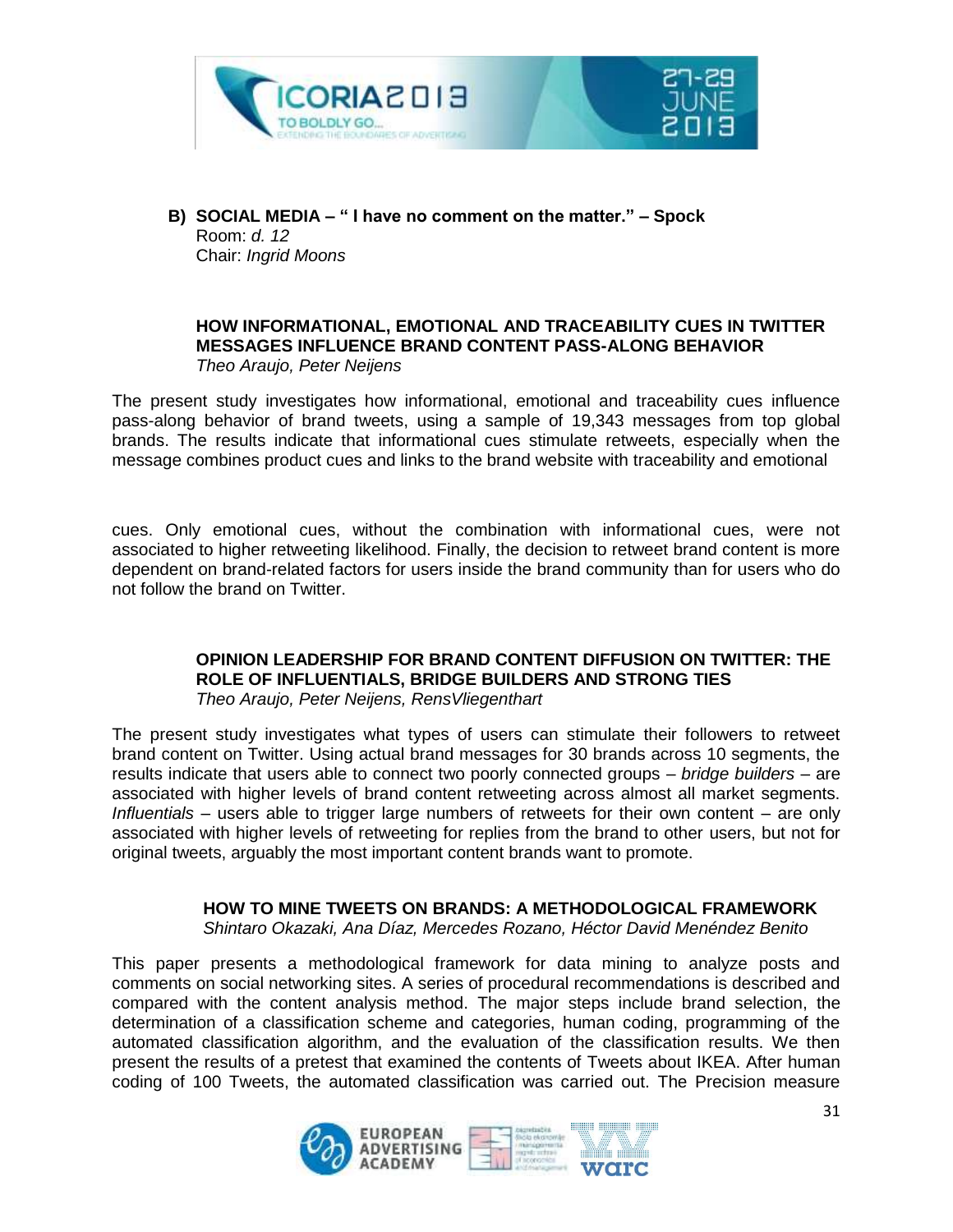## B) SOCIAL MEDIA – " I have no comment on the matter." – Spock

Room: *d. 12*
Chair: *Ingrid Moons*

### HOW INFORMATIONAL, EMOTIONAL AND TRACEABILITY CUES IN TWITTER MESSAGES INFLUENCE BRAND CONTENT PASS-ALONG BEHAVIOR

*Theo Araujo, Peter Neijens*

The present study investigates how informational, emotional and traceability cues influence pass-along behavior of brand tweets, using a sample of 19,343 messages from top global brands. The results indicate that informational cues stimulate retweets, especially when the message combines product cues and links to the brand website with traceability and emotional cues. Only emotional cues, without the combination with informational cues, were not associated to higher retweeting likelihood. Finally, the decision to retweet brand content is more dependent on brand-related factors for users inside the brand community than for users who do not follow the brand on Twitter.

### OPINION LEADERSHIP FOR BRAND CONTENT DIFFUSION ON TWITTER: THE ROLE OF INFLUENTIALS, BRIDGE BUILDERS AND STRONG TIES

*Theo Araujo, Peter Neijens, RensVliegenthart*

The present study investigates what types of users can stimulate their followers to retweet brand content on Twitter. Using actual brand messages for 30 brands across 10 segments, the results indicate that users able to connect two poorly connected groups – *bridge builders* – are associated with higher levels of brand content retweeting across almost all market segments. *Influentials* – users able to trigger large numbers of retweets for their own content – are only associated with higher levels of retweeting for replies from the brand to other users, but not for original tweets, arguably the most important content brands want to promote.

### HOW TO MINE TWEETS ON BRANDS: A METHODOLOGICAL FRAMEWORK

*Shintaro Okazaki, Ana Díaz, Mercedes Rozano, Héctor David Menéndez Benito*

This paper presents a methodological framework for data mining to analyze posts and comments on social networking sites. A series of procedural recommendations is described and compared with the content analysis method. The major steps include brand selection, the determination of a classification scheme and categories, human coding, programming of the automated classification algorithm, and the evaluation of the classification results. We then present the results of a pretest that examined the contents of Tweets about IKEA. After human coding of 100 Tweets, the automated classification was carried out. The Precision measure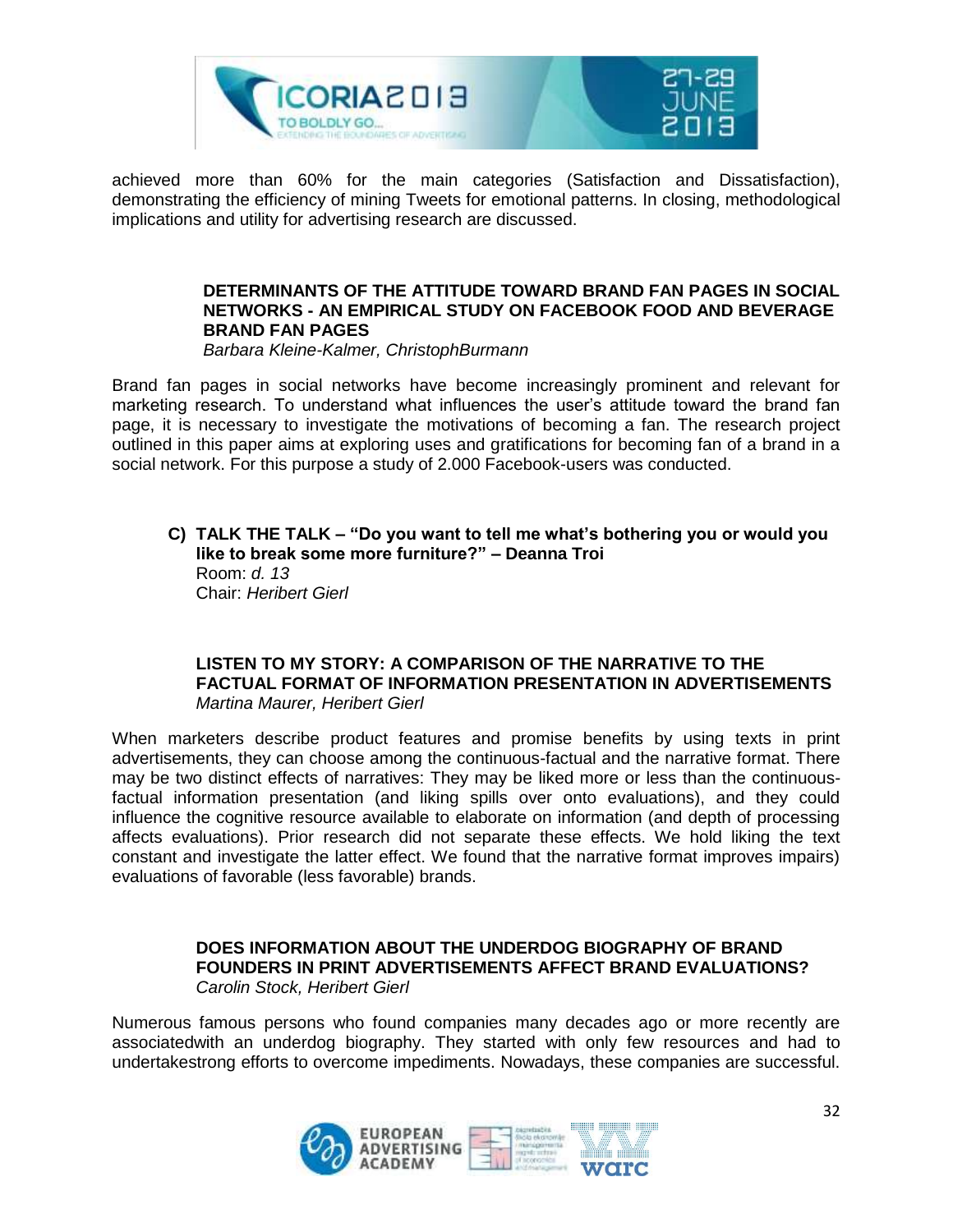achieved more than 60% for the main categories (Satisfaction and Dissatisfaction), demonstrating the efficiency of mining Tweets for emotional patterns. In closing, methodological implications and utility for advertising research are discussed.

### DETERMINANTS OF THE ATTITUDE TOWARD BRAND FAN PAGES IN SOCIAL NETWORKS - AN EMPIRICAL STUDY ON FACEBOOK FOOD AND BEVERAGE BRAND FAN PAGES

*Barbara Kleine-Kalmer, ChristophBurmann*

Brand fan pages in social networks have become increasingly prominent and relevant for marketing research. To understand what influences the user's attitude toward the brand fan page, it is necessary to investigate the motivations of becoming a fan. The research project outlined in this paper aims at exploring uses and gratifications for becoming fan of a brand in a social network. For this purpose a study of 2.000 Facebook-users was conducted.

## C) TALK THE TALK – "Do you want to tell me what's bothering you or would you like to break some more furniture?" – Deanna Troi

Room: *d. 13*
Chair: *Heribert Gierl*

### LISTEN TO MY STORY: A COMPARISON OF THE NARRATIVE TO THE FACTUAL FORMAT OF INFORMATION PRESENTATION IN ADVERTISEMENTS

*Martina Maurer, Heribert Gierl*

When marketers describe product features and promise benefits by using texts in print advertisements, they can choose among the continuous-factual and the narrative format. There may be two distinct effects of narratives: They may be liked more or less than the continuous-factual information presentation (and liking spills over onto evaluations), and they could influence the cognitive resource available to elaborate on information (and depth of processing affects evaluations). Prior research did not separate these effects. We hold liking the text constant and investigate the latter effect. We found that the narrative format improves impairs) evaluations of favorable (less favorable) brands.

### DOES INFORMATION ABOUT THE UNDERDOG BIOGRAPHY OF BRAND FOUNDERS IN PRINT ADVERTISEMENTS AFFECT BRAND EVALUATIONS?

*Carolin Stock, Heribert Gierl*

Numerous famous persons who found companies many decades ago or more recently are associatedwith an underdog biography. They started with only few resources and had to undertakestrong efforts to overcome impediments. Nowadays, these companies are successful.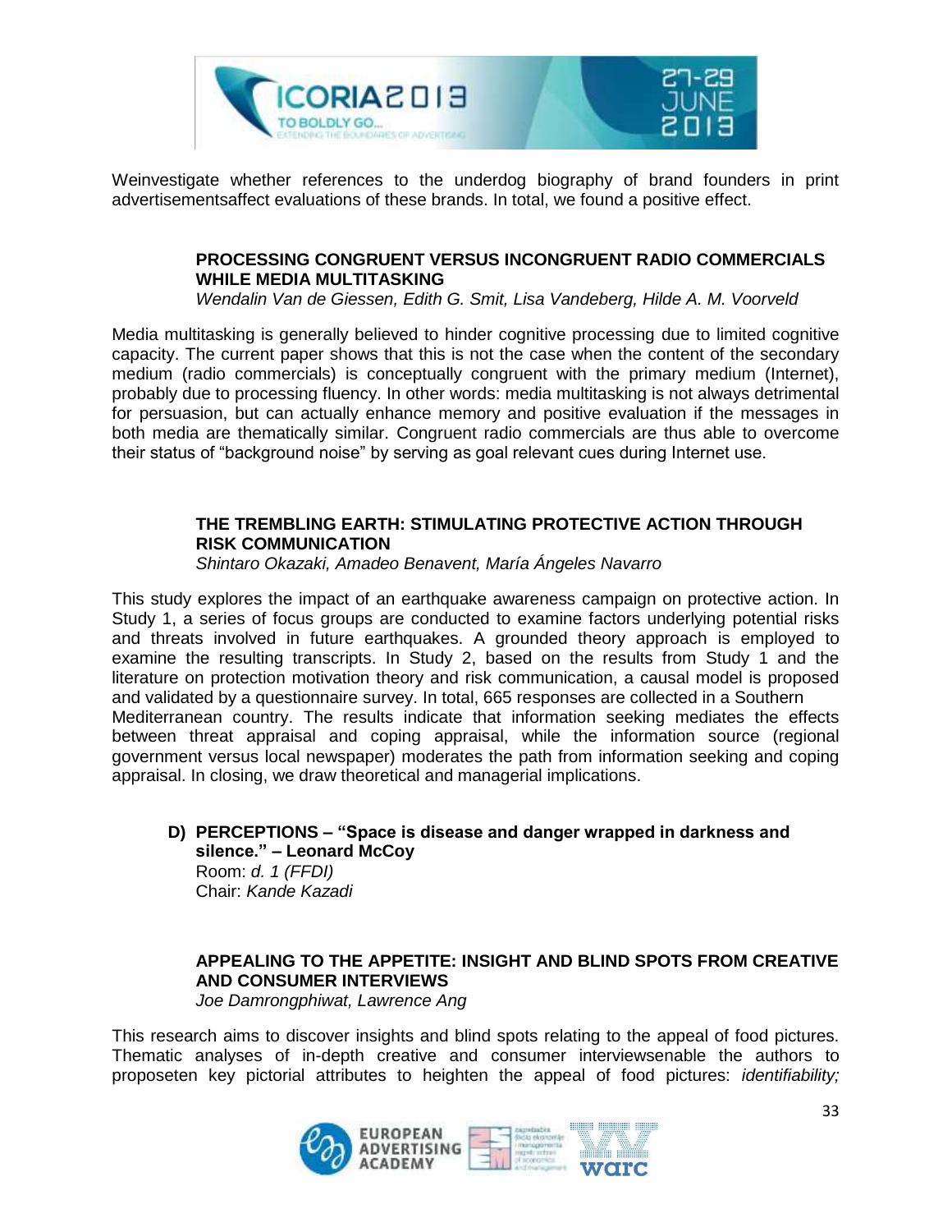Weinvestigate whether references to the underdog biography of brand founders in print advertisementsaffect evaluations of these brands. In total, we found a positive effect.

### PROCESSING CONGRUENT VERSUS INCONGRUENT RADIO COMMERCIALS WHILE MEDIA MULTITASKING

*Wendalin Van de Giessen, Edith G. Smit, Lisa Vandeberg, Hilde A. M. Voorveld*

Media multitasking is generally believed to hinder cognitive processing due to limited cognitive capacity. The current paper shows that this is not the case when the content of the secondary medium (radio commercials) is conceptually congruent with the primary medium (Internet), probably due to processing fluency. In other words: media multitasking is not always detrimental for persuasion, but can actually enhance memory and positive evaluation if the messages in both media are thematically similar. Congruent radio commercials are thus able to overcome their status of "background noise" by serving as goal relevant cues during Internet use.

### THE TREMBLING EARTH: STIMULATING PROTECTIVE ACTION THROUGH RISK COMMUNICATION

*Shintaro Okazaki, Amadeo Benavent, María Ángeles Navarro*

This study explores the impact of an earthquake awareness campaign on protective action. In Study 1, a series of focus groups are conducted to examine factors underlying potential risks and threats involved in future earthquakes. A grounded theory approach is employed to examine the resulting transcripts. In Study 2, based on the results from Study 1 and the literature on protection motivation theory and risk communication, a causal model is proposed and validated by a questionnaire survey. In total, 665 responses are collected in a Southern Mediterranean country. The results indicate that information seeking mediates the effects between threat appraisal and coping appraisal, while the information source (regional government versus local newspaper) moderates the path from information seeking and coping appraisal. In closing, we draw theoretical and managerial implications.

## D) PERCEPTIONS – "Space is disease and danger wrapped in darkness and silence." – Leonard McCoy

Room: *d. 1 (FFDI)*
Chair: *Kande Kazadi*

### APPEALING TO THE APPETITE: INSIGHT AND BLIND SPOTS FROM CREATIVE AND CONSUMER INTERVIEWS

*Joe Damrongphiwat, Lawrence Ang*

This research aims to discover insights and blind spots relating to the appeal of food pictures. Thematic analyses of in-depth creative and consumer interviewsenable the authors to proposeten key pictorial attributes to heighten the appeal of food pictures: *identifiability;*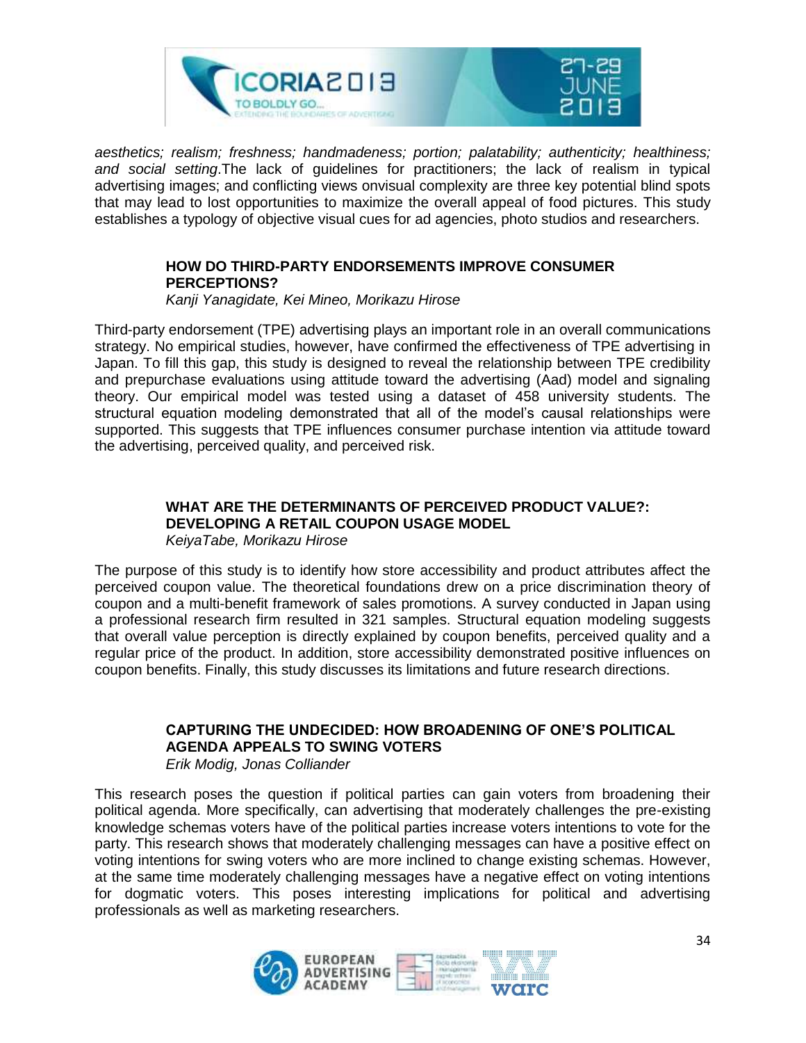*aesthetics; realism; freshness; handmadeness; portion; palatability; authenticity; healthiness; and social setting*.The lack of guidelines for practitioners; the lack of realism in typical advertising images; and conflicting views onvisual complexity are three key potential blind spots that may lead to lost opportunities to maximize the overall appeal of food pictures. This study establishes a typology of objective visual cues for ad agencies, photo studios and researchers.

### HOW DO THIRD-PARTY ENDORSEMENTS IMPROVE CONSUMER PERCEPTIONS?

*Kanji Yanagidate, Kei Mineo, Morikazu Hirose*

Third-party endorsement (TPE) advertising plays an important role in an overall communications strategy. No empirical studies, however, have confirmed the effectiveness of TPE advertising in Japan. To fill this gap, this study is designed to reveal the relationship between TPE credibility and prepurchase evaluations using attitude toward the advertising (Aad) model and signaling theory. Our empirical model was tested using a dataset of 458 university students. The structural equation modeling demonstrated that all of the model's causal relationships were supported. This suggests that TPE influences consumer purchase intention via attitude toward the advertising, perceived quality, and perceived risk.

### WHAT ARE THE DETERMINANTS OF PERCEIVED PRODUCT VALUE?: DEVELOPING A RETAIL COUPON USAGE MODEL

*KeiyaTabe, Morikazu Hirose*

The purpose of this study is to identify how store accessibility and product attributes affect the perceived coupon value. The theoretical foundations drew on a price discrimination theory of coupon and a multi-benefit framework of sales promotions. A survey conducted in Japan using a professional research firm resulted in 321 samples. Structural equation modeling suggests that overall value perception is directly explained by coupon benefits, perceived quality and a regular price of the product. In addition, store accessibility demonstrated positive influences on coupon benefits. Finally, this study discusses its limitations and future research directions.

### CAPTURING THE UNDECIDED: HOW BROADENING OF ONE'S POLITICAL AGENDA APPEALS TO SWING VOTERS

*Erik Modig, Jonas Colliander*

This research poses the question if political parties can gain voters from broadening their political agenda. More specifically, can advertising that moderately challenges the pre-existing knowledge schemas voters have of the political parties increase voters intentions to vote for the party. This research shows that moderately challenging messages can have a positive effect on voting intentions for swing voters who are more inclined to change existing schemas. However, at the same time moderately challenging messages have a negative effect on voting intentions for dogmatic voters. This poses interesting implications for political and advertising professionals as well as marketing researchers.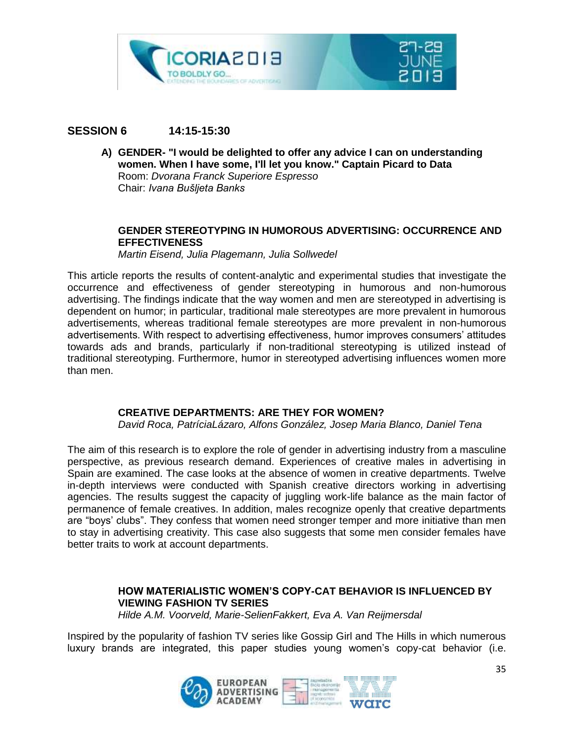## SESSION 6 14:15-15:30

**A) GENDER- "I would be delighted to offer any advice I can on understanding women. When I have some, I'll let you know." Captain Picard to Data**
Room: *Dvorana Franck Superiore Espresso*
Chair: *Ivana Bušljeta Banks*

### GENDER STEREOTYPING IN HUMOROUS ADVERTISING: OCCURRENCE AND EFFECTIVENESS

*Martin Eisend, Julia Plagemann, Julia Sollwedel*

This article reports the results of content-analytic and experimental studies that investigate the occurrence and effectiveness of gender stereotyping in humorous and non-humorous advertising. The findings indicate that the way women and men are stereotyped in advertising is dependent on humor; in particular, traditional male stereotypes are more prevalent in humorous advertisements, whereas traditional female stereotypes are more prevalent in non-humorous advertisements. With respect to advertising effectiveness, humor improves consumers' attitudes towards ads and brands, particularly if non-traditional stereotyping is utilized instead of traditional stereotyping. Furthermore, humor in stereotyped advertising influences women more than men.

### CREATIVE DEPARTMENTS: ARE THEY FOR WOMEN?

*David Roca, PatríciaLázaro, Alfons González, Josep Maria Blanco, Daniel Tena*

The aim of this research is to explore the role of gender in advertising industry from a masculine perspective, as previous research demand. Experiences of creative males in advertising in Spain are examined. The case looks at the absence of women in creative departments. Twelve in-depth interviews were conducted with Spanish creative directors working in advertising agencies. The results suggest the capacity of juggling work-life balance as the main factor of permanence of female creatives. In addition, males recognize openly that creative departments are "boys' clubs". They confess that women need stronger temper and more initiative than men to stay in advertising creativity. This case also suggests that some men consider females have better traits to work at account departments.

### HOW MATERIALISTIC WOMEN'S COPY-CAT BEHAVIOR IS INFLUENCED BY VIEWING FASHION TV SERIES

*Hilde A.M. Voorveld, Marie-SelienFakkert, Eva A. Van Reijmersdal*

Inspired by the popularity of fashion TV series like Gossip Girl and The Hills in which numerous luxury brands are integrated, this paper studies young women's copy-cat behavior (i.e.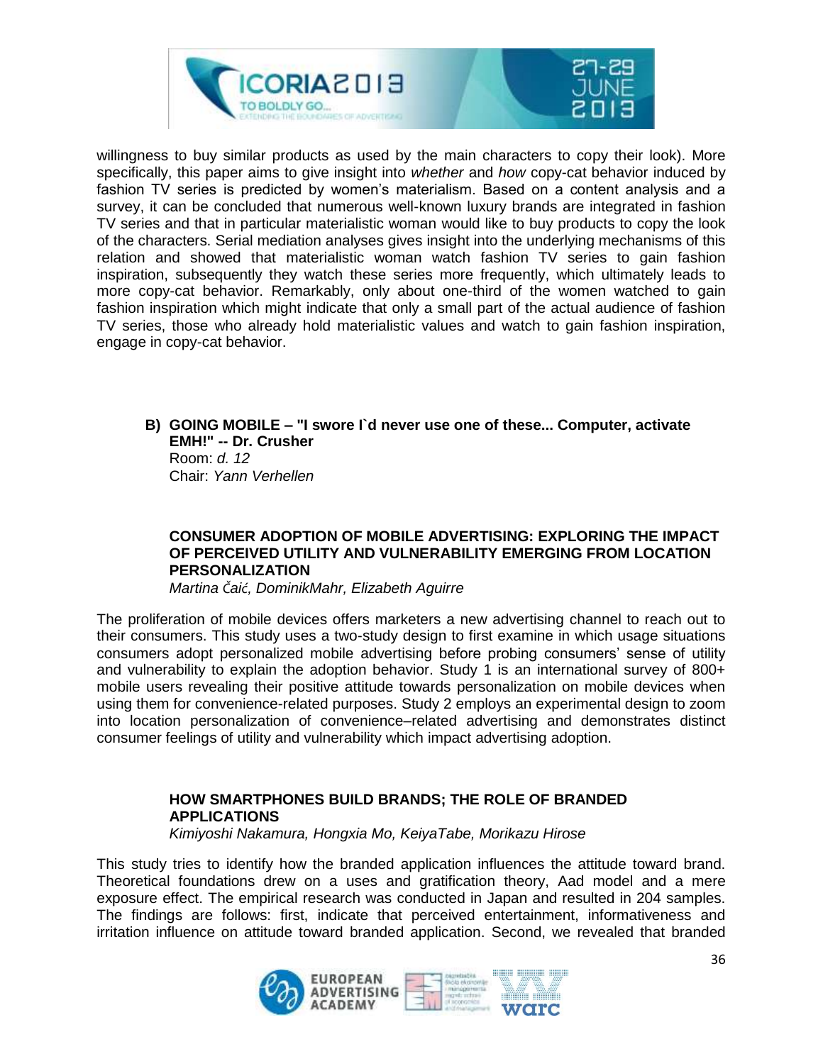willingness to buy similar products as used by the main characters to copy their look). More specifically, this paper aims to give insight into *whether* and *how* copy-cat behavior induced by fashion TV series is predicted by women's materialism. Based on a content analysis and a survey, it can be concluded that numerous well-known luxury brands are integrated in fashion TV series and that in particular materialistic woman would like to buy products to copy the look of the characters. Serial mediation analyses gives insight into the underlying mechanisms of this relation and showed that materialistic woman watch fashion TV series to gain fashion inspiration, subsequently they watch these series more frequently, which ultimately leads to more copy-cat behavior. Remarkably, only about one-third of the women watched to gain fashion inspiration which might indicate that only a small part of the actual audience of fashion TV series, those who already hold materialistic values and watch to gain fashion inspiration, engage in copy-cat behavior.

**B) GOING MOBILE – "I swore I`d never use one of these... Computer, activate EMH!" -- Dr. Crusher**
Room: *d. 12*
Chair: *Yann Verhellen*

**CONSUMER ADOPTION OF MOBILE ADVERTISING: EXPLORING THE IMPACT OF PERCEIVED UTILITY AND VULNERABILITY EMERGING FROM LOCATION PERSONALIZATION**
*Martina Čaić, DominikMahr, Elizabeth Aguirre*

The proliferation of mobile devices offers marketers a new advertising channel to reach out to their consumers. This study uses a two-study design to first examine in which usage situations consumers adopt personalized mobile advertising before probing consumers' sense of utility and vulnerability to explain the adoption behavior. Study 1 is an international survey of 800+ mobile users revealing their positive attitude towards personalization on mobile devices when using them for convenience-related purposes. Study 2 employs an experimental design to zoom into location personalization of convenience–related advertising and demonstrates distinct consumer feelings of utility and vulnerability which impact advertising adoption.

**HOW SMARTPHONES BUILD BRANDS; THE ROLE OF BRANDED APPLICATIONS**
*Kimiyoshi Nakamura, Hongxia Mo, KeiyaTabe, Morikazu Hirose*

This study tries to identify how the branded application influences the attitude toward brand. Theoretical foundations drew on a uses and gratification theory, Aad model and a mere exposure effect. The empirical research was conducted in Japan and resulted in 204 samples. The findings are follows: first, indicate that perceived entertainment, informativeness and irritation influence on attitude toward branded application. Second, we revealed that branded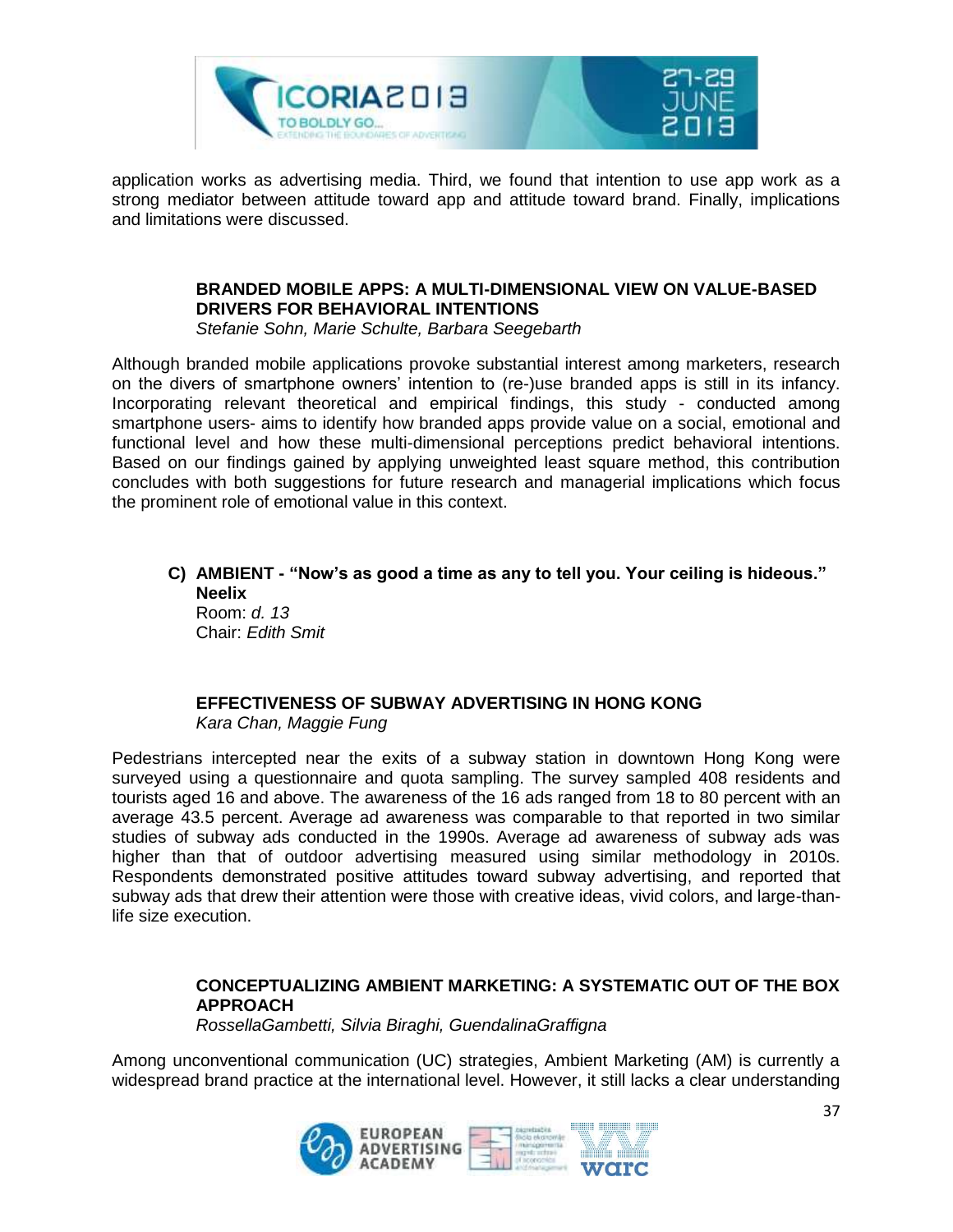application works as advertising media. Third, we found that intention to use app work as a strong mediator between attitude toward app and attitude toward brand. Finally, implications and limitations were discussed.

### BRANDED MOBILE APPS: A MULTI-DIMENSIONAL VIEW ON VALUE-BASED DRIVERS FOR BEHAVIORAL INTENTIONS

*Stefanie Sohn, Marie Schulte, Barbara Seegebarth*

Although branded mobile applications provoke substantial interest among marketers, research on the divers of smartphone owners' intention to (re-)use branded apps is still in its infancy. Incorporating relevant theoretical and empirical findings, this study - conducted among smartphone users- aims to identify how branded apps provide value on a social, emotional and functional level and how these multi-dimensional perceptions predict behavioral intentions. Based on our findings gained by applying unweighted least square method, this contribution concludes with both suggestions for future research and managerial implications which focus the prominent role of emotional value in this context.

## C) AMBIENT - "Now's as good a time as any to tell you. Your ceiling is hideous." Neelix

Room: *d. 13*
Chair: *Edith Smit*

### EFFECTIVENESS OF SUBWAY ADVERTISING IN HONG KONG

*Kara Chan, Maggie Fung*

Pedestrians intercepted near the exits of a subway station in downtown Hong Kong were surveyed using a questionnaire and quota sampling. The survey sampled 408 residents and tourists aged 16 and above. The awareness of the 16 ads ranged from 18 to 80 percent with an average 43.5 percent. Average ad awareness was comparable to that reported in two similar studies of subway ads conducted in the 1990s. Average ad awareness of subway ads was higher than that of outdoor advertising measured using similar methodology in 2010s. Respondents demonstrated positive attitudes toward subway advertising, and reported that subway ads that drew their attention were those with creative ideas, vivid colors, and large-than-life size execution.

### CONCEPTUALIZING AMBIENT MARKETING: A SYSTEMATIC OUT OF THE BOX APPROACH

*RossellaGambetti, Silvia Biraghi, GuendalinaGraffigna*

Among unconventional communication (UC) strategies, Ambient Marketing (AM) is currently a widespread brand practice at the international level. However, it still lacks a clear understanding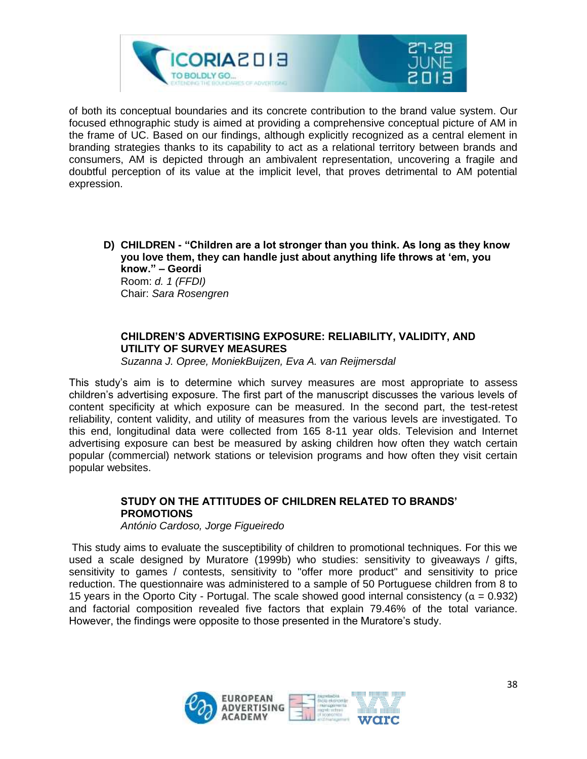of both its conceptual boundaries and its concrete contribution to the brand value system. Our focused ethnographic study is aimed at providing a comprehensive conceptual picture of AM in the frame of UC. Based on our findings, although explicitly recognized as a central element in branding strategies thanks to its capability to act as a relational territory between brands and consumers, AM is depicted through an ambivalent representation, uncovering a fragile and doubtful perception of its value at the implicit level, that proves detrimental to AM potential expression.

## D) CHILDREN - "Children are a lot stronger than you think. As long as they know you love them, they can handle just about anything life throws at 'em, you know." – Geordi

Room: *d. 1 (FFDI)*
Chair: *Sara Rosengren*

### CHILDREN'S ADVERTISING EXPOSURE: RELIABILITY, VALIDITY, AND UTILITY OF SURVEY MEASURES

*Suzanna J. Opree, MoniekBuijzen, Eva A. van Reijmersdal*

This study's aim is to determine which survey measures are most appropriate to assess children's advertising exposure. The first part of the manuscript discusses the various levels of content specificity at which exposure can be measured. In the second part, the test-retest reliability, content validity, and utility of measures from the various levels are investigated. To this end, longitudinal data were collected from 165 8-11 year olds. Television and Internet advertising exposure can best be measured by asking children how often they watch certain popular (commercial) network stations or television programs and how often they visit certain popular websites.

### STUDY ON THE ATTITUDES OF CHILDREN RELATED TO BRANDS' PROMOTIONS

*António Cardoso, Jorge Figueiredo*

This study aims to evaluate the susceptibility of children to promotional techniques. For this we used a scale designed by Muratore (1999b) who studies: sensitivity to giveaways / gifts, sensitivity to games / contests, sensitivity to "offer more product" and sensitivity to price reduction. The questionnaire was administered to a sample of 50 Portuguese children from 8 to 15 years in the Oporto City - Portugal. The scale showed good internal consistency ($\alpha = 0.932$) and factorial composition revealed five factors that explain 79.46% of the total variance. However, the findings were opposite to those presented in the Muratore's study.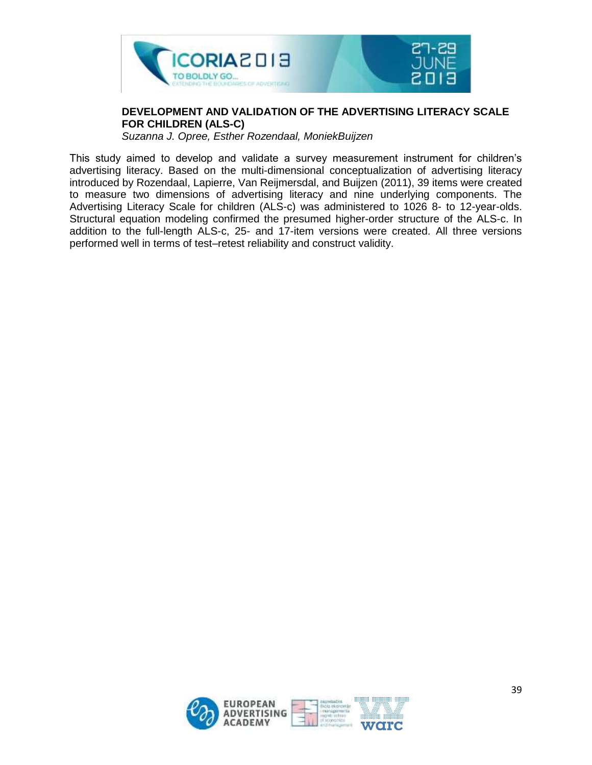**DEVELOPMENT AND VALIDATION OF THE ADVERTISING LITERACY SCALE FOR CHILDREN (ALS-C)**

*Suzanna J. Opree, Esther Rozendaal, MoniekBuijzen*

This study aimed to develop and validate a survey measurement instrument for children's advertising literacy. Based on the multi-dimensional conceptualization of advertising literacy introduced by Rozendaal, Lapierre, Van Reijmersdal, and Buijzen (2011), 39 items were created to measure two dimensions of advertising literacy and nine underlying components. The Advertising Literacy Scale for children (ALS-c) was administered to 1026 8- to 12-year-olds. Structural equation modeling confirmed the presumed higher-order structure of the ALS-c. In addition to the full-length ALS-c, 25- and 17-item versions were created. All three versions performed well in terms of test–retest reliability and construct validity.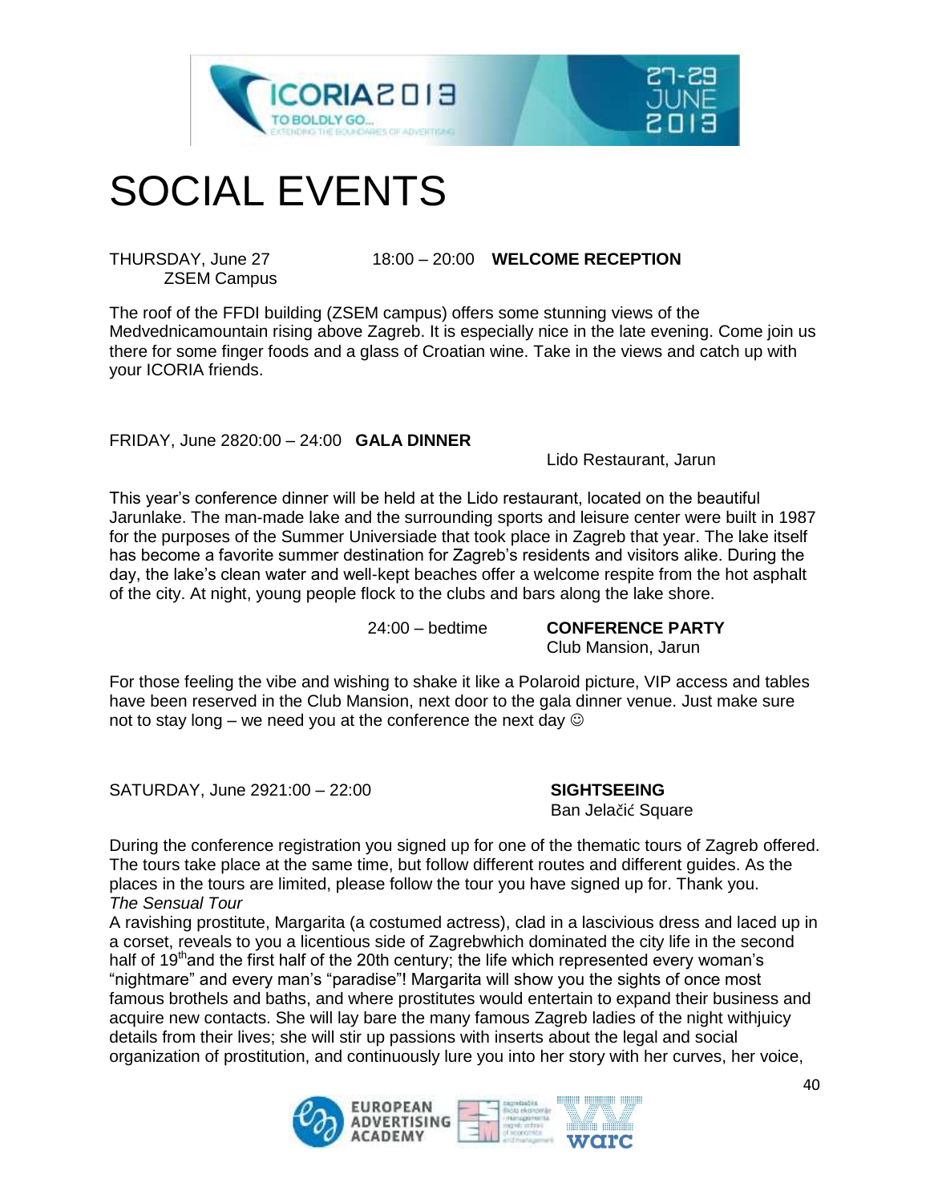# SOCIAL EVENTS

THURSDAY, June 27 18:00 – 20:00 **WELCOME RECEPTION**
ZSEM Campus

The roof of the FFDI building (ZSEM campus) offers some stunning views of the Medvednicamountain rising above Zagreb. It is especially nice in the late evening. Come join us there for some finger foods and a glass of Croatian wine. Take in the views and catch up with your ICORIA friends.

FRIDAY, June 2820:00 – 24:00 **GALA DINNER**
Lido Restaurant, Jarun

This year's conference dinner will be held at the Lido restaurant, located on the beautiful Jarunlake. The man-made lake and the surrounding sports and leisure center were built in 1987 for the purposes of the Summer Universiade that took place in Zagreb that year. The lake itself has become a favorite summer destination for Zagreb's residents and visitors alike. During the day, the lake's clean water and well-kept beaches offer a welcome respite from the hot asphalt of the city. At night, young people flock to the clubs and bars along the lake shore.

24:00 – bedtime **CONFERENCE PARTY**
Club Mansion, Jarun

For those feeling the vibe and wishing to shake it like a Polaroid picture, VIP access and tables have been reserved in the Club Mansion, next door to the gala dinner venue. Just make sure not to stay long – we need you at the conference the next day ☺

SATURDAY, June 2921:00 – 22:00 **SIGHTSEEING**
Ban Jelačić Square

During the conference registration you signed up for one of the thematic tours of Zagreb offered. The tours take place at the same time, but follow different routes and different guides. As the places in the tours are limited, please follow the tour you have signed up for. Thank you.

*The Sensual Tour*

A ravishing prostitute, Margarita (a costumed actress), clad in a lascivious dress and laced up in a corset, reveals to you a licentious side of Zagrebwhich dominated the city life in the second half of 19th and the first half of the 20th century; the life which represented every woman's "nightmare" and every man's "paradise"! Margarita will show you the sights of once most famous brothels and baths, and where prostitutes would entertain to expand their business and acquire new contacts. She will lay bare the many famous Zagreb ladies of the night withjuicy details from their lives; she will stir up passions with inserts about the legal and social organization of prostitution, and continuously lure you into her story with her curves, her voice,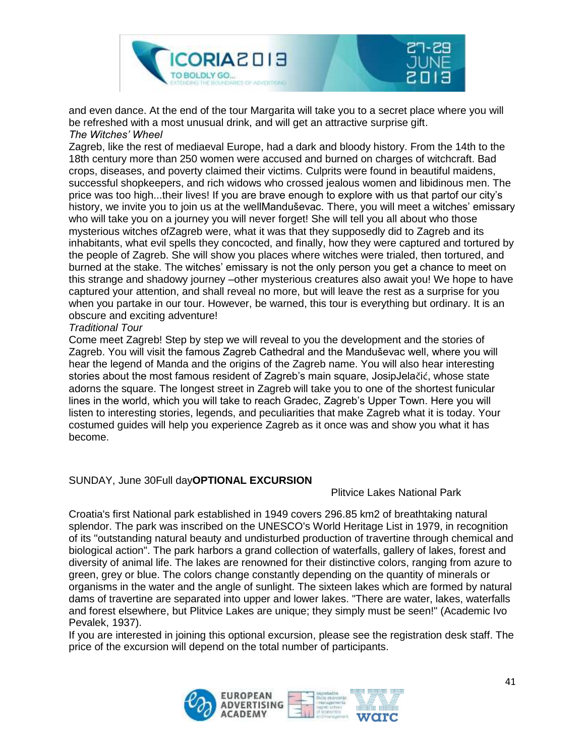and even dance. At the end of the tour Margarita will take you to a secret place where you will be refreshed with a most unusual drink, and will get an attractive surprise gift.

*The Witches' Wheel*

Zagreb, like the rest of mediaeval Europe, had a dark and bloody history. From the 14th to the 18th century more than 250 women were accused and burned on charges of witchcraft. Bad crops, diseases, and poverty claimed their victims. Culprits were found in beautiful maidens, successful shopkeepers, and rich widows who crossed jealous women and libidinous men. The price was too high...their lives! If you are brave enough to explore with us that partof our city's history, we invite you to join us at the wellManduševac. There, you will meet a witches' emissary who will take you on a journey you will never forget! She will tell you all about who those mysterious witches ofZagreb were, what it was that they supposedly did to Zagreb and its inhabitants, what evil spells they concocted, and finally, how they were captured and tortured by the people of Zagreb. She will show you places where witches were trialed, then tortured, and burned at the stake. The witches' emissary is not the only person you get a chance to meet on this strange and shadowy journey –other mysterious creatures also await you! We hope to have captured your attention, and shall reveal no more, but will leave the rest as a surprise for you when you partake in our tour. However, be warned, this tour is everything but ordinary. It is an obscure and exciting adventure!

*Traditional Tour*

Come meet Zagreb! Step by step we will reveal to you the development and the stories of Zagreb. You will visit the famous Zagreb Cathedral and the Manduševac well, where you will hear the legend of Manda and the origins of the Zagreb name. You will also hear interesting stories about the most famous resident of Zagreb's main square, JosipJelačić, whose state adorns the square. The longest street in Zagreb will take you to one of the shortest funicular lines in the world, which you will take to reach Gradec, Zagreb's Upper Town. Here you will listen to interesting stories, legends, and peculiarities that make Zagreb what it is today. Your costumed guides will help you experience Zagreb as it once was and show you what it has become.

SUNDAY, June 30Full day**OPTIONAL EXCURSION**

Plitvice Lakes National Park

Croatia's first National park established in 1949 covers 296.85 km2 of breathtaking natural splendor. The park was inscribed on the UNESCO's World Heritage List in 1979, in recognition of its "outstanding natural beauty and undisturbed production of travertine through chemical and biological action". The park harbors a grand collection of waterfalls, gallery of lakes, forest and diversity of animal life. The lakes are renowned for their distinctive colors, ranging from azure to green, grey or blue. The colors change constantly depending on the quantity of minerals or organisms in the water and the angle of sunlight. The sixteen lakes which are formed by natural dams of travertine are separated into upper and lower lakes. "There are water, lakes, waterfalls and forest elsewhere, but Plitvice Lakes are unique; they simply must be seen!" (Academic Ivo Pevalek, 1937).

If you are interested in joining this optional excursion, please see the registration desk staff. The price of the excursion will depend on the total number of participants.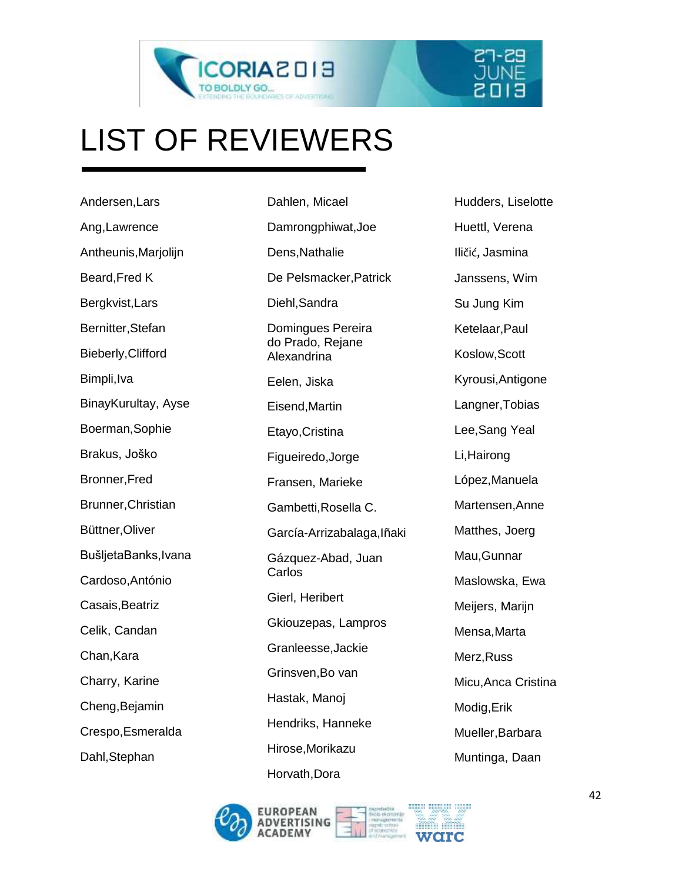# LIST OF REVIEWERS

Andersen,Lars

Ang,Lawrence

Antheunis,Marjolijn

Beard,Fred K

Bergkvist,Lars

Bernitter,Stefan

Bieberly,Clifford

Bimpli,Iva

BinayKurultay, Ayse

Boerman,Sophie

Brakus, Joško

Bronner,Fred

Brunner,Christian

Büttner,Oliver

BušljetaBanks,Ivana

Cardoso,António

Casais,Beatriz

Celik, Candan

Chan,Kara

Charry, Karine

Cheng,Bejamin

Crespo,Esmeralda

Dahl,Stephan

Dahlen, Micael

Damrongphiwat,Joe

Dens,Nathalie

De Pelsmacker,Patrick

Diehl,Sandra

Domingues Pereira do Prado, Rejane Alexandrina

Eelen, Jiska

Eisend,Martin

Etayo,Cristina

Figueiredo,Jorge

Fransen, Marieke

Gambetti,Rosella C.

García-Arrizabalaga,Iñaki

Gázquez-Abad, Juan Carlos

Gierl, Heribert

Gkiouzepas, Lampros

Granleesse,Jackie

Grinsven,Bo van

Hastak, Manoj

Hendriks, Hanneke

Hirose,Morikazu

Horvath,Dora

Hudders, Liselotte

Huettl, Verena

Iličić, Jasmina

Janssens, Wim

Su Jung Kim

Ketelaar,Paul

Koslow,Scott

Kyrousi,Antigone

Langner,Tobias

Lee,Sang Yeal

Li,Hairong

López,Manuela

Martensen,Anne

Matthes, Joerg

Mau,Gunnar

Maslowska, Ewa

Meijers, Marijn

Mensa,Marta

Merz,Russ

Micu,Anca Cristina

Modig,Erik

Mueller,Barbara

Muntinga, Daan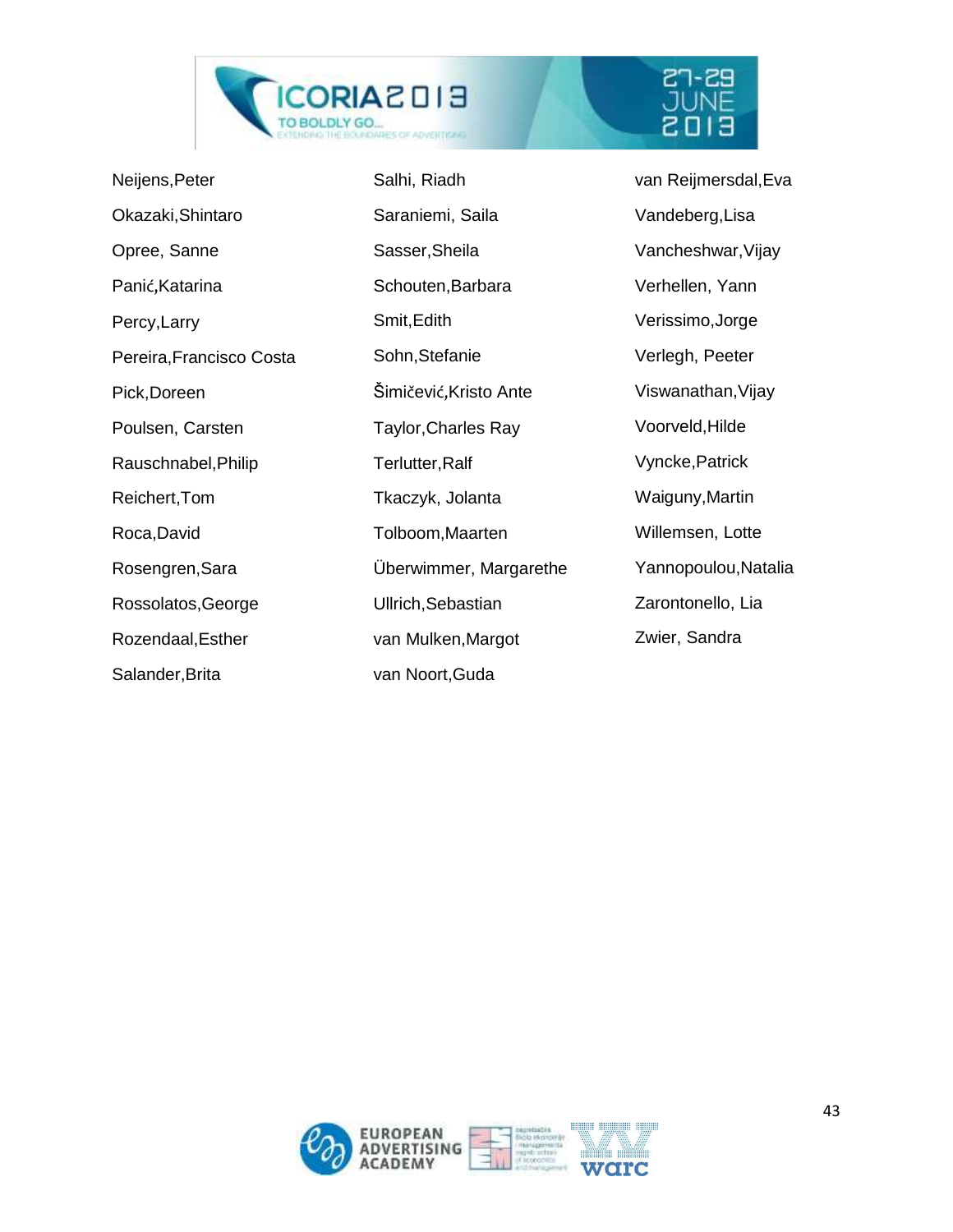Neijens,Peter

Okazaki,Shintaro

Opree, Sanne

Panić,Katarina

Percy,Larry

Pereira,Francisco Costa

Pick,Doreen

Poulsen, Carsten

Rauschnabel,Philip

Reichert,Tom

Roca,David

Rosengren,Sara

Rossolatos,George

Rozendaal,Esther

Salander,Brita

Salhi, Riadh

Saraniemi, Saila

Sasser,Sheila

Schouten,Barbara

Smit,Edith

Sohn,Stefanie

Šimičević,Kristo Ante

Taylor,Charles Ray

Terlutter,Ralf

Tkaczyk, Jolanta

Tolboom,Maarten

Überwimmer, Margarethe

Ullrich,Sebastian

van Mulken,Margot

van Noort,Guda

van Reijmersdal,Eva

Vandeberg,Lisa

Vancheshwar,Vijay

Verhellen, Yann

Verissimo,Jorge

Verlegh, Peeter

Viswanathan,Vijay

Voorveld,Hilde

Vyncke,Patrick

Waiguny,Martin

Willemsen, Lotte

Yannopoulou,Natalia

Zarontonello, Lia

Zwier, Sandra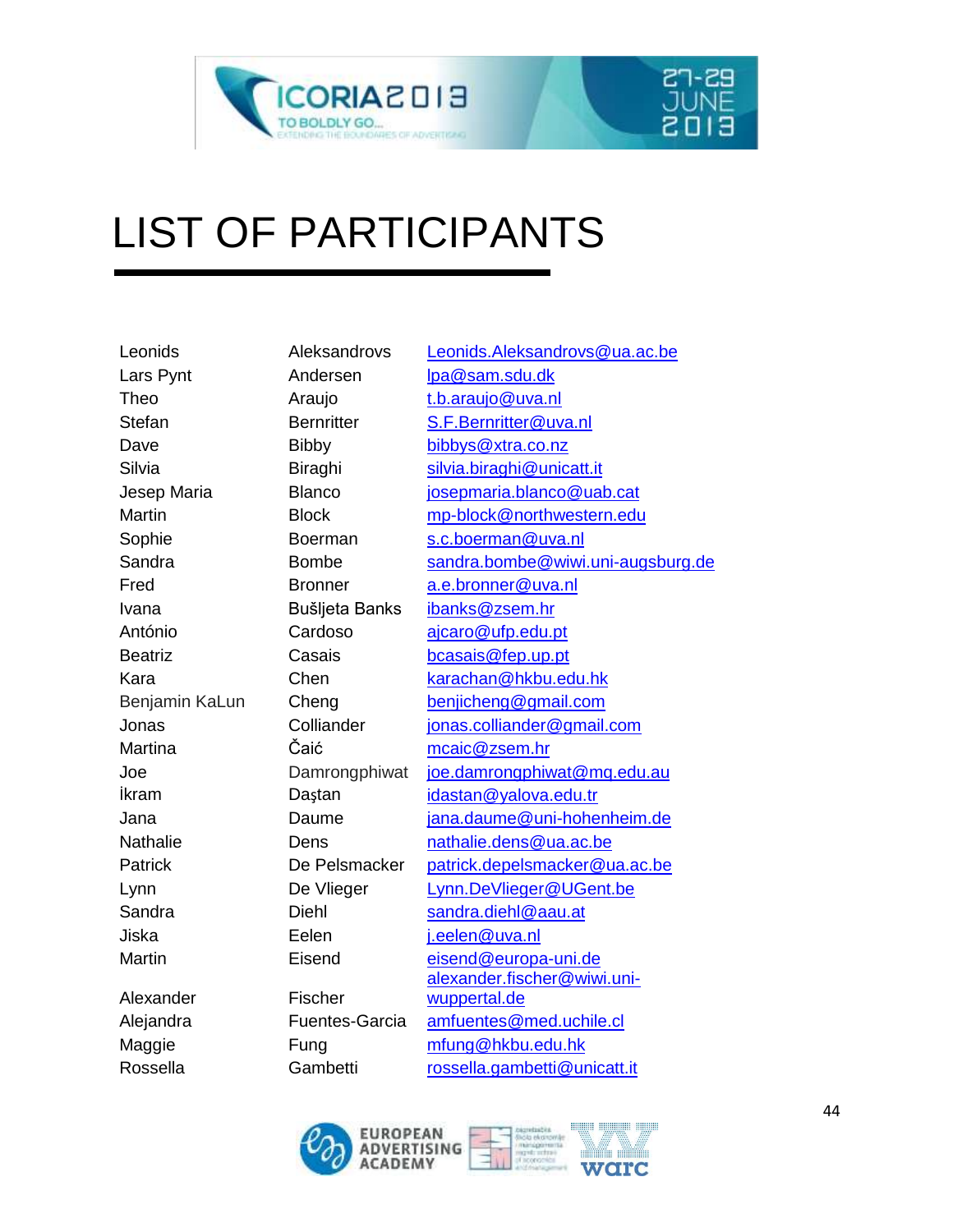# LIST OF PARTICIPANTS

| | | |
|---|---|---|
| Leonids | Aleksandrovs | Leonids.Aleksandrovs@ua.ac.be |
| Lars Pynt | Andersen | lpa@sam.sdu.dk |
| Theo | Araujo | t.b.araujo@uva.nl |
| Stefan | Bernritter | S.F.Bernritter@uva.nl |
| Dave | Bibby | bibbys@xtra.co.nz |
| Silvia | Biraghi | silvia.biraghi@unicatt.it |
| Jesep Maria | Blanco | josepmaria.blanco@uab.cat |
| Martin | Block | mp-block@northwestern.edu |
| Sophie | Boerman | s.c.boerman@uva.nl |
| Sandra | Bombe | sandra.bombe@wiwi.uni-augsburg.de |
| Fred | Bronner | a.e.bronner@uva.nl |
| Ivana | Bušljeta Banks | ibanks@zsem.hr |
| António | Cardoso | ajcaro@ufp.edu.pt |
| Beatriz | Casais | bcasais@fep.up.pt |
| Kara | Chen | karachan@hkbu.edu.hk |
| Benjamin KaLun | Cheng | benjicheng@gmail.com |
| Jonas | Colliander | jonas.colliander@gmail.com |
| Martina | Čaić | mcaic@zsem.hr |
| Joe | Damrongphiwat | joe.damrongphiwat@mq.edu.au |
| İkram | Daştan | idastan@yalova.edu.tr |
| Jana | Daume | jana.daume@uni-hohenheim.de |
| Nathalie | Dens | nathalie.dens@ua.ac.be |
| Patrick | De Pelsmacker | patrick.depelsmacker@ua.ac.be |
| Lynn | De Vlieger | Lynn.DeVlieger@UGent.be |
| Sandra | Diehl | sandra.diehl@aau.at |
| Jiska | Eelen | j.eelen@uva.nl |
| Martin | Eisend | eisend@europa-uni.de |
| Alexander | Fischer | alexander.fischer@wiwi.uni-wuppertal.de |
| Alejandra | Fuentes-Garcia | amfuentes@med.uchile.cl |
| Maggie | Fung | mfung@hkbu.edu.hk |
| Rossella | Gambetti | rossella.gambetti@unicatt.it |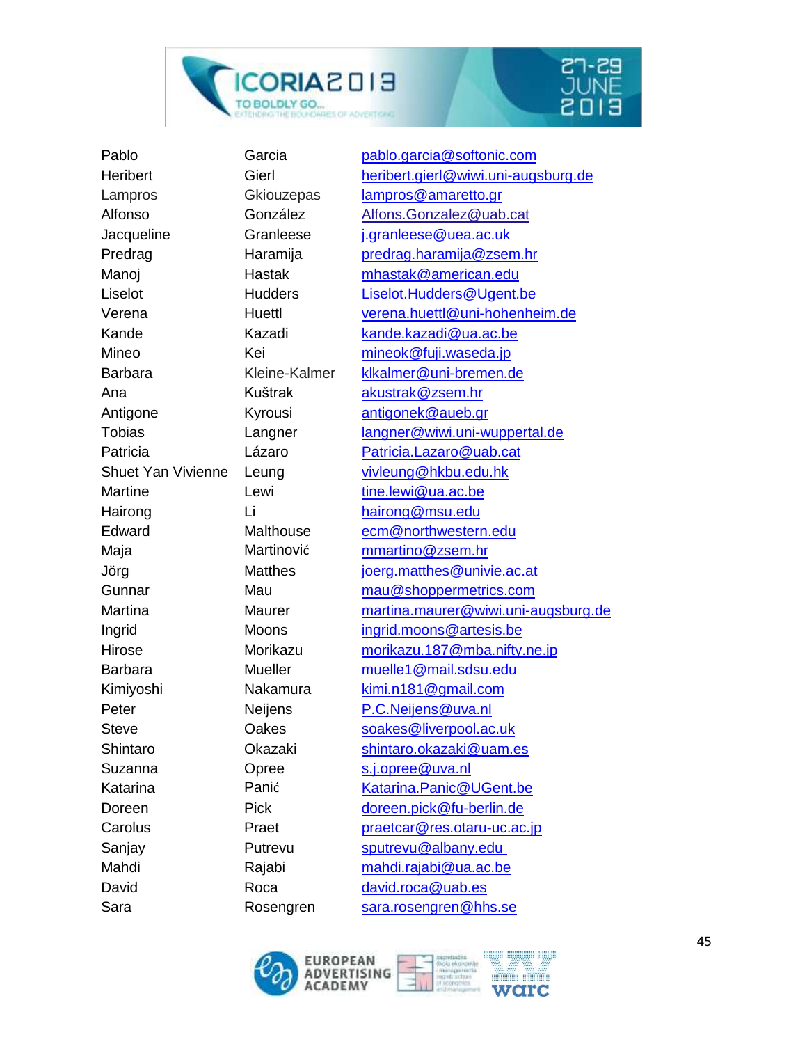| | | |
|---|---|---|
| Pablo | Garcia | pablo.garcia@softonic.com |
| Heribert | Gierl | heribert.gierl@wiwi.uni-augsburg.de |
| Lampros | Gkiouzepas | lampros@amaretto.gr |
| Alfonso | González | Alfons.Gonzalez@uab.cat |
| Jacqueline | Granleese | j.granleese@uea.ac.uk |
| Predrag | Haramija | predrag.haramija@zsem.hr |
| Manoj | Hastak | mhastak@american.edu |
| Liselot | Hudders | Liselot.Hudders@Ugent.be |
| Verena | Huettl | verena.huettl@uni-hohenheim.de |
| Kande | Kazadi | kande.kazadi@ua.ac.be |
| Mineo | Kei | mineok@fuji.waseda.jp |
| Barbara | Kleine-Kalmer | klkalmer@uni-bremen.de |
| Ana | Kuštrak | akustrak@zsem.hr |
| Antigone | Kyrousi | antigonek@aueb.gr |
| Tobias | Langner | langner@wiwi.uni-wuppertal.de |
| Patricia | Lázaro | Patricia.Lazaro@uab.cat |
| Shuet Yan Vivienne | Leung | vivleung@hkbu.edu.hk |
| Martine | Lewi | tine.lewi@ua.ac.be |
| Hairong | Li | hairong@msu.edu |
| Edward | Malthouse | ecm@northwestern.edu |
| Maja | Martinović | mmartino@zsem.hr |
| Jörg | Matthes | joerg.matthes@univie.ac.at |
| Gunnar | Mau | mau@shoppermetrics.com |
| Martina | Maurer | martina.maurer@wiwi.uni-augsburg.de |
| Ingrid | Moons | ingrid.moons@artesis.be |
| Hirose | Morikazu | morikazu.187@mba.nifty.ne.jp |
| Barbara | Mueller | muelle1@mail.sdsu.edu |
| Kimiyoshi | Nakamura | kimi.n181@gmail.com |
| Peter | Neijens | P.C.Neijens@uva.nl |
| Steve | Oakes | soakes@liverpool.ac.uk |
| Shintaro | Okazaki | shintaro.okazaki@uam.es |
| Suzanna | Opree | s.j.opree@uva.nl |
| Katarina | Panić | Katarina.Panic@UGent.be |
| Doreen | Pick | doreen.pick@fu-berlin.de |
| Carolus | Praet | praetcar@res.otaru-uc.ac.jp |
| Sanjay | Putrevu | sputrevu@albany.edu |
| Mahdi | Rajabi | mahdi.rajabi@ua.ac.be |
| David | Roca | david.roca@uab.es |
| Sara | Rosengren | sara.rosengren@hhs.se |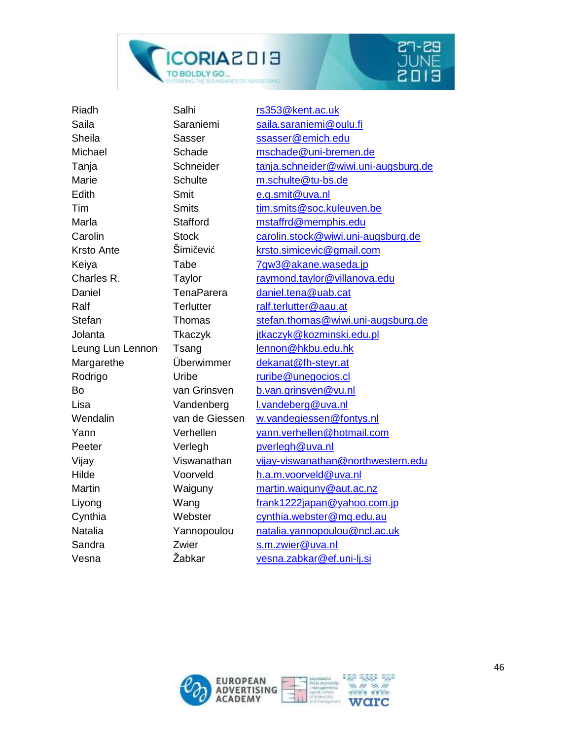| | | |
|---|---|---|
| Riadh | Salhi | rs353@kent.ac.uk |
| Saila | Saraniemi | saila.saraniemi@oulu.fi |
| Sheila | Sasser | ssasser@emich.edu |
| Michael | Schade | mschade@uni-bremen.de |
| Tanja | Schneider | tanja.schneider@wiwi.uni-augsburg.de |
| Marie | Schulte | m.schulte@tu-bs.de |
| Edith | Smit | e.g.smit@uva.nl |
| Tim | Smits | tim.smits@soc.kuleuven.be |
| Marla | Stafford | mstaffrd@memphis.edu |
| Carolin | Stock | carolin.stock@wiwi.uni-augsburg.de |
| Krsto Ante | Šimičević | krsto.simicevic@gmail.com |
| Keiya | Tabe | 7gw3@akane.waseda.jp |
| Charles R. | Taylor | raymond.taylor@villanova.edu |
| Daniel | TenaParera | daniel.tena@uab.cat |
| Ralf | Terlutter | ralf.terlutter@aau.at |
| Stefan | Thomas | stefan.thomas@wiwi.uni-augsburg.de |
| Jolanta | Tkaczyk | jtkaczyk@kozminski.edu.pl |
| Leung Lun Lennon | Tsang | lennon@hkbu.edu.hk |
| Margarethe | Überwimmer | dekanat@fh-steyr.at |
| Rodrigo | Uribe | ruribe@unegocios.cl |
| Bo | van Grinsven | b.van.grinsven@vu.nl |
| Lisa | Vandenberg | l.vandeberg@uva.nl |
| Wendalin | van de Giessen | w.vandegiessen@fontys.nl |
| Yann | Verhellen | yann.verhellen@hotmail.com |
| Peeter | Verlegh | pverlegh@uva.nl |
| Vijay | Viswanathan | vijay-viswanathan@northwestern.edu |
| Hilde | Voorveld | h.a.m.voorveld@uva.nl |
| Martin | Waiguny | martin.waiguny@aut.ac.nz |
| Liyong | Wang | frank1222japan@yahoo.com.jp |
| Cynthia | Webster | cynthia.webster@mq.edu.au |
| Natalia | Yannopoulou | natalia.yannopoulou@ncl.ac.uk |
| Sandra | Zwier | s.m.zwier@uva.nl |
| Vesna | Žabkar | vesna.zabkar@ef.uni-lj.si |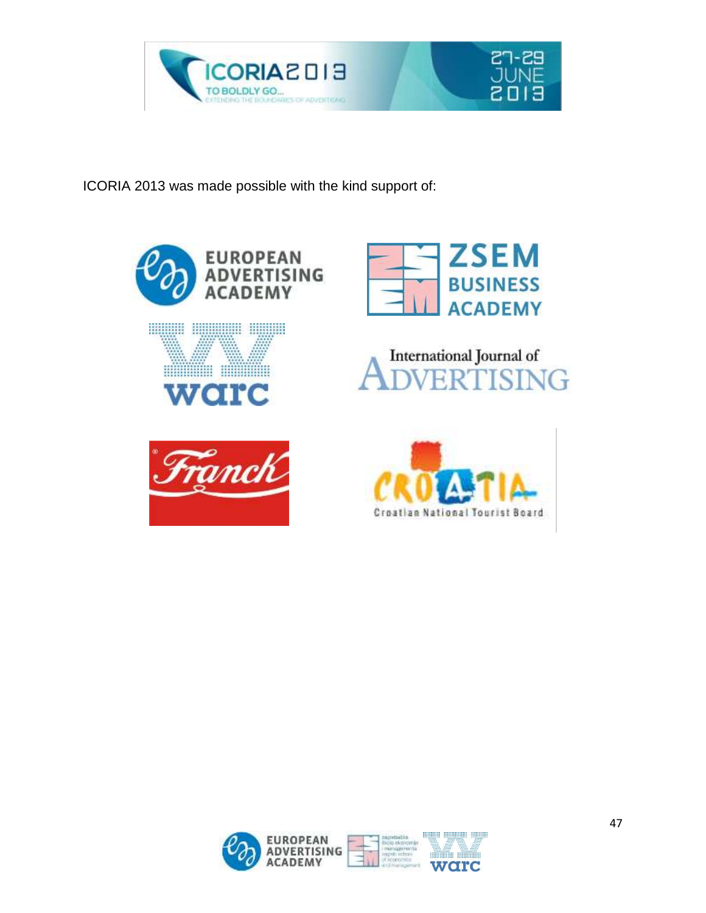ICORIA 2013 was made possible with the kind support of:

EUROPEAN ADVERTISING ACADEMY

ZSEM BUSINESS ACADEMY

warc

International Journal of ADVERTISING

Franck

CROATIA
Croatian National Tourist Board